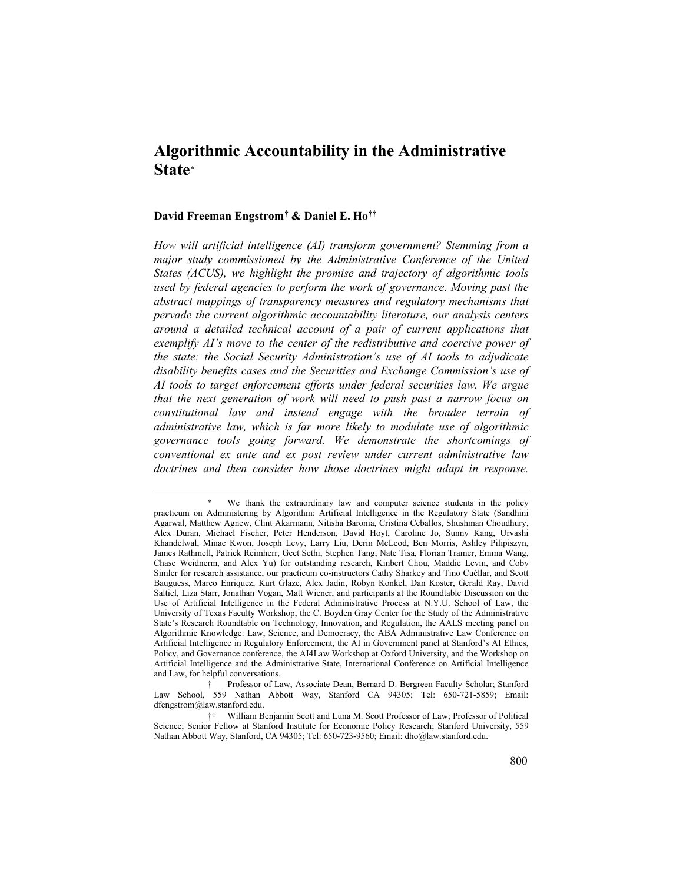# Algorithmic Accountability in the Administrative State[*]

**David Freeman Engstrom[†] & Daniel E. Ho[††]**

*How will artificial intelligence (AI) transform government? Stemming from a major study commissioned by the Administrative Conference of the United States (ACUS), we highlight the promise and trajectory of algorithmic tools used by federal agencies to perform the work of governance. Moving past the abstract mappings of transparency measures and regulatory mechanisms that pervade the current algorithmic accountability literature, our analysis centers around a detailed technical account of a pair of current applications that exemplify AI's move to the center of the redistributive and coercive power of the state: the Social Security Administration's use of AI tools to adjudicate disability benefits cases and the Securities and Exchange Commission's use of AI tools to target enforcement efforts under federal securities law. We argue that the next generation of work will need to push past a narrow focus on constitutional law and instead engage with the broader terrain of administrative law, which is far more likely to modulate use of algorithmic governance tools going forward. We demonstrate the shortcomings of conventional ex ante and ex post review under current administrative law doctrines and then consider how those doctrines might adapt in response.*

---

\* We thank the extraordinary law and computer science students in the policy practicum on Administering by Algorithm: Artificial Intelligence in the Regulatory State (Sandhini Agarwal, Matthew Agnew, Clint Akarmann, Nitisha Baronia, Cristina Ceballos, Shushman Choudhury, Alex Duran, Michael Fischer, Peter Henderson, David Hoyt, Caroline Jo, Sunny Kang, Urvashi Khandelwal, Minae Kwon, Joseph Levy, Larry Liu, Derin McLeod, Ben Morris, Ashley Pilipiszyn, James Rathmell, Patrick Reimherr, Geet Sethi, Stephen Tang, Nate Tisa, Florian Tramer, Emma Wang, Chase Weidnerm, and Alex Yu) for outstanding research, Kinbert Chou, Maddie Levin, and Coby Simler for research assistance, our practicum co-instructors Cathy Sharkey and Tino Cuéllar, and Scott Bauguess, Marco Enriquez, Kurt Glaze, Alex Jadin, Robyn Konkel, Dan Koster, Gerald Ray, David Saltiel, Liza Starr, Jonathan Vogan, Matt Wiener, and participants at the Roundtable Discussion on the Use of Artificial Intelligence in the Federal Administrative Process at N.Y.U. School of Law, the University of Texas Faculty Workshop, the C. Boyden Gray Center for the Study of the Administrative State's Research Roundtable on Technology, Innovation, and Regulation, the AALS meeting panel on Algorithmic Knowledge: Law, Science, and Democracy, the ABA Administrative Law Conference on Artificial Intelligence in Regulatory Enforcement, the AI in Government panel at Stanford's AI Ethics, Policy, and Governance conference, the AI4Law Workshop at Oxford University, and the Workshop on Artificial Intelligence and the Administrative State, International Conference on Artificial Intelligence and Law, for helpful conversations.

† Professor of Law, Associate Dean, Bernard D. Bergreen Faculty Scholar; Stanford Law School, 559 Nathan Abbott Way, Stanford CA 94305; Tel: 650-721-5859; Email: dfengstrom@law.stanford.edu.

†† William Benjamin Scott and Luna M. Scott Professor of Law; Professor of Political Science; Senior Fellow at Stanford Institute for Economic Policy Research; Stanford University, 559 Nathan Abbott Way, Stanford, CA 94305; Tel: 650-723-9560; Email: dho@law.stanford.edu.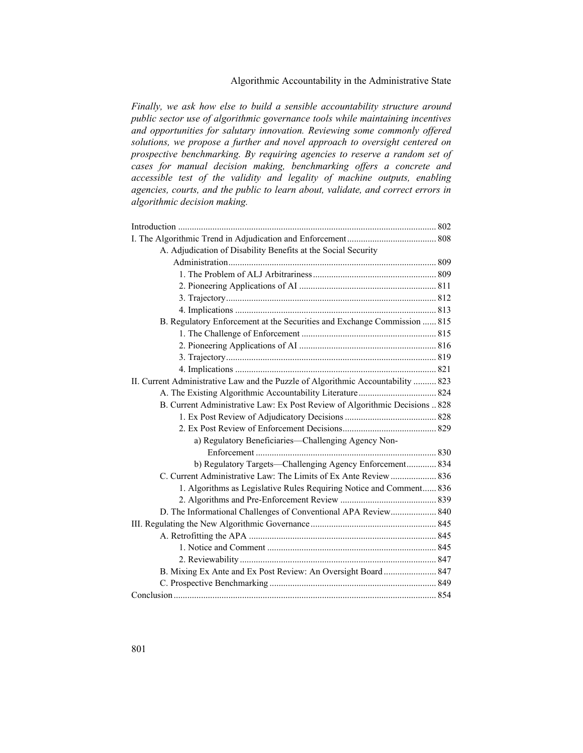*Finally, we ask how else to build a sensible accountability structure around public sector use of algorithmic governance tools while maintaining incentives and opportunities for salutary innovation. Reviewing some commonly offered solutions, we propose a further and novel approach to oversight centered on prospective benchmarking. By requiring agencies to reserve a random set of cases for manual decision making, benchmarking offers a concrete and accessible test of the validity and legality of machine outputs, enabling agencies, courts, and the public to learn about, validate, and correct errors in algorithmic decision making.*

Introduction ................................................................................................ 802
I. The Algorithmic Trend in Adjudication and Enforcement ....................................... 808
  A. Adjudication of Disability Benefits at the Social Security Administration ........................................................................................ 809
    1. The Problem of ALJ Arbitrariness ...................................................... 809
    2. Pioneering Applications of AI ............................................................ 811
    3. Trajectory ............................................................................................ 812
    4. Implications ........................................................................................ 813
  B. Regulatory Enforcement at the Securities and Exchange Commission ...... 815
    1. The Challenge of Enforcement ........................................................... 815
    2. Pioneering Applications of AI ............................................................ 816
    3. Trajectory ............................................................................................ 819
    4. Implications ........................................................................................ 821
II. Current Administrative Law and the Puzzle of Algorithmic Accountability .......... 823
  A. The Existing Algorithmic Accountability Literature .................................. 824
  B. Current Administrative Law: Ex Post Review of Algorithmic Decisions .. 828
    1. Ex Post Review of Adjudicatory Decisions ........................................ 828
    2. Ex Post Review of Enforcement Decisions ......................................... 829
      a) Regulatory Beneficiaries—Challenging Agency Non-Enforcement ............................................................................... 830
      b) Regulatory Targets—Challenging Agency Enforcement ............. 834
  C. Current Administrative Law: The Limits of Ex Ante Review .................... 836
    1. Algorithms as Legislative Rules Requiring Notice and Comment ...... 836
    2. Algorithms and Pre-Enforcement Review .......................................... 839
  D. The Informational Challenges of Conventional APA Review .................... 840
III. Regulating the New Algorithmic Governance ....................................................... 845
  A. Retrofitting the APA .................................................................................. 845
    1. Notice and Comment .......................................................................... 845
    2. Reviewability ...................................................................................... 847
  B. Mixing Ex Ante and Ex Post Review: An Oversight Board ....................... 847
  C. Prospective Benchmarking ......................................................................... 849
Conclusion ................................................................................................... 854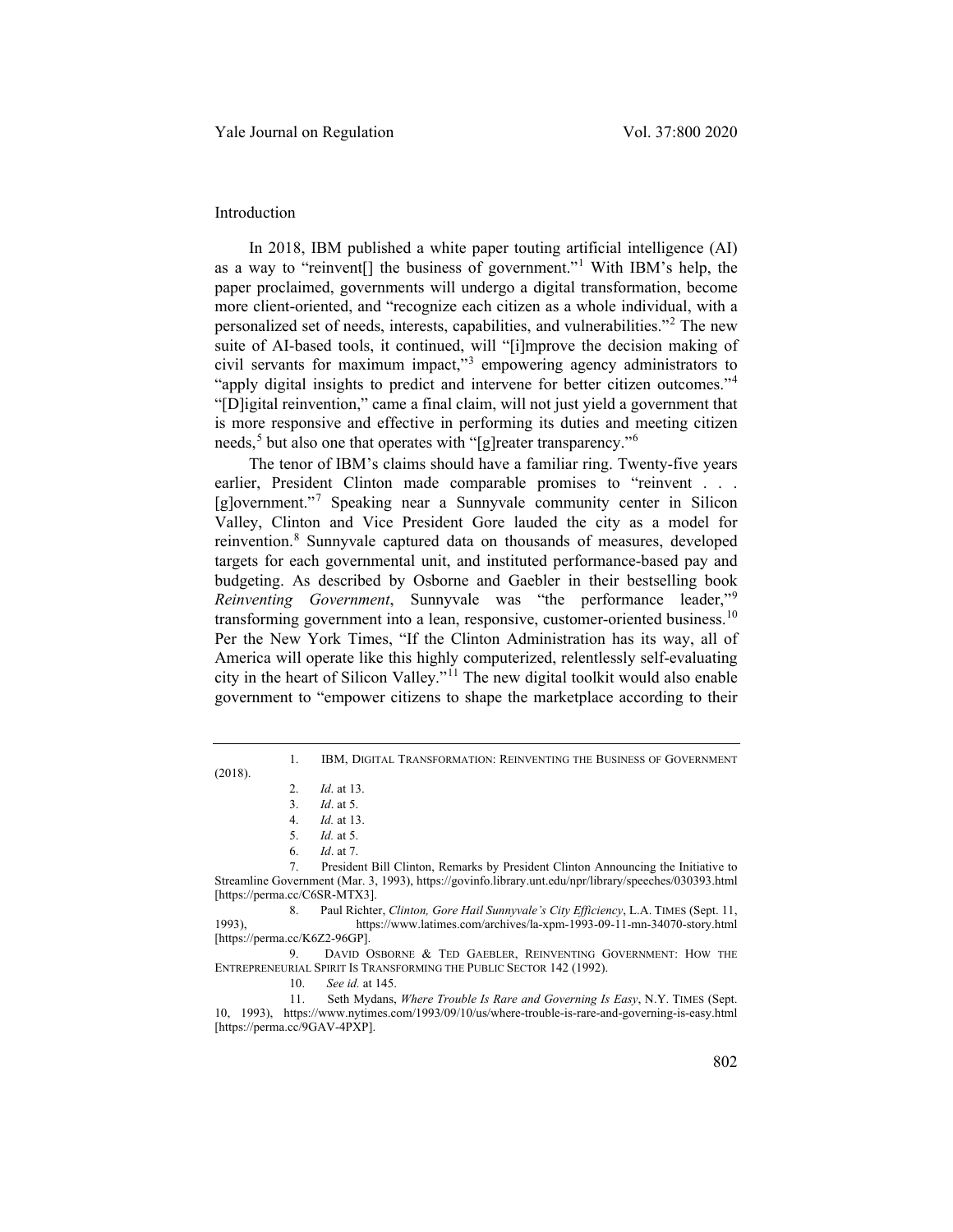## Introduction

In 2018, IBM published a white paper touting artificial intelligence (AI) as a way to "reinvent[] the business of government."[1] With IBM's help, the paper proclaimed, governments will undergo a digital transformation, become more client-oriented, and "recognize each citizen as a whole individual, with a personalized set of needs, interests, capabilities, and vulnerabilities."[2] The new suite of AI-based tools, it continued, will "[i]mprove the decision making of civil servants for maximum impact,"[3] empowering agency administrators to "apply digital insights to predict and intervene for better citizen outcomes."[4] "[D]igital reinvention," came a final claim, will not just yield a government that is more responsive and effective in performing its duties and meeting citizen needs,[5] but also one that operates with "[g]reater transparency."[6]

The tenor of IBM's claims should have a familiar ring. Twenty-five years earlier, President Clinton made comparable promises to "reinvent . . . [g]overnment."[7] Speaking near a Sunnyvale community center in Silicon Valley, Clinton and Vice President Gore lauded the city as a model for reinvention.[8] Sunnyvale captured data on thousands of measures, developed targets for each governmental unit, and instituted performance-based pay and budgeting. As described by Osborne and Gaebler in their bestselling book *Reinventing Government*, Sunnyvale was "the performance leader,"[9] transforming government into a lean, responsive, customer-oriented business.[10] Per the New York Times, "If the Clinton Administration has its way, all of America will operate like this highly computerized, relentlessly self-evaluating city in the heart of Silicon Valley."[11] The new digital toolkit would also enable government to "empower citizens to shape the marketplace according to their

---

1. IBM, DIGITAL TRANSFORMATION: REINVENTING THE BUSINESS OF GOVERNMENT (2018).
2. *Id*. at 13.
3. *Id*. at 5.
4. *Id.* at 13.
5. *Id.* at 5.
6. *Id*. at 7.
7. President Bill Clinton, Remarks by President Clinton Announcing the Initiative to Streamline Government (Mar. 3, 1993), https://govinfo.library.unt.edu/npr/library/speeches/030393.html [https://perma.cc/C6SR-MTX3].
8. Paul Richter, *Clinton, Gore Hail Sunnyvale's City Efficiency*, L.A. TIMES (Sept. 11, 1993), https://www.latimes.com/archives/la-xpm-1993-09-11-mn-34070-story.html [https://perma.cc/K6Z2-96GP].
9. DAVID OSBORNE & TED GAEBLER, REINVENTING GOVERNMENT: HOW THE ENTREPRENEURIAL SPIRIT IS TRANSFORMING THE PUBLIC SECTOR 142 (1992).
10. *See id.* at 145.
11. Seth Mydans, *Where Trouble Is Rare and Governing Is Easy*, N.Y. TIMES (Sept. 10, 1993), https://www.nytimes.com/1993/09/10/us/where-trouble-is-rare-and-governing-is-easy.html [https://perma.cc/9GAV-4PXP].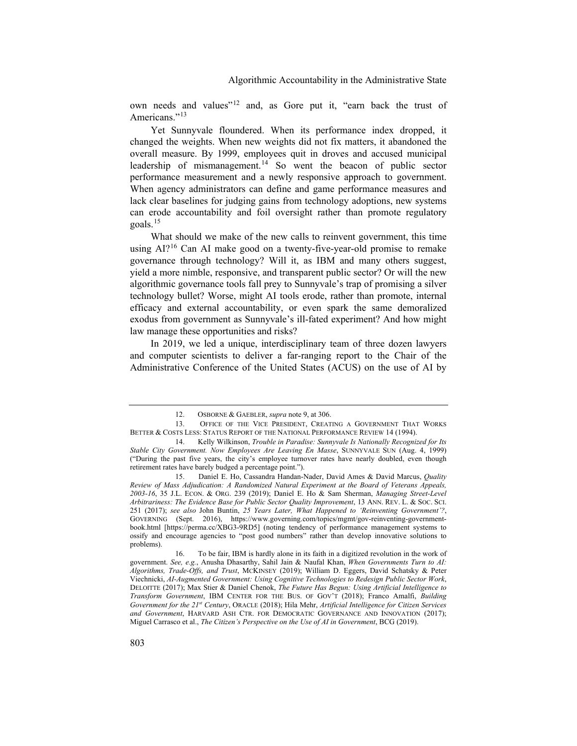own needs and values"[12] and, as Gore put it, "earn back the trust of Americans."[13]

Yet Sunnyvale floundered. When its performance index dropped, it changed the weights. When new weights did not fix matters, it abandoned the overall measure. By 1999, employees quit in droves and accused municipal leadership of mismanagement.[14] So went the beacon of public sector performance measurement and a newly responsive approach to government. When agency administrators can define and game performance measures and lack clear baselines for judging gains from technology adoptions, new systems can erode accountability and foil oversight rather than promote regulatory goals.[15]

What should we make of the new calls to reinvent government, this time using AI?[16] Can AI make good on a twenty-five-year-old promise to remake governance through technology? Will it, as IBM and many others suggest, yield a more nimble, responsive, and transparent public sector? Or will the new algorithmic governance tools fall prey to Sunnyvale's trap of promising a silver technology bullet? Worse, might AI tools erode, rather than promote, internal efficacy and external accountability, or even spark the same demoralized exodus from government as Sunnyvale's ill-fated experiment? And how might law manage these opportunities and risks?

In 2019, we led a unique, interdisciplinary team of three dozen lawyers and computer scientists to deliver a far-ranging report to the Chair of the Administrative Conference of the United States (ACUS) on the use of AI by

---

12. OSBORNE & GAEBLER, *supra* note 9, at 306.

13. OFFICE OF THE VICE PRESIDENT, CREATING A GOVERNMENT THAT WORKS BETTER & COSTS LESS: STATUS REPORT OF THE NATIONAL PERFORMANCE REVIEW 14 (1994).

14. Kelly Wilkinson, *Trouble in Paradise: Sunnyvale Is Nationally Recognized for Its Stable City Government. Now Employees Are Leaving En Masse*, SUNNYVALE SUN (Aug. 4, 1999) ("During the past five years, the city's employee turnover rates have nearly doubled, even though retirement rates have barely budged a percentage point.").

15. Daniel E. Ho, Cassandra Handan-Nader, David Ames & David Marcus, *Quality Review of Mass Adjudication: A Randomized Natural Experiment at the Board of Veterans Appeals, 2003-16*, 35 J.L. ECON. & ORG. 239 (2019); Daniel E. Ho & Sam Sherman, *Managing Street-Level Arbitrariness: The Evidence Base for Public Sector Quality Improvement*, 13 ANN. REV. L. & SOC. SCI. 251 (2017); *see also* John Buntin, *25 Years Later, What Happened to 'Reinventing Government'?*, GOVERNING (Sept. 2016), https://www.governing.com/topics/mgmt/gov-reinventing-government-book.html [https://perma.cc/XBG3-9RD5] (noting tendency of performance management systems to ossify and encourage agencies to "post good numbers" rather than develop innovative solutions to problems).

16. To be fair, IBM is hardly alone in its faith in a digitized revolution in the work of government. *See, e.g.*, Anusha Dhasarthy, Sahil Jain & Naufal Khan, *When Governments Turn to AI: Algorithms, Trade-Offs, and Trust*, MCKINSEY (2019); William D. Eggers, David Schatsky & Peter Viechnicki, *AI-Augmented Government: Using Cognitive Technologies to Redesign Public Sector Work*, DELOITTE (2017); Max Stier & Daniel Chenok, *The Future Has Begun: Using Artificial Intelligence to Transform Government*, IBM CENTER FOR THE BUS. OF GOV'T (2018); Franco Amalfi, *Building Government for the 21st Century*, ORACLE (2018); Hila Mehr, *Artificial Intelligence for Citizen Services and Government*, HARVARD ASH CTR. FOR DEMOCRATIC GOVERNANCE AND INNOVATION (2017); Miguel Carrasco et al., *The Citizen's Perspective on the Use of AI in Government*, BCG (2019).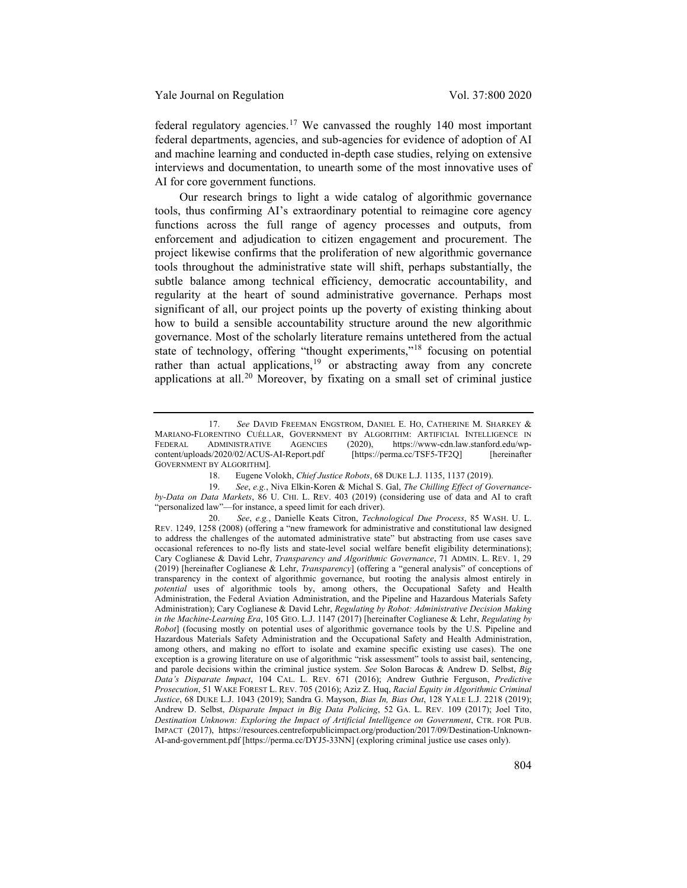federal regulatory agencies.[17] We canvassed the roughly 140 most important federal departments, agencies, and sub-agencies for evidence of adoption of AI and machine learning and conducted in-depth case studies, relying on extensive interviews and documentation, to unearth some of the most innovative uses of AI for core government functions.

Our research brings to light a wide catalog of algorithmic governance tools, thus confirming AI's extraordinary potential to reimagine core agency functions across the full range of agency processes and outputs, from enforcement and adjudication to citizen engagement and procurement. The project likewise confirms that the proliferation of new algorithmic governance tools throughout the administrative state will shift, perhaps substantially, the subtle balance among technical efficiency, democratic accountability, and regularity at the heart of sound administrative governance. Perhaps most significant of all, our project points up the poverty of existing thinking about how to build a sensible accountability structure around the new algorithmic governance. Most of the scholarly literature remains untethered from the actual state of technology, offering "thought experiments,"[18] focusing on potential rather than actual applications,[19] or abstracting away from any concrete applications at all.[20] Moreover, by fixating on a small set of criminal justice

---

17. *See* DAVID FREEMAN ENGSTROM, DANIEL E. HO, CATHERINE M. SHARKEY & MARIANO-FLORENTINO CUÉLLAR, GOVERNMENT BY ALGORITHM: ARTIFICIAL INTELLIGENCE IN FEDERAL ADMINISTRATIVE AGENCIES (2020), https://www-cdn.law.stanford.edu/wp-content/uploads/2020/02/ACUS-AI-Report.pdf [https://perma.cc/TSF5-TF2Q] [hereinafter GOVERNMENT BY ALGORITHM].

18. Eugene Volokh, *Chief Justice Robots*, 68 DUKE L.J. 1135, 1137 (2019).

19. *See*, *e.g.*, Niva Elkin-Koren & Michal S. Gal, *The Chilling Effect of Governance-by-Data on Data Markets*, 86 U. CHI. L. REV. 403 (2019) (considering use of data and AI to craft "personalized law"—for instance, a speed limit for each driver).

20. *See*, *e.g.*, Danielle Keats Citron, *Technological Due Process*, 85 WASH. U. L. REV. 1249, 1258 (2008) (offering a "new framework for administrative and constitutional law designed to address the challenges of the automated administrative state" but abstracting from use cases save occasional references to no-fly lists and state-level social welfare benefit eligibility determinations); Cary Coglianese & David Lehr, *Transparency and Algorithmic Governance*, 71 ADMIN. L. REV. 1, 29 (2019) [hereinafter Coglianese & Lehr, *Transparency*] (offering a "general analysis" of conceptions of transparency in the context of algorithmic governance, but rooting the analysis almost entirely in *potential* uses of algorithmic tools by, among others, the Occupational Safety and Health Administration, the Federal Aviation Administration, and the Pipeline and Hazardous Materials Safety Administration); Cary Coglianese & David Lehr, *Regulating by Robot: Administrative Decision Making in the Machine-Learning Era*, 105 GEO. L.J. 1147 (2017) [hereinafter Coglianese & Lehr, *Regulating by Robot*] (focusing mostly on potential uses of algorithmic governance tools by the U.S. Pipeline and Hazardous Materials Safety Administration and the Occupational Safety and Health Administration, among others, and making no effort to isolate and examine specific existing use cases). The one exception is a growing literature on use of algorithmic "risk assessment" tools to assist bail, sentencing, and parole decisions within the criminal justice system. *See* Solon Barocas & Andrew D. Selbst, *Big Data's Disparate Impact*, 104 CAL. L. REV. 671 (2016); Andrew Guthrie Ferguson, *Predictive Prosecution*, 51 WAKE FOREST L. REV. 705 (2016); Aziz Z. Huq, *Racial Equity in Algorithmic Criminal Justice*, 68 DUKE L.J. 1043 (2019); Sandra G. Mayson, *Bias In, Bias Out*, 128 YALE L.J. 2218 (2019); Andrew D. Selbst, *Disparate Impact in Big Data Policing*, 52 GA. L. REV. 109 (2017); Joel Tito, *Destination Unknown: Exploring the Impact of Artificial Intelligence on Government*, CTR. FOR PUB. IMPACT (2017), https://resources.centreforpublicimpact.org/production/2017/09/Destination-Unknown-AI-and-government.pdf [https://perma.cc/DYJ5-33NN] (exploring criminal justice use cases only).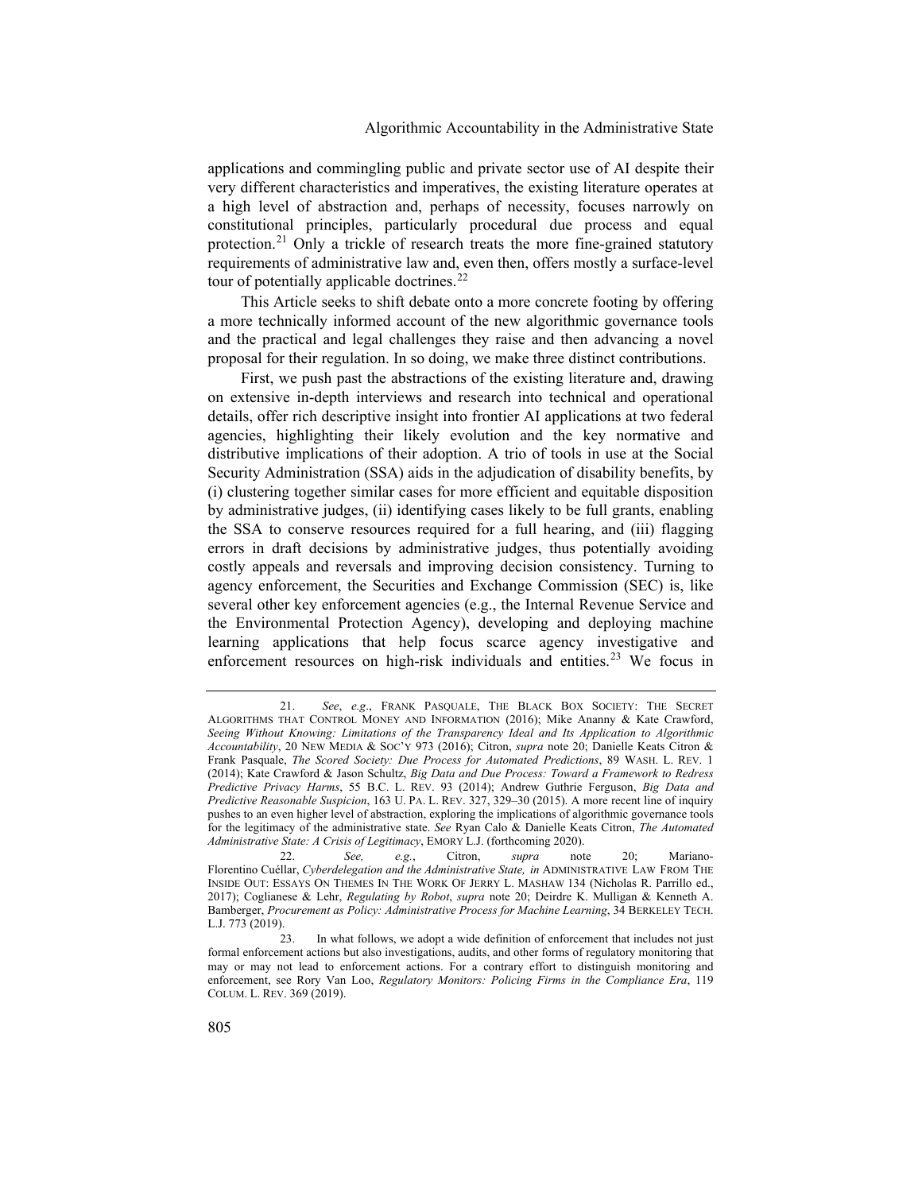applications and commingling public and private sector use of AI despite their very different characteristics and imperatives, the existing literature operates at a high level of abstraction and, perhaps of necessity, focuses narrowly on constitutional principles, particularly procedural due process and equal protection.[21] Only a trickle of research treats the more fine-grained statutory requirements of administrative law and, even then, offers mostly a surface-level tour of potentially applicable doctrines.[22]

This Article seeks to shift debate onto a more concrete footing by offering a more technically informed account of the new algorithmic governance tools and the practical and legal challenges they raise and then advancing a novel proposal for their regulation. In so doing, we make three distinct contributions.

First, we push past the abstractions of the existing literature and, drawing on extensive in-depth interviews and research into technical and operational details, offer rich descriptive insight into frontier AI applications at two federal agencies, highlighting their likely evolution and the key normative and distributive implications of their adoption. A trio of tools in use at the Social Security Administration (SSA) aids in the adjudication of disability benefits, by (i) clustering together similar cases for more efficient and equitable disposition by administrative judges, (ii) identifying cases likely to be full grants, enabling the SSA to conserve resources required for a full hearing, and (iii) flagging errors in draft decisions by administrative judges, thus potentially avoiding costly appeals and reversals and improving decision consistency. Turning to agency enforcement, the Securities and Exchange Commission (SEC) is, like several other key enforcement agencies (e.g., the Internal Revenue Service and the Environmental Protection Agency), developing and deploying machine learning applications that help focus scarce agency investigative and enforcement resources on high-risk individuals and entities.[23] We focus in

---

21. *See*, *e.g.*, FRANK PASQUALE, THE BLACK BOX SOCIETY: THE SECRET ALGORITHMS THAT CONTROL MONEY AND INFORMATION (2016); Mike Ananny & Kate Crawford, *Seeing Without Knowing: Limitations of the Transparency Ideal and Its Application to Algorithmic Accountability*, 20 NEW MEDIA & SOC'Y 973 (2016); Citron, *supra* note 20; Danielle Keats Citron & Frank Pasquale, *The Scored Society: Due Process for Automated Predictions*, 89 WASH. L. REV. 1 (2014); Kate Crawford & Jason Schultz, *Big Data and Due Process: Toward a Framework to Redress Predictive Privacy Harms*, 55 B.C. L. REV. 93 (2014); Andrew Guthrie Ferguson, *Big Data and Predictive Reasonable Suspicion*, 163 U. PA. L. REV. 327, 329–30 (2015). A more recent line of inquiry pushes to an even higher level of abstraction, exploring the implications of algorithmic governance tools for the legitimacy of the administrative state. *See* Ryan Calo & Danielle Keats Citron, *The Automated Administrative State: A Crisis of Legitimacy*, EMORY L.J. (forthcoming 2020).

22. *See, e.g.*, Citron, *supra* note 20; Mariano-Florentino Cuéllar, *Cyberdelegation and the Administrative State, in* ADMINISTRATIVE LAW FROM THE INSIDE OUT: ESSAYS ON THEMES IN THE WORK OF JERRY L. MASHAW 134 (Nicholas R. Parrillo ed., 2017); Coglianese & Lehr, *Regulating by Robot*, *supra* note 20; Deirdre K. Mulligan & Kenneth A. Bamberger, *Procurement as Policy: Administrative Process for Machine Learning*, 34 BERKELEY TECH. L.J. 773 (2019).

23. In what follows, we adopt a wide definition of enforcement that includes not just formal enforcement actions but also investigations, audits, and other forms of regulatory monitoring that may or may not lead to enforcement actions. For a contrary effort to distinguish monitoring and enforcement, see Rory Van Loo, *Regulatory Monitors: Policing Firms in the Compliance Era*, 119 COLUM. L. REV. 369 (2019).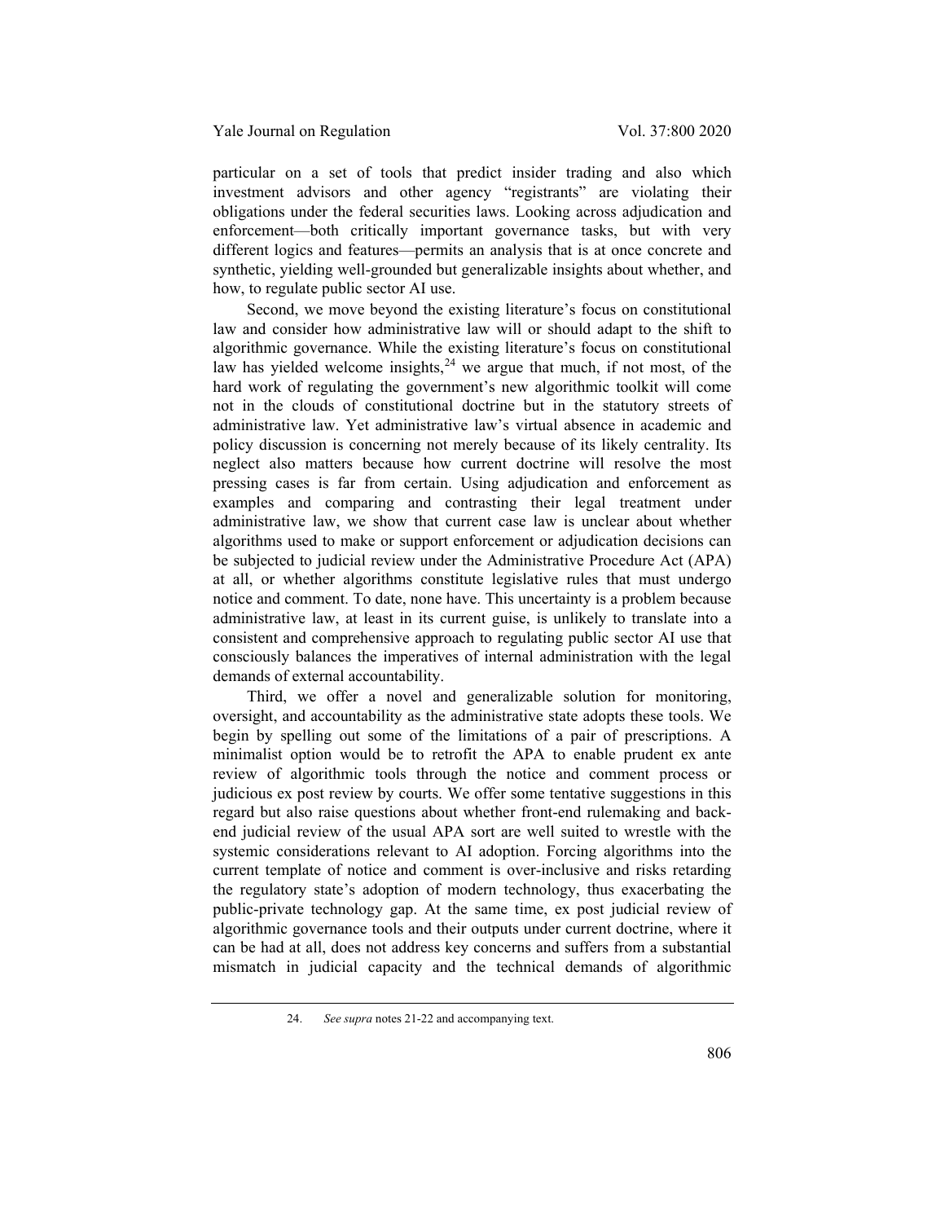particular on a set of tools that predict insider trading and also which investment advisors and other agency "registrants" are violating their obligations under the federal securities laws. Looking across adjudication and enforcement—both critically important governance tasks, but with very different logics and features—permits an analysis that is at once concrete and synthetic, yielding well-grounded but generalizable insights about whether, and how, to regulate public sector AI use.

Second, we move beyond the existing literature's focus on constitutional law and consider how administrative law will or should adapt to the shift to algorithmic governance. While the existing literature's focus on constitutional law has yielded welcome insights,[24] we argue that much, if not most, of the hard work of regulating the government's new algorithmic toolkit will come not in the clouds of constitutional doctrine but in the statutory streets of administrative law. Yet administrative law's virtual absence in academic and policy discussion is concerning not merely because of its likely centrality. Its neglect also matters because how current doctrine will resolve the most pressing cases is far from certain. Using adjudication and enforcement as examples and comparing and contrasting their legal treatment under administrative law, we show that current case law is unclear about whether algorithms used to make or support enforcement or adjudication decisions can be subjected to judicial review under the Administrative Procedure Act (APA) at all, or whether algorithms constitute legislative rules that must undergo notice and comment. To date, none have. This uncertainty is a problem because administrative law, at least in its current guise, is unlikely to translate into a consistent and comprehensive approach to regulating public sector AI use that consciously balances the imperatives of internal administration with the legal demands of external accountability.

Third, we offer a novel and generalizable solution for monitoring, oversight, and accountability as the administrative state adopts these tools. We begin by spelling out some of the limitations of a pair of prescriptions. A minimalist option would be to retrofit the APA to enable prudent ex ante review of algorithmic tools through the notice and comment process or judicious ex post review by courts. We offer some tentative suggestions in this regard but also raise questions about whether front-end rulemaking and back-end judicial review of the usual APA sort are well suited to wrestle with the systemic considerations relevant to AI adoption. Forcing algorithms into the current template of notice and comment is over-inclusive and risks retarding the regulatory state's adoption of modern technology, thus exacerbating the public-private technology gap. At the same time, ex post judicial review of algorithmic governance tools and their outputs under current doctrine, where it can be had at all, does not address key concerns and suffers from a substantial mismatch in judicial capacity and the technical demands of algorithmic

24. *See supra* notes 21-22 and accompanying text.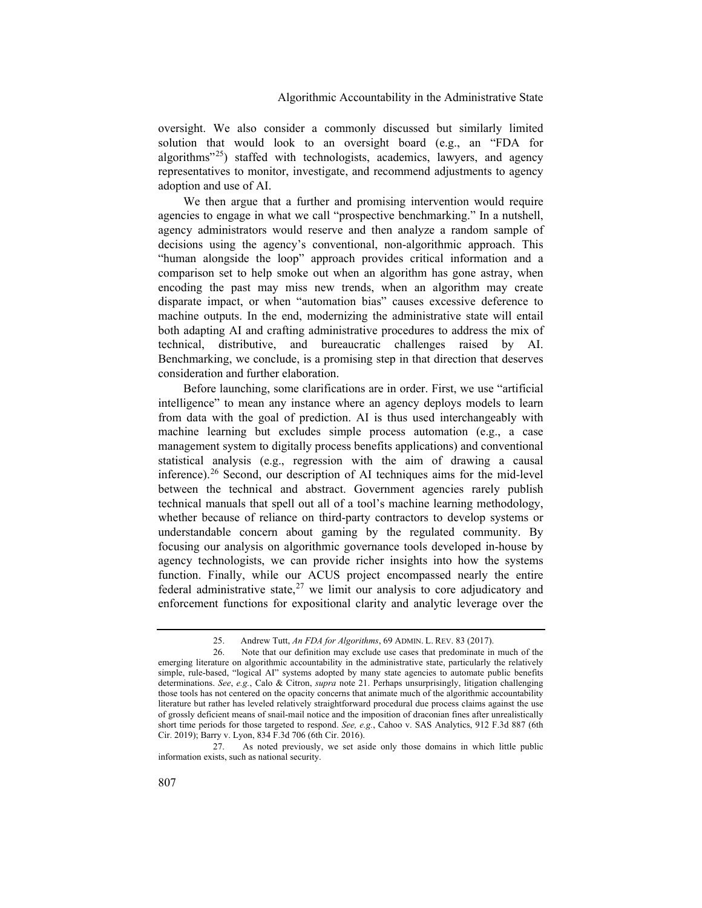oversight. We also consider a commonly discussed but similarly limited solution that would look to an oversight board (e.g., an "FDA for algorithms"[25]) staffed with technologists, academics, lawyers, and agency representatives to monitor, investigate, and recommend adjustments to agency adoption and use of AI.

We then argue that a further and promising intervention would require agencies to engage in what we call "prospective benchmarking." In a nutshell, agency administrators would reserve and then analyze a random sample of decisions using the agency's conventional, non-algorithmic approach. This "human alongside the loop" approach provides critical information and a comparison set to help smoke out when an algorithm has gone astray, when encoding the past may miss new trends, when an algorithm may create disparate impact, or when "automation bias" causes excessive deference to machine outputs. In the end, modernizing the administrative state will entail both adapting AI and crafting administrative procedures to address the mix of technical, distributive, and bureaucratic challenges raised by AI. Benchmarking, we conclude, is a promising step in that direction that deserves consideration and further elaboration.

Before launching, some clarifications are in order. First, we use "artificial intelligence" to mean any instance where an agency deploys models to learn from data with the goal of prediction. AI is thus used interchangeably with machine learning but excludes simple process automation (e.g., a case management system to digitally process benefits applications) and conventional statistical analysis (e.g., regression with the aim of drawing a causal inference).[26] Second, our description of AI techniques aims for the mid-level between the technical and abstract. Government agencies rarely publish technical manuals that spell out all of a tool's machine learning methodology, whether because of reliance on third-party contractors to develop systems or understandable concern about gaming by the regulated community. By focusing our analysis on algorithmic governance tools developed in-house by agency technologists, we can provide richer insights into how the systems function. Finally, while our ACUS project encompassed nearly the entire federal administrative state,[27] we limit our analysis to core adjudicatory and enforcement functions for expositional clarity and analytic leverage over the

---

25. Andrew Tutt, *An FDA for Algorithms*, 69 ADMIN. L. REV. 83 (2017).

26. Note that our definition may exclude use cases that predominate in much of the emerging literature on algorithmic accountability in the administrative state, particularly the relatively simple, rule-based, "logical AI" systems adopted by many state agencies to automate public benefits determinations. *See*, *e.g.*, Calo & Citron, *supra* note 21. Perhaps unsurprisingly, litigation challenging those tools has not centered on the opacity concerns that animate much of the algorithmic accountability literature but rather has leveled relatively straightforward procedural due process claims against the use of grossly deficient means of snail-mail notice and the imposition of draconian fines after unrealistically short time periods for those targeted to respond. *See, e.g.*, Cahoo v. SAS Analytics, 912 F.3d 887 (6th Cir. 2019); Barry v. Lyon, 834 F.3d 706 (6th Cir. 2016).

27. As noted previously, we set aside only those domains in which little public information exists, such as national security.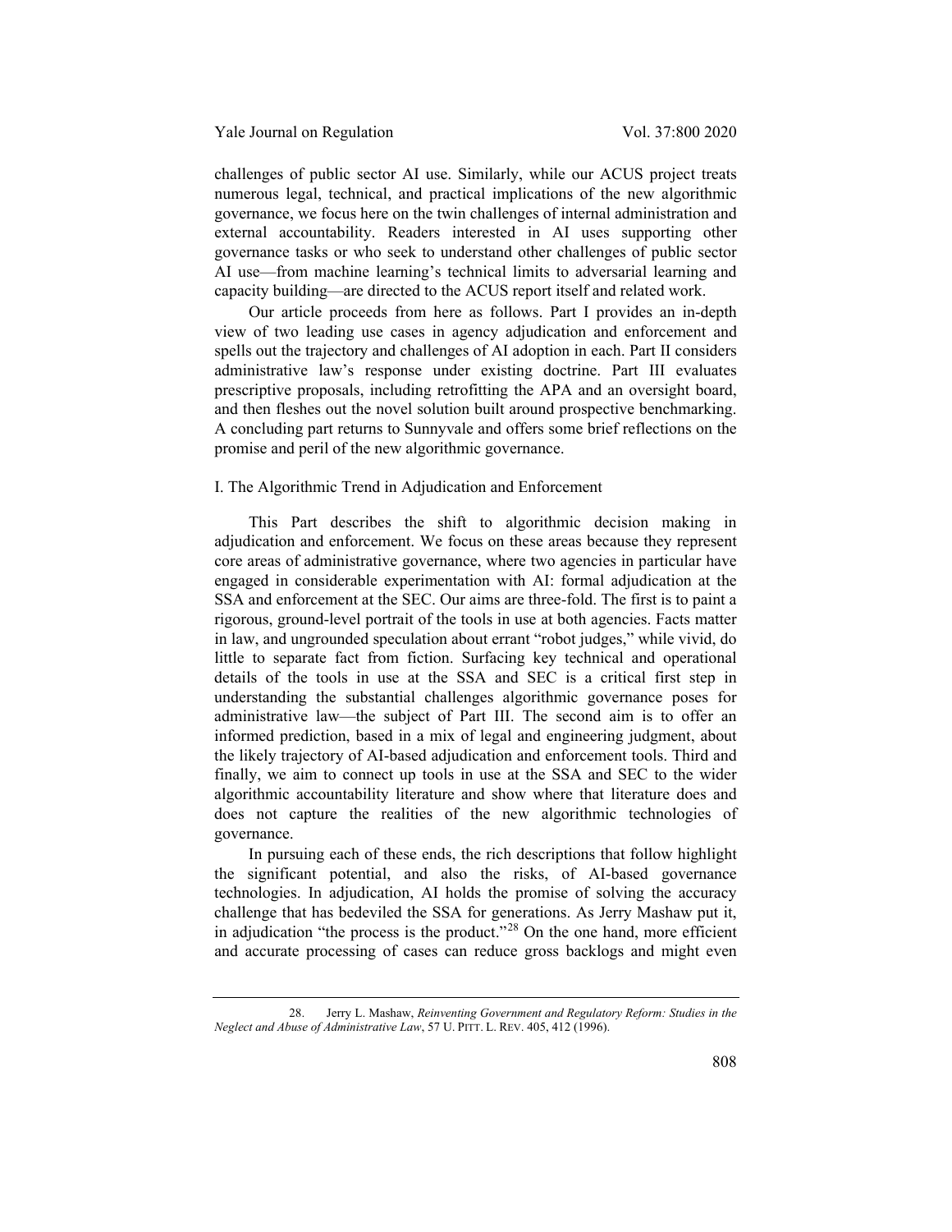challenges of public sector AI use. Similarly, while our ACUS project treats numerous legal, technical, and practical implications of the new algorithmic governance, we focus here on the twin challenges of internal administration and external accountability. Readers interested in AI uses supporting other governance tasks or who seek to understand other challenges of public sector AI use—from machine learning's technical limits to adversarial learning and capacity building—are directed to the ACUS report itself and related work.

Our article proceeds from here as follows. Part I provides an in-depth view of two leading use cases in agency adjudication and enforcement and spells out the trajectory and challenges of AI adoption in each. Part II considers administrative law's response under existing doctrine. Part III evaluates prescriptive proposals, including retrofitting the APA and an oversight board, and then fleshes out the novel solution built around prospective benchmarking. A concluding part returns to Sunnyvale and offers some brief reflections on the promise and peril of the new algorithmic governance.

## I. The Algorithmic Trend in Adjudication and Enforcement

This Part describes the shift to algorithmic decision making in adjudication and enforcement. We focus on these areas because they represent core areas of administrative governance, where two agencies in particular have engaged in considerable experimentation with AI: formal adjudication at the SSA and enforcement at the SEC. Our aims are three-fold. The first is to paint a rigorous, ground-level portrait of the tools in use at both agencies. Facts matter in law, and ungrounded speculation about errant "robot judges," while vivid, do little to separate fact from fiction. Surfacing key technical and operational details of the tools in use at the SSA and SEC is a critical first step in understanding the substantial challenges algorithmic governance poses for administrative law—the subject of Part III. The second aim is to offer an informed prediction, based in a mix of legal and engineering judgment, about the likely trajectory of AI-based adjudication and enforcement tools. Third and finally, we aim to connect up tools in use at the SSA and SEC to the wider algorithmic accountability literature and show where that literature does and does not capture the realities of the new algorithmic technologies of governance.

In pursuing each of these ends, the rich descriptions that follow highlight the significant potential, and also the risks, of AI-based governance technologies. In adjudication, AI holds the promise of solving the accuracy challenge that has bedeviled the SSA for generations. As Jerry Mashaw put it, in adjudication "the process is the product."[28] On the one hand, more efficient and accurate processing of cases can reduce gross backlogs and might even

---

28. Jerry L. Mashaw, *Reinventing Government and Regulatory Reform: Studies in the Neglect and Abuse of Administrative Law*, 57 U. PITT. L. REV. 405, 412 (1996).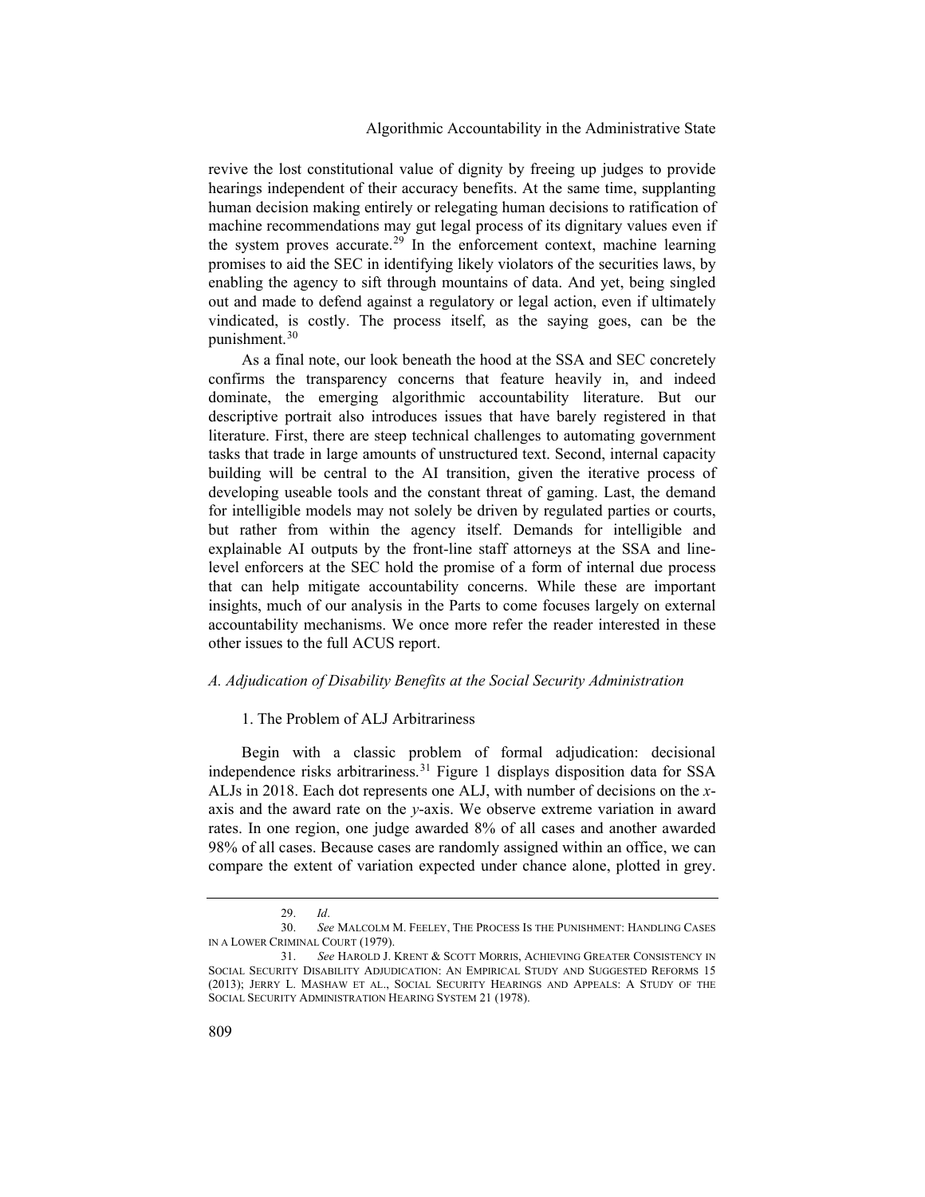revive the lost constitutional value of dignity by freeing up judges to provide hearings independent of their accuracy benefits. At the same time, supplanting human decision making entirely or relegating human decisions to ratification of machine recommendations may gut legal process of its dignitary values even if the system proves accurate.[29] In the enforcement context, machine learning promises to aid the SEC in identifying likely violators of the securities laws, by enabling the agency to sift through mountains of data. And yet, being singled out and made to defend against a regulatory or legal action, even if ultimately vindicated, is costly. The process itself, as the saying goes, can be the punishment.[30]

As a final note, our look beneath the hood at the SSA and SEC concretely confirms the transparency concerns that feature heavily in, and indeed dominate, the emerging algorithmic accountability literature. But our descriptive portrait also introduces issues that have barely registered in that literature. First, there are steep technical challenges to automating government tasks that trade in large amounts of unstructured text. Second, internal capacity building will be central to the AI transition, given the iterative process of developing useable tools and the constant threat of gaming. Last, the demand for intelligible models may not solely be driven by regulated parties or courts, but rather from within the agency itself. Demands for intelligible and explainable AI outputs by the front-line staff attorneys at the SSA and line-level enforcers at the SEC hold the promise of a form of internal due process that can help mitigate accountability concerns. While these are important insights, much of our analysis in the Parts to come focuses largely on external accountability mechanisms. We once more refer the reader interested in these other issues to the full ACUS report.

### *A. Adjudication of Disability Benefits at the Social Security Administration*

#### 1. The Problem of ALJ Arbitrariness

Begin with a classic problem of formal adjudication: decisional independence risks arbitrariness.[31] Figure 1 displays disposition data for SSA ALJs in 2018. Each dot represents one ALJ, with number of decisions on the *x*-axis and the award rate on the *y*-axis. We observe extreme variation in award rates. In one region, one judge awarded 8% of all cases and another awarded 98% of all cases. Because cases are randomly assigned within an office, we can compare the extent of variation expected under chance alone, plotted in grey.

---

29. *Id*.

30. *See* MALCOLM M. FEELEY, THE PROCESS IS THE PUNISHMENT: HANDLING CASES IN A LOWER CRIMINAL COURT (1979).

31. *See* HAROLD J. KRENT & SCOTT MORRIS, ACHIEVING GREATER CONSISTENCY IN SOCIAL SECURITY DISABILITY ADJUDICATION: AN EMPIRICAL STUDY AND SUGGESTED REFORMS 15 (2013); JERRY L. MASHAW ET AL., SOCIAL SECURITY HEARINGS AND APPEALS: A STUDY OF THE SOCIAL SECURITY ADMINISTRATION HEARING SYSTEM 21 (1978).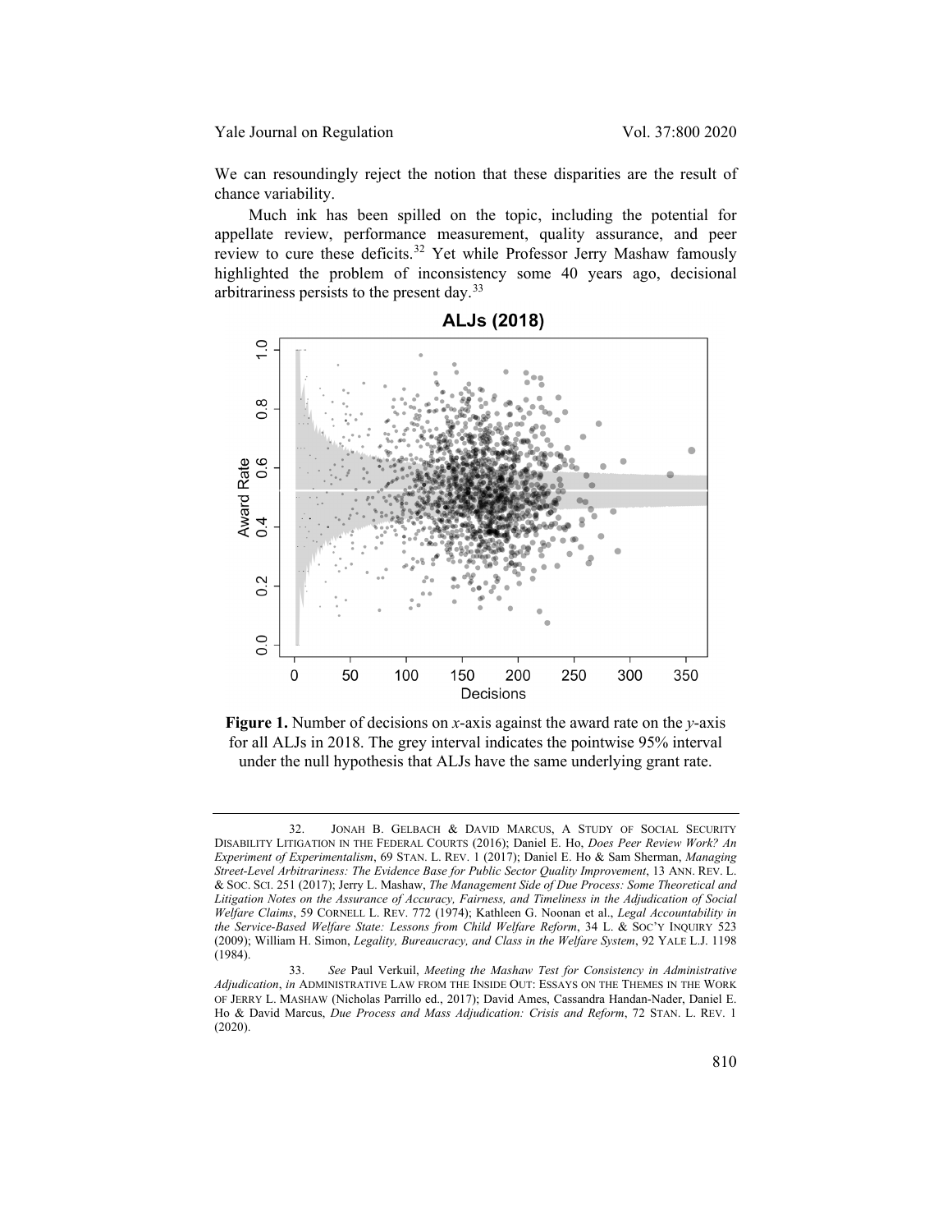We can resoundingly reject the notion that these disparities are the result of chance variability.

Much ink has been spilled on the topic, including the potential for appellate review, performance measurement, quality assurance, and peer review to cure these deficits.[32] Yet while Professor Jerry Mashaw famously highlighted the problem of inconsistency some 40 years ago, decisional arbitrariness persists to the present day.[33]

ALJs (2018)

Award Rate

0.0 0.2 0.4 0.6 0.8 1.0

0 50 100 150 200 250 300 350

Decisions

**Figure 1.** Number of decisions on *x*-axis against the award rate on the *y*-axis for all ALJs in 2018. The grey interval indicates the pointwise 95% interval under the null hypothesis that ALJs have the same underlying grant rate.

---

32. Jonah B. Gelbach & David Marcus, A Study of Social Security Disability Litigation in the Federal Courts (2016); Daniel E. Ho, *Does Peer Review Work? An Experiment of Experimentalism*, 69 Stan. L. Rev. 1 (2017); Daniel E. Ho & Sam Sherman, *Managing Street-Level Arbitrariness: The Evidence Base for Public Sector Quality Improvement*, 13 Ann. Rev. L. & Soc. Sci. 251 (2017); Jerry L. Mashaw, *The Management Side of Due Process: Some Theoretical and Litigation Notes on the Assurance of Accuracy, Fairness, and Timeliness in the Adjudication of Social Welfare Claims*, 59 Cornell L. Rev. 772 (1974); Kathleen G. Noonan et al., *Legal Accountability in the Service-Based Welfare State: Lessons from Child Welfare Reform*, 34 L. & Soc'y Inquiry 523 (2009); William H. Simon, *Legality, Bureaucracy, and Class in the Welfare System*, 92 Yale L.J. 1198 (1984).

33. *See* Paul Verkuil, *Meeting the Mashaw Test for Consistency in Administrative Adjudication*, *in* Administrative Law from the Inside Out: Essays on the Themes in the Work of Jerry L. Mashaw (Nicholas Parrillo ed., 2017); David Ames, Cassandra Handan-Nader, Daniel E. Ho & David Marcus, *Due Process and Mass Adjudication: Crisis and Reform*, 72 Stan. L. Rev. 1 (2020).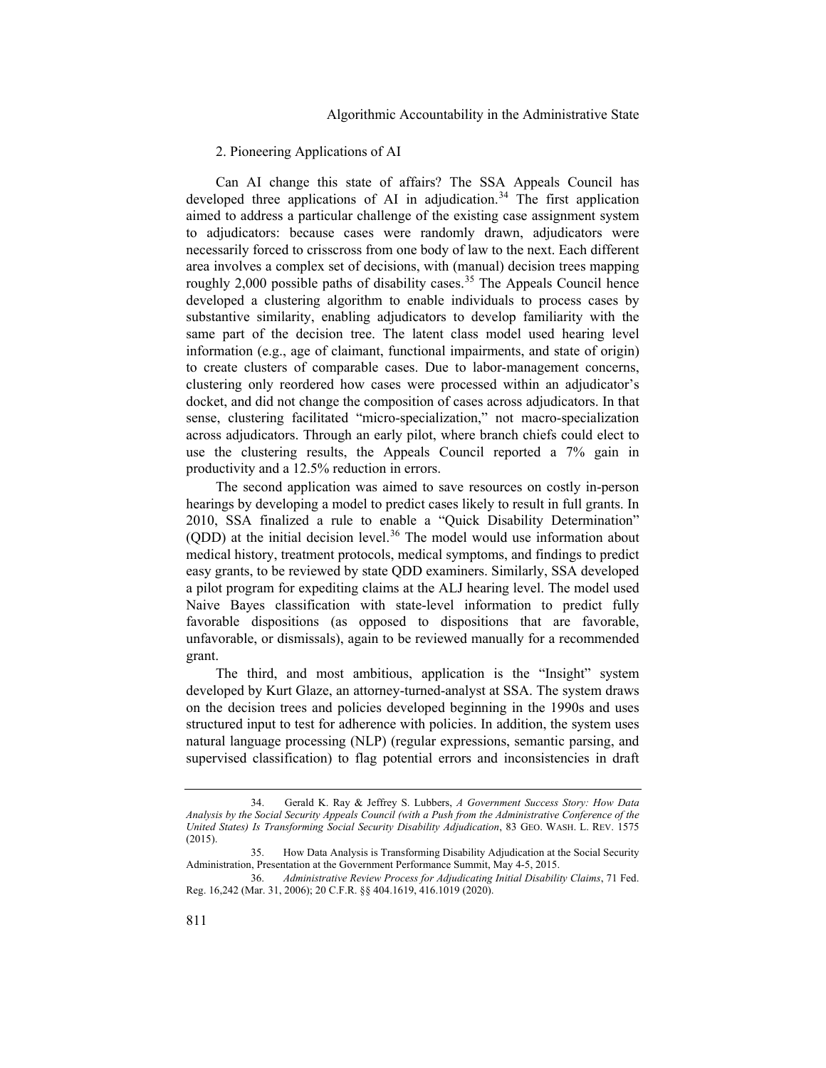### 2. Pioneering Applications of AI

Can AI change this state of affairs? The SSA Appeals Council has developed three applications of AI in adjudication.[34] The first application aimed to address a particular challenge of the existing case assignment system to adjudicators: because cases were randomly drawn, adjudicators were necessarily forced to crisscross from one body of law to the next. Each different area involves a complex set of decisions, with (manual) decision trees mapping roughly 2,000 possible paths of disability cases.[35] The Appeals Council hence developed a clustering algorithm to enable individuals to process cases by substantive similarity, enabling adjudicators to develop familiarity with the same part of the decision tree. The latent class model used hearing level information (e.g., age of claimant, functional impairments, and state of origin) to create clusters of comparable cases. Due to labor-management concerns, clustering only reordered how cases were processed within an adjudicator's docket, and did not change the composition of cases across adjudicators. In that sense, clustering facilitated "micro-specialization," not macro-specialization across adjudicators. Through an early pilot, where branch chiefs could elect to use the clustering results, the Appeals Council reported a 7% gain in productivity and a 12.5% reduction in errors.

The second application was aimed to save resources on costly in-person hearings by developing a model to predict cases likely to result in full grants. In 2010, SSA finalized a rule to enable a "Quick Disability Determination" (QDD) at the initial decision level.[36] The model would use information about medical history, treatment protocols, medical symptoms, and findings to predict easy grants, to be reviewed by state QDD examiners. Similarly, SSA developed a pilot program for expediting claims at the ALJ hearing level. The model used Naive Bayes classification with state-level information to predict fully favorable dispositions (as opposed to dispositions that are favorable, unfavorable, or dismissals), again to be reviewed manually for a recommended grant.

The third, and most ambitious, application is the "Insight" system developed by Kurt Glaze, an attorney-turned-analyst at SSA. The system draws on the decision trees and policies developed beginning in the 1990s and uses structured input to test for adherence with policies. In addition, the system uses natural language processing (NLP) (regular expressions, semantic parsing, and supervised classification) to flag potential errors and inconsistencies in draft

---

34. Gerald K. Ray & Jeffrey S. Lubbers, *A Government Success Story: How Data Analysis by the Social Security Appeals Council (with a Push from the Administrative Conference of the United States) Is Transforming Social Security Disability Adjudication*, 83 GEO. WASH. L. REV. 1575 (2015).

35. How Data Analysis is Transforming Disability Adjudication at the Social Security Administration, Presentation at the Government Performance Summit, May 4-5, 2015.

36. *Administrative Review Process for Adjudicating Initial Disability Claims*, 71 Fed. Reg. 16,242 (Mar. 31, 2006); 20 C.F.R. §§ 404.1619, 416.1019 (2020).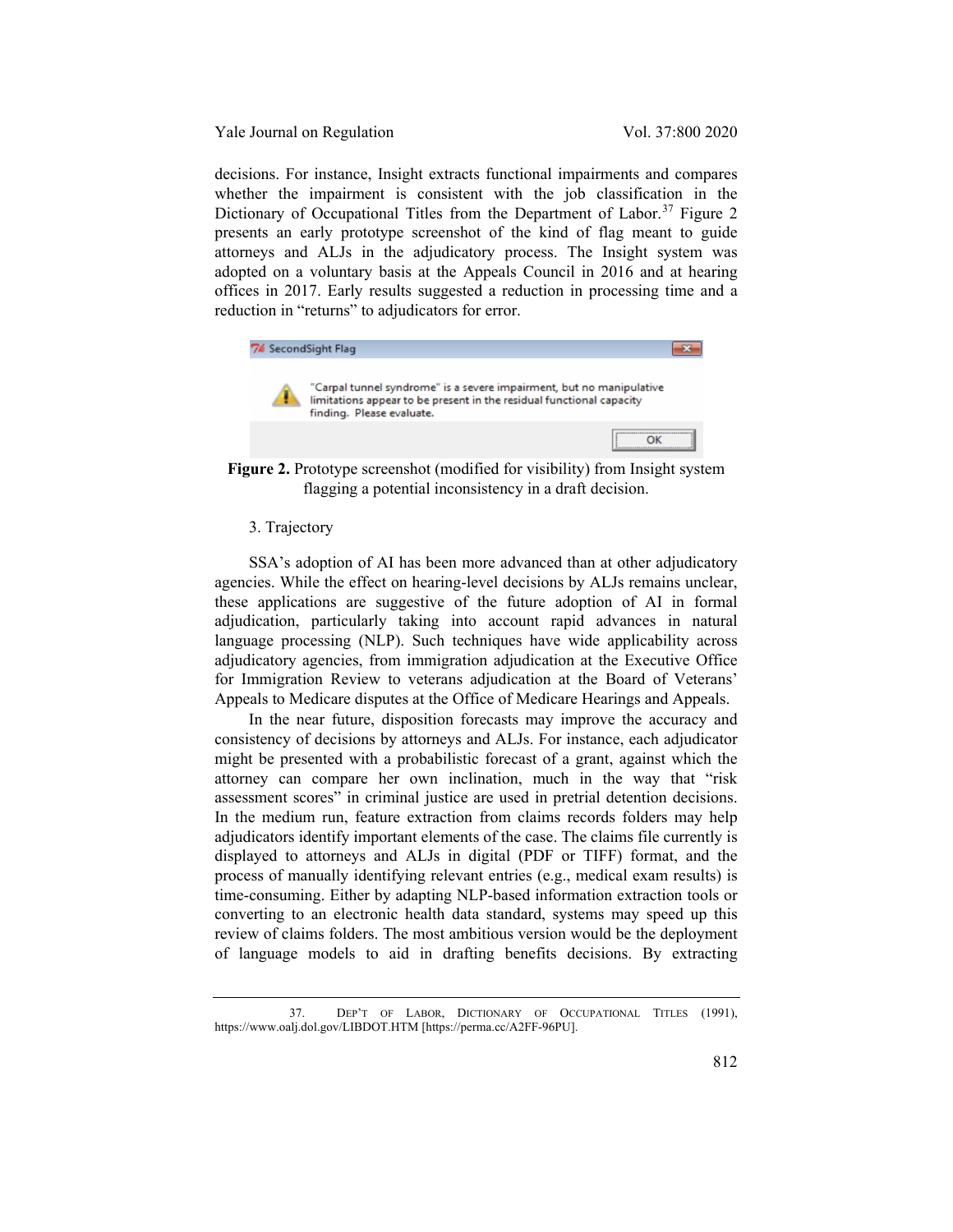decisions. For instance, Insight extracts functional impairments and compares whether the impairment is consistent with the job classification in the Dictionary of Occupational Titles from the Department of Labor.[37] Figure 2 presents an early prototype screenshot of the kind of flag meant to guide attorneys and ALJs in the adjudicatory process. The Insight system was adopted on a voluntary basis at the Appeals Council in 2016 and at hearing offices in 2017. Early results suggested a reduction in processing time and a reduction in "returns" to adjudicators for error.

SecondSight Flag

"Carpal tunnel syndrome" is a severe impairment, but no manipulative limitations appear to be present in the residual functional capacity finding. Please evaluate.

OK

**Figure 2.** Prototype screenshot (modified for visibility) from Insight system flagging a potential inconsistency in a draft decision.

3. Trajectory

SSA's adoption of AI has been more advanced than at other adjudicatory agencies. While the effect on hearing-level decisions by ALJs remains unclear, these applications are suggestive of the future adoption of AI in formal adjudication, particularly taking into account rapid advances in natural language processing (NLP). Such techniques have wide applicability across adjudicatory agencies, from immigration adjudication at the Executive Office for Immigration Review to veterans adjudication at the Board of Veterans' Appeals to Medicare disputes at the Office of Medicare Hearings and Appeals.

In the near future, disposition forecasts may improve the accuracy and consistency of decisions by attorneys and ALJs. For instance, each adjudicator might be presented with a probabilistic forecast of a grant, against which the attorney can compare her own inclination, much in the way that "risk assessment scores" in criminal justice are used in pretrial detention decisions. In the medium run, feature extraction from claims records folders may help adjudicators identify important elements of the case. The claims file currently is displayed to attorneys and ALJs in digital (PDF or TIFF) format, and the process of manually identifying relevant entries (e.g., medical exam results) is time-consuming. Either by adapting NLP-based information extraction tools or converting to an electronic health data standard, systems may speed up this review of claims folders. The most ambitious version would be the deployment of language models to aid in drafting benefits decisions. By extracting

37. DEP'T OF LABOR, DICTIONARY OF OCCUPATIONAL TITLES (1991), https://www.oalj.dol.gov/LIBDOT.HTM [https://perma.cc/A2FF-96PU].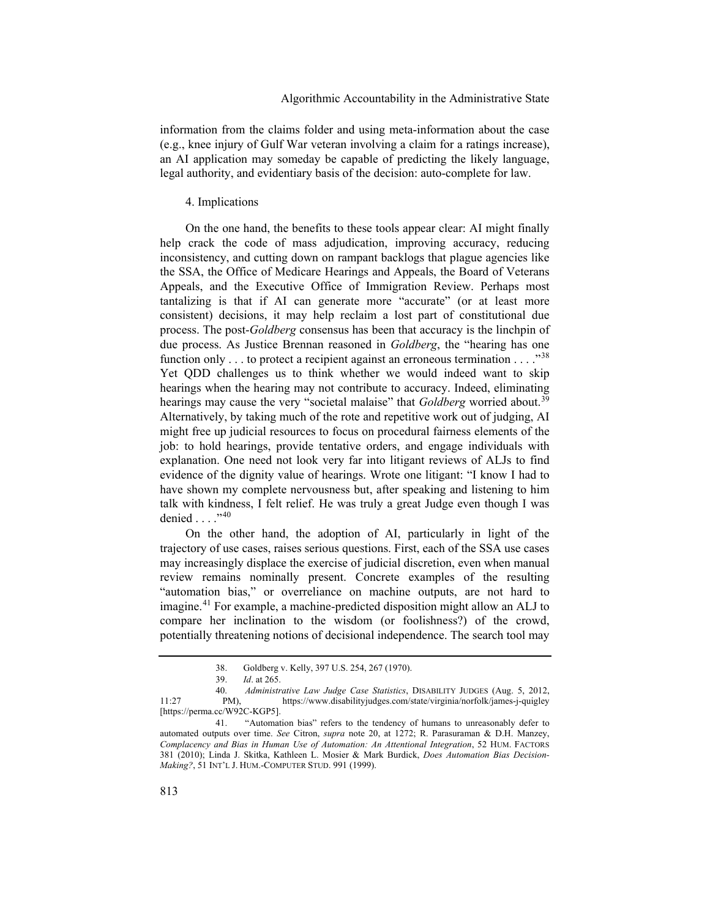information from the claims folder and using meta-information about the case (e.g., knee injury of Gulf War veteran involving a claim for a ratings increase), an AI application may someday be capable of predicting the likely language, legal authority, and evidentiary basis of the decision: auto-complete for law.

4. Implications

On the one hand, the benefits to these tools appear clear: AI might finally help crack the code of mass adjudication, improving accuracy, reducing inconsistency, and cutting down on rampant backlogs that plague agencies like the SSA, the Office of Medicare Hearings and Appeals, the Board of Veterans Appeals, and the Executive Office of Immigration Review. Perhaps most tantalizing is that if AI can generate more "accurate" (or at least more consistent) decisions, it may help reclaim a lost part of constitutional due process. The post-*Goldberg* consensus has been that accuracy is the linchpin of due process. As Justice Brennan reasoned in *Goldberg*, the "hearing has one function only . . . to protect a recipient against an erroneous termination . . . ."[38] Yet QDD challenges us to think whether we would indeed want to skip hearings when the hearing may not contribute to accuracy. Indeed, eliminating hearings may cause the very "societal malaise" that *Goldberg* worried about.[39] Alternatively, by taking much of the rote and repetitive work out of judging, AI might free up judicial resources to focus on procedural fairness elements of the job: to hold hearings, provide tentative orders, and engage individuals with explanation. One need not look very far into litigant reviews of ALJs to find evidence of the dignity value of hearings. Wrote one litigant: "I know I had to have shown my complete nervousness but, after speaking and listening to him talk with kindness, I felt relief. He was truly a great Judge even though I was denied . . . ."[40]

On the other hand, the adoption of AI, particularly in light of the trajectory of use cases, raises serious questions. First, each of the SSA use cases may increasingly displace the exercise of judicial discretion, even when manual review remains nominally present. Concrete examples of the resulting "automation bias," or overreliance on machine outputs, are not hard to imagine.[41] For example, a machine-predicted disposition might allow an ALJ to compare her inclination to the wisdom (or foolishness?) of the crowd, potentially threatening notions of decisional independence. The search tool may

---

38. Goldberg v. Kelly, 397 U.S. 254, 267 (1970).

39. *Id*. at 265.

40. *Administrative Law Judge Case Statistics*, DISABILITY JUDGES (Aug. 5, 2012, 11:27 PM), https://www.disabilityjudges.com/state/virginia/norfolk/james-j-quigley [https://perma.cc/W92C-KGP5].

41. "Automation bias" refers to the tendency of humans to unreasonably defer to automated outputs over time. *See* Citron, *supra* note 20, at 1272; R. Parasuraman & D.H. Manzey, *Complacency and Bias in Human Use of Automation: An Attentional Integration*, 52 HUM. FACTORS 381 (2010); Linda J. Skitka, Kathleen L. Mosier & Mark Burdick, *Does Automation Bias Decision-Making?*, 51 INT'L J. HUM.-COMPUTER STUD. 991 (1999).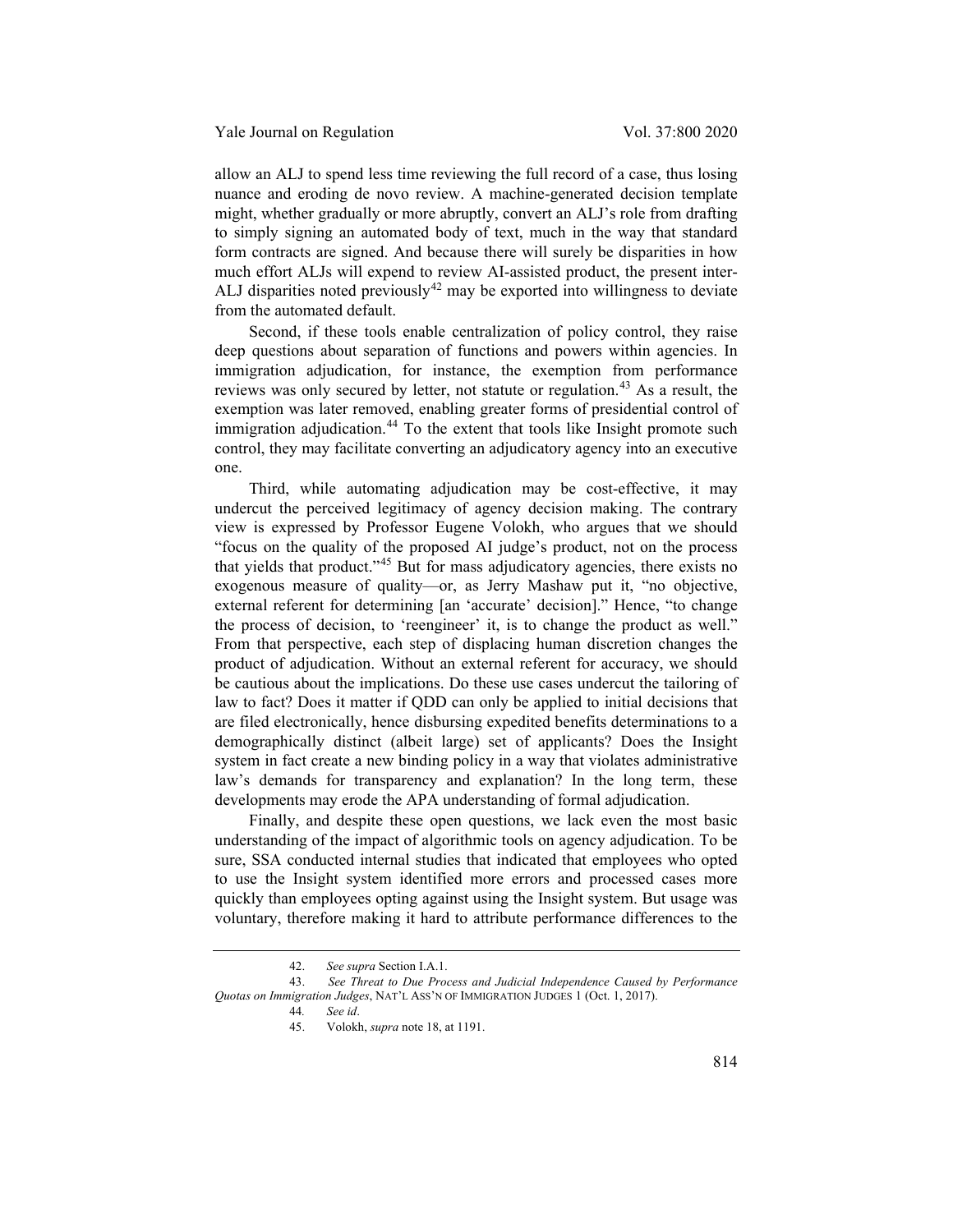allow an ALJ to spend less time reviewing the full record of a case, thus losing nuance and eroding de novo review. A machine-generated decision template might, whether gradually or more abruptly, convert an ALJ's role from drafting to simply signing an automated body of text, much in the way that standard form contracts are signed. And because there will surely be disparities in how much effort ALJs will expend to review AI-assisted product, the present inter-ALJ disparities noted previously[42] may be exported into willingness to deviate from the automated default.

Second, if these tools enable centralization of policy control, they raise deep questions about separation of functions and powers within agencies. In immigration adjudication, for instance, the exemption from performance reviews was only secured by letter, not statute or regulation.[43] As a result, the exemption was later removed, enabling greater forms of presidential control of immigration adjudication.[44] To the extent that tools like Insight promote such control, they may facilitate converting an adjudicatory agency into an executive one.

Third, while automating adjudication may be cost-effective, it may undercut the perceived legitimacy of agency decision making. The contrary view is expressed by Professor Eugene Volokh, who argues that we should "focus on the quality of the proposed AI judge's product, not on the process that yields that product."[45] But for mass adjudicatory agencies, there exists no exogenous measure of quality—or, as Jerry Mashaw put it, "no objective, external referent for determining [an 'accurate' decision]." Hence, "to change the process of decision, to 'reengineer' it, is to change the product as well." From that perspective, each step of displacing human discretion changes the product of adjudication. Without an external referent for accuracy, we should be cautious about the implications. Do these use cases undercut the tailoring of law to fact? Does it matter if QDD can only be applied to initial decisions that are filed electronically, hence disbursing expedited benefits determinations to a demographically distinct (albeit large) set of applicants? Does the Insight system in fact create a new binding policy in a way that violates administrative law's demands for transparency and explanation? In the long term, these developments may erode the APA understanding of formal adjudication.

Finally, and despite these open questions, we lack even the most basic understanding of the impact of algorithmic tools on agency adjudication. To be sure, SSA conducted internal studies that indicated that employees who opted to use the Insight system identified more errors and processed cases more quickly than employees opting against using the Insight system. But usage was voluntary, therefore making it hard to attribute performance differences to the

---

42. *See supra* Section I.A.1.

43. *See Threat to Due Process and Judicial Independence Caused by Performance Quotas on Immigration Judges*, NAT'L ASS'N OF IMMIGRATION JUDGES 1 (Oct. 1, 2017).

44. *See id*.

45. Volokh, *supra* note 18, at 1191.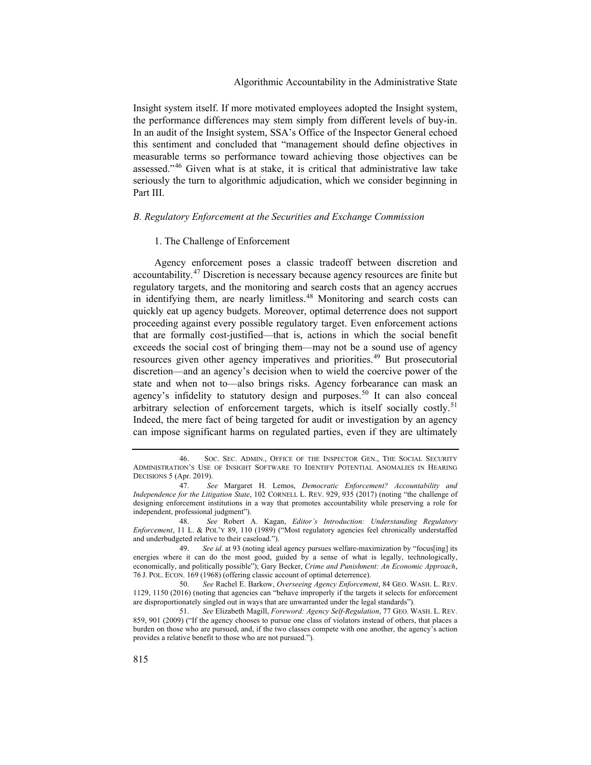Insight system itself. If more motivated employees adopted the Insight system, the performance differences may stem simply from different levels of buy-in. In an audit of the Insight system, SSA's Office of the Inspector General echoed this sentiment and concluded that "management should define objectives in measurable terms so performance toward achieving those objectives can be assessed."[46] Given what is at stake, it is critical that administrative law take seriously the turn to algorithmic adjudication, which we consider beginning in Part III.

### *B. Regulatory Enforcement at the Securities and Exchange Commission*

#### 1. The Challenge of Enforcement

Agency enforcement poses a classic tradeoff between discretion and accountability.[47] Discretion is necessary because agency resources are finite but regulatory targets, and the monitoring and search costs that an agency accrues in identifying them, are nearly limitless.[48] Monitoring and search costs can quickly eat up agency budgets. Moreover, optimal deterrence does not support proceeding against every possible regulatory target. Even enforcement actions that are formally cost-justified—that is, actions in which the social benefit exceeds the social cost of bringing them—may not be a sound use of agency resources given other agency imperatives and priorities.[49] But prosecutorial discretion—and an agency's decision when to wield the coercive power of the state and when not to—also brings risks. Agency forbearance can mask an agency's infidelity to statutory design and purposes.[50] It can also conceal arbitrary selection of enforcement targets, which is itself socially costly.[51] Indeed, the mere fact of being targeted for audit or investigation by an agency can impose significant harms on regulated parties, even if they are ultimately

---

46. SOC. SEC. ADMIN., OFFICE OF THE INSPECTOR GEN., THE SOCIAL SECURITY ADMINISTRATION'S USE OF INSIGHT SOFTWARE TO IDENTIFY POTENTIAL ANOMALIES IN HEARING DECISIONS 5 (Apr. 2019).

47. *See* Margaret H. Lemos, *Democratic Enforcement? Accountability and Independence for the Litigation State*, 102 CORNELL L. REV. 929, 935 (2017) (noting "the challenge of designing enforcement institutions in a way that promotes accountability while preserving a role for independent, professional judgment").

48. *See* Robert A. Kagan, *Editor's Introduction: Understanding Regulatory Enforcement*, 11 L. & POL'Y 89, 110 (1989) ("Most regulatory agencies feel chronically understaffed and underbudgeted relative to their caseload.").

49. *See id*. at 93 (noting ideal agency pursues welfare-maximization by "focus[ing] its energies where it can do the most good, guided by a sense of what is legally, technologically, economically, and politically possible"); Gary Becker, *Crime and Punishment: An Economic Approach*, 76 J. POL. ECON. 169 (1968) (offering classic account of optimal deterrence).

50. *See* Rachel E. Barkow, *Overseeing Agency Enforcement*, 84 GEO. WASH. L. REV. 1129, 1150 (2016) (noting that agencies can "behave improperly if the targets it selects for enforcement are disproportionately singled out in ways that are unwarranted under the legal standards").

51. *See* Elizabeth Magill, *Foreword: Agency Self-Regulation*, 77 GEO. WASH. L. REV. 859, 901 (2009) ("If the agency chooses to pursue one class of violators instead of others, that places a burden on those who are pursued, and, if the two classes compete with one another, the agency's action provides a relative benefit to those who are not pursued.").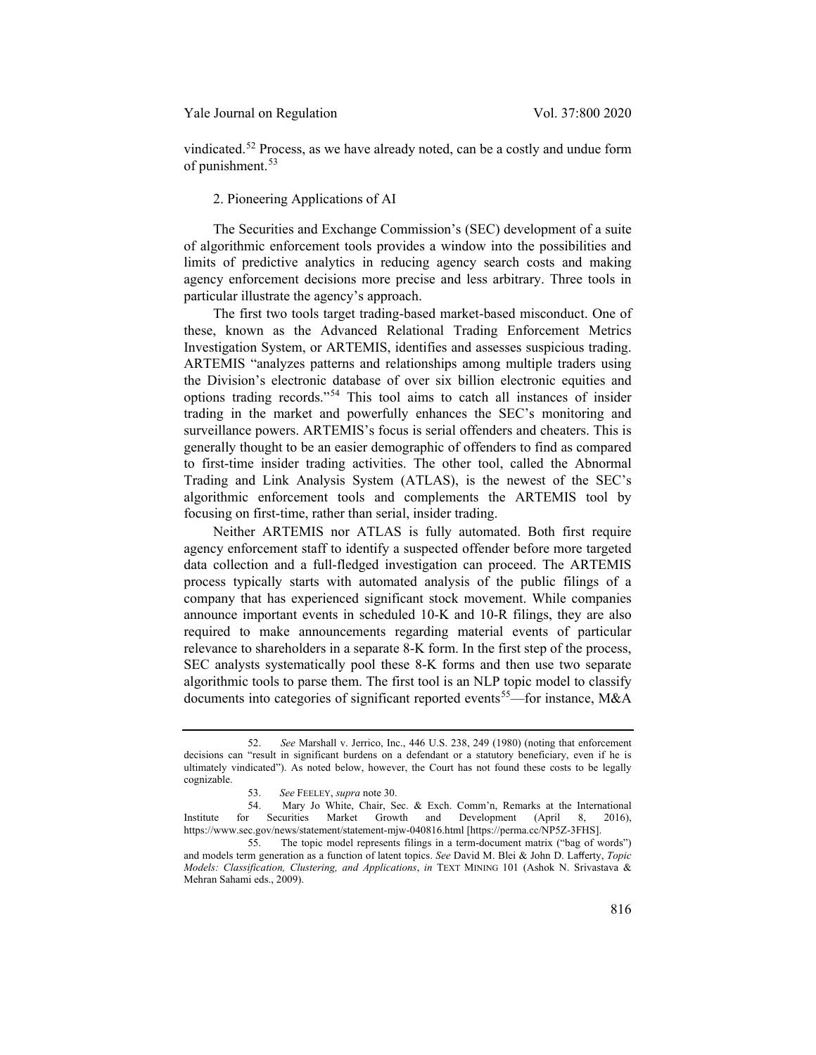vindicated.[52] Process, as we have already noted, can be a costly and undue form of punishment.[53]

### 2. Pioneering Applications of AI

The Securities and Exchange Commission's (SEC) development of a suite of algorithmic enforcement tools provides a window into the possibilities and limits of predictive analytics in reducing agency search costs and making agency enforcement decisions more precise and less arbitrary. Three tools in particular illustrate the agency's approach.

The first two tools target trading-based market-based misconduct. One of these, known as the Advanced Relational Trading Enforcement Metrics Investigation System, or ARTEMIS, identifies and assesses suspicious trading. ARTEMIS "analyzes patterns and relationships among multiple traders using the Division's electronic database of over six billion electronic equities and options trading records."[54] This tool aims to catch all instances of insider trading in the market and powerfully enhances the SEC's monitoring and surveillance powers. ARTEMIS's focus is serial offenders and cheaters. This is generally thought to be an easier demographic of offenders to find as compared to first-time insider trading activities. The other tool, called the Abnormal Trading and Link Analysis System (ATLAS), is the newest of the SEC's algorithmic enforcement tools and complements the ARTEMIS tool by focusing on first-time, rather than serial, insider trading.

Neither ARTEMIS nor ATLAS is fully automated. Both first require agency enforcement staff to identify a suspected offender before more targeted data collection and a full-fledged investigation can proceed. The ARTEMIS process typically starts with automated analysis of the public filings of a company that has experienced significant stock movement. While companies announce important events in scheduled 10-K and 10-R filings, they are also required to make announcements regarding material events of particular relevance to shareholders in a separate 8-K form. In the first step of the process, SEC analysts systematically pool these 8-K forms and then use two separate algorithmic tools to parse them. The first tool is an NLP topic model to classify documents into categories of significant reported events[55]—for instance, M&A

---

52. *See* Marshall v. Jerrico, Inc., 446 U.S. 238, 249 (1980) (noting that enforcement decisions can "result in significant burdens on a defendant or a statutory beneficiary, even if he is ultimately vindicated"). As noted below, however, the Court has not found these costs to be legally cognizable.

53. *See* FEELEY, *supra* note 30.

54. Mary Jo White, Chair, Sec. & Exch. Comm'n, Remarks at the International Institute for Securities Market Growth and Development (April 8, 2016), https://www.sec.gov/news/statement/statement-mjw-040816.html [https://perma.cc/NP5Z-3FHS].

55. The topic model represents filings in a term-document matrix ("bag of words") and models term generation as a function of latent topics. *See* David M. Blei & John D. Lafferty, *Topic Models: Classification, Clustering, and Applications*, *in* TEXT MINING 101 (Ashok N. Srivastava & Mehran Sahami eds., 2009).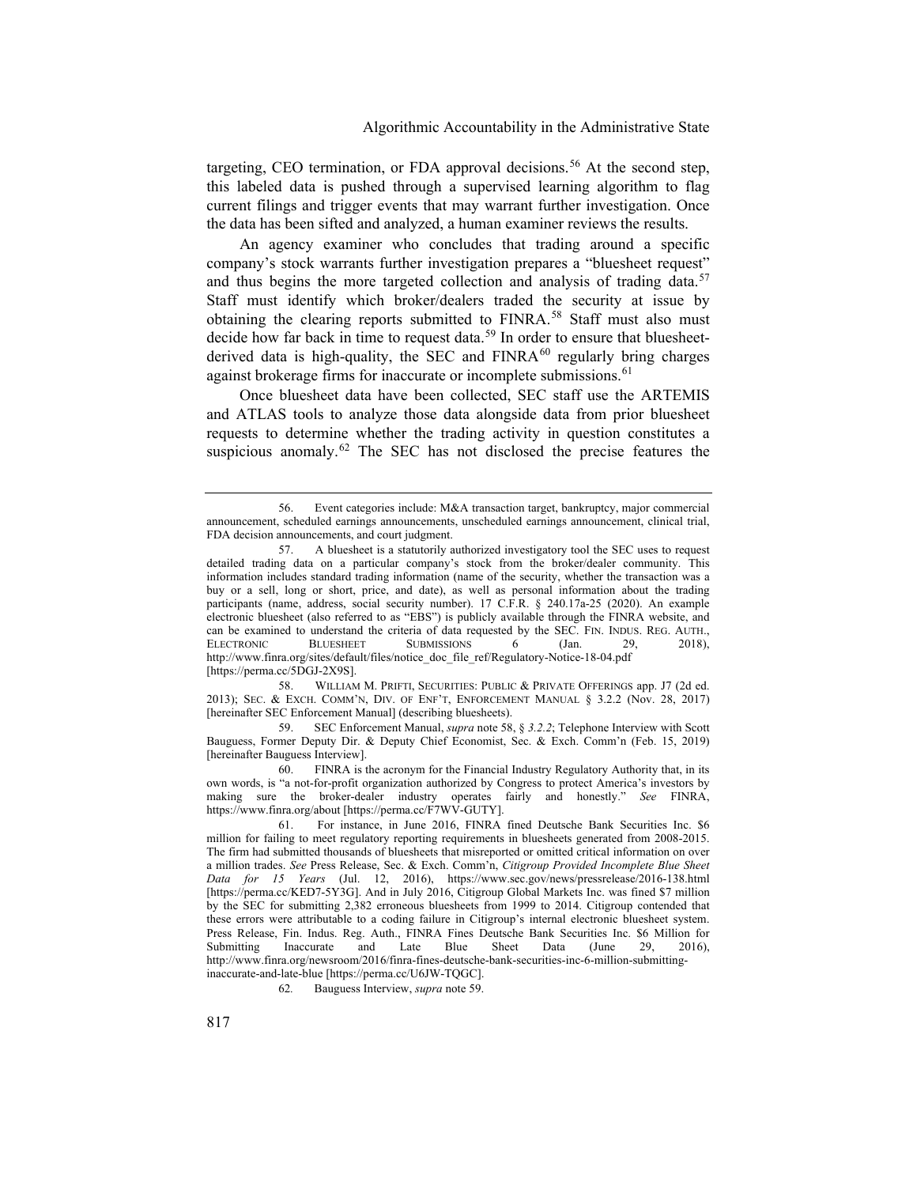targeting, CEO termination, or FDA approval decisions.[56] At the second step, this labeled data is pushed through a supervised learning algorithm to flag current filings and trigger events that may warrant further investigation. Once the data has been sifted and analyzed, a human examiner reviews the results.

An agency examiner who concludes that trading around a specific company's stock warrants further investigation prepares a "bluesheet request" and thus begins the more targeted collection and analysis of trading data.[57] Staff must identify which broker/dealers traded the security at issue by obtaining the clearing reports submitted to FINRA.[58] Staff must also must decide how far back in time to request data.[59] In order to ensure that bluesheet-derived data is high-quality, the SEC and FINRA[60] regularly bring charges against brokerage firms for inaccurate or incomplete submissions.[61]

Once bluesheet data have been collected, SEC staff use the ARTEMIS and ATLAS tools to analyze those data alongside data from prior bluesheet requests to determine whether the trading activity in question constitutes a suspicious anomaly.[62] The SEC has not disclosed the precise features the

---

56. Event categories include: M&A transaction target, bankruptcy, major commercial announcement, scheduled earnings announcements, unscheduled earnings announcement, clinical trial, FDA decision announcements, and court judgment.

57. A bluesheet is a statutorily authorized investigatory tool the SEC uses to request detailed trading data on a particular company's stock from the broker/dealer community. This information includes standard trading information (name of the security, whether the transaction was a buy or a sell, long or short, price, and date), as well as personal information about the trading participants (name, address, social security number). 17 C.F.R. § 240.17a-25 (2020). An example electronic bluesheet (also referred to as "EBS") is publicly available through the FINRA website, and can be examined to understand the criteria of data requested by the SEC. FIN. INDUS. REG. AUTH., ELECTRONIC BLUESHEET SUBMISSIONS 6 (Jan. 29, 2018), http://www.finra.org/sites/default/files/notice_doc_file_ref/Regulatory-Notice-18-04.pdf [https://perma.cc/5DGJ-2X9S].

58. WILLIAM M. PRIFTI, SECURITIES: PUBLIC & PRIVATE OFFERINGS app. J7 (2d ed. 2013); SEC. & EXCH. COMM'N, DIV. OF ENF'T, ENFORCEMENT MANUAL § 3.2.2 (Nov. 28, 2017) [hereinafter SEC Enforcement Manual] (describing bluesheets).

59. SEC Enforcement Manual, *supra* note 58, § *3.2.2*; Telephone Interview with Scott Bauguess, Former Deputy Dir. & Deputy Chief Economist, Sec. & Exch. Comm'n (Feb. 15, 2019) [hereinafter Bauguess Interview].

60. FINRA is the acronym for the Financial Industry Regulatory Authority that, in its own words, is "a not-for-profit organization authorized by Congress to protect America's investors by making sure the broker-dealer industry operates fairly and honestly." *See* FINRA, https://www.finra.org/about [https://perma.cc/F7WV-GUTY].

61. For instance, in June 2016, FINRA fined Deutsche Bank Securities Inc. $6 million for failing to meet regulatory reporting requirements in bluesheets generated from 2008-2015. The firm had submitted thousands of bluesheets that misreported or omitted critical information on over a million trades. *See* Press Release, Sec. & Exch. Comm'n, *Citigroup Provided Incomplete Blue Sheet Data for 15 Years* (Jul. 12, 2016), https://www.sec.gov/news/pressrelease/2016-138.html [https://perma.cc/KED7-5Y3G]. And in July 2016, Citigroup Global Markets Inc. was fined $7 million by the SEC for submitting 2,382 erroneous bluesheets from 1999 to 2014. Citigroup contended that these errors were attributable to a coding failure in Citigroup's internal electronic bluesheet system. Press Release, Fin. Indus. Reg. Auth., FINRA Fines Deutsche Bank Securities Inc. $6 Million for Submitting Inaccurate and Late Blue Sheet Data (June 29, 2016), http://www.finra.org/newsroom/2016/finra-fines-deutsche-bank-securities-inc-6-million-submitting-inaccurate-and-late-blue [https://perma.cc/U6JW-TQGC].

62. Bauguess Interview, *supra* note 59.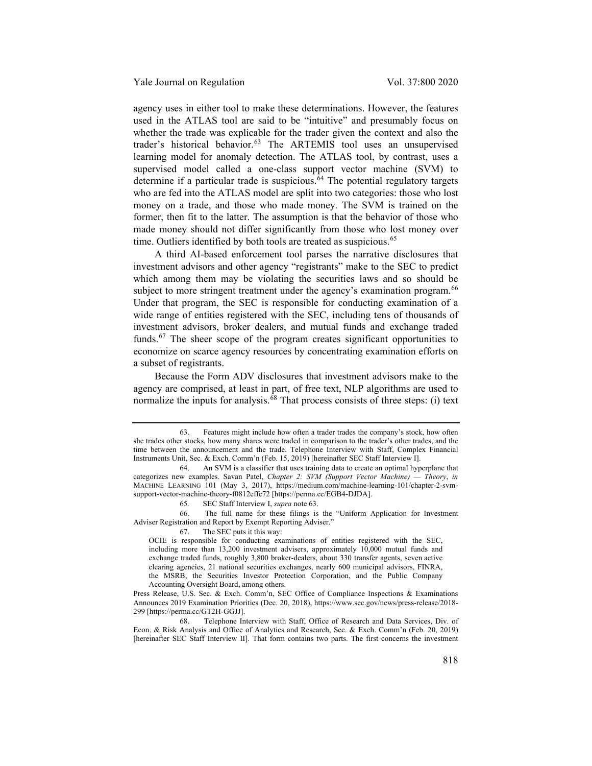agency uses in either tool to make these determinations. However, the features used in the ATLAS tool are said to be "intuitive" and presumably focus on whether the trade was explicable for the trader given the context and also the trader's historical behavior.[63] The ARTEMIS tool uses an unsupervised learning model for anomaly detection. The ATLAS tool, by contrast, uses a supervised model called a one-class support vector machine (SVM) to determine if a particular trade is suspicious.[64] The potential regulatory targets who are fed into the ATLAS model are split into two categories: those who lost money on a trade, and those who made money. The SVM is trained on the former, then fit to the latter. The assumption is that the behavior of those who made money should not differ significantly from those who lost money over time. Outliers identified by both tools are treated as suspicious.[65]

A third AI-based enforcement tool parses the narrative disclosures that investment advisors and other agency "registrants" make to the SEC to predict which among them may be violating the securities laws and so should be subject to more stringent treatment under the agency's examination program.[66] Under that program, the SEC is responsible for conducting examination of a wide range of entities registered with the SEC, including tens of thousands of investment advisors, broker dealers, and mutual funds and exchange traded funds.[67] The sheer scope of the program creates significant opportunities to economize on scarce agency resources by concentrating examination efforts on a subset of registrants.

Because the Form ADV disclosures that investment advisors make to the agency are comprised, at least in part, of free text, NLP algorithms are used to normalize the inputs for analysis.[68] That process consists of three steps: (i) text

---

63. Features might include how often a trader trades the company's stock, how often she trades other stocks, how many shares were traded in comparison to the trader's other trades, and the time between the announcement and the trade. Telephone Interview with Staff, Complex Financial Instruments Unit, Sec. & Exch. Comm'n (Feb. 15, 2019) [hereinafter SEC Staff Interview I].

64. An SVM is a classifier that uses training data to create an optimal hyperplane that categorizes new examples. Savan Patel, *Chapter 2: SVM (Support Vector Machine) — Theory*, *in* MACHINE LEARNING 101 (May 3, 2017), https://medium.com/machine-learning-101/chapter-2-svm-support-vector-machine-theory-f0812effc72 [https://perma.cc/EGB4-DJDA].

65. SEC Staff Interview I, *supra* note 63.

66. The full name for these filings is the "Uniform Application for Investment Adviser Registration and Report by Exempt Reporting Adviser."

67. The SEC puts it this way:

> OCIE is responsible for conducting examinations of entities registered with the SEC, including more than 13,200 investment advisers, approximately 10,000 mutual funds and exchange traded funds, roughly 3,800 broker-dealers, about 330 transfer agents, seven active clearing agencies, 21 national securities exchanges, nearly 600 municipal advisors, FINRA, the MSRB, the Securities Investor Protection Corporation, and the Public Company Accounting Oversight Board, among others.

Press Release, U.S. Sec. & Exch. Comm'n, SEC Office of Compliance Inspections & Examinations Announces 2019 Examination Priorities (Dec. 20, 2018), https://www.sec.gov/news/press-release/2018-299 [https://perma.cc/GT2H-GGJJ].

68. Telephone Interview with Staff, Office of Research and Data Services, Div. of Econ. & Risk Analysis and Office of Analytics and Research, Sec. & Exch. Comm'n (Feb. 20, 2019) [hereinafter SEC Staff Interview II]. That form contains two parts. The first concerns the investment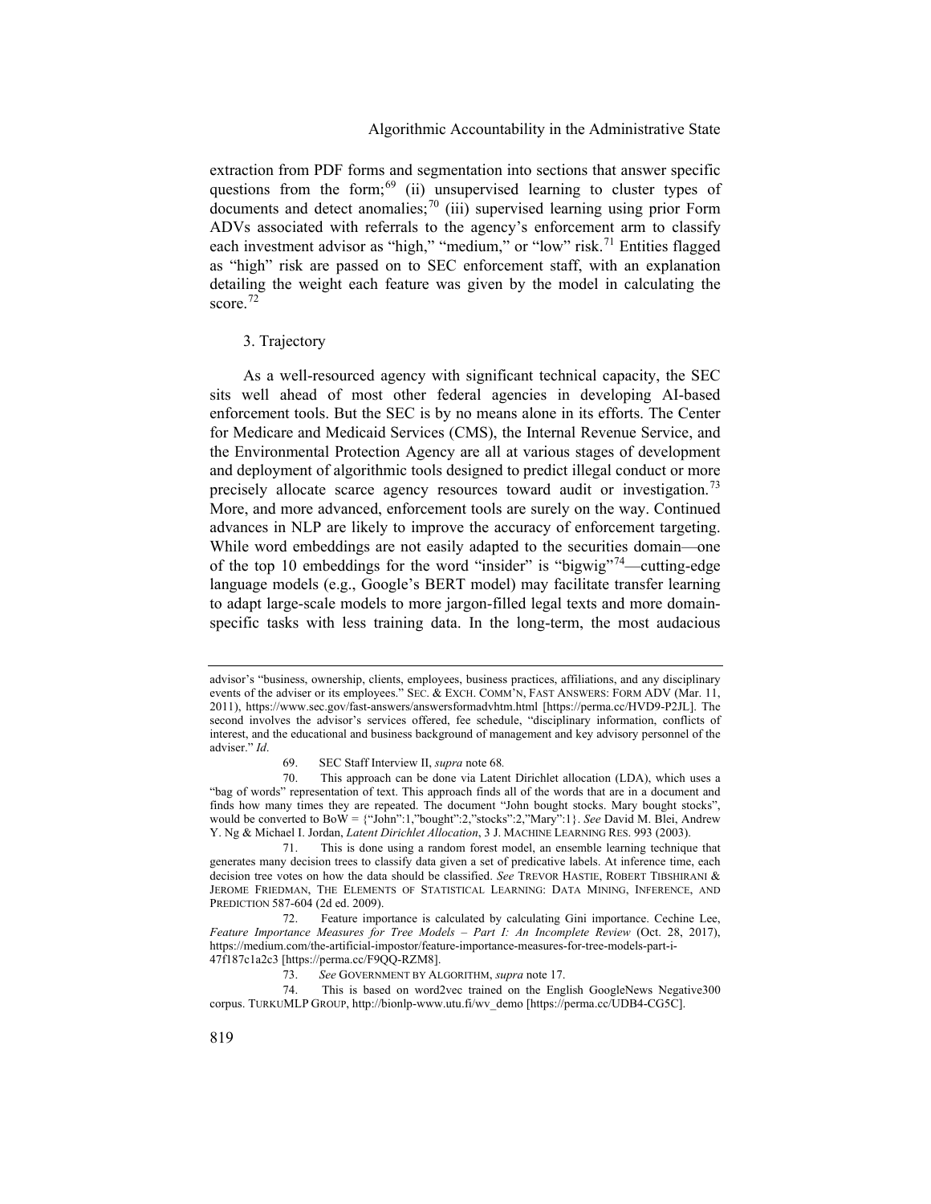extraction from PDF forms and segmentation into sections that answer specific questions from the form;[69] (ii) unsupervised learning to cluster types of documents and detect anomalies;[70] (iii) supervised learning using prior Form ADVs associated with referrals to the agency's enforcement arm to classify each investment advisor as "high," "medium," or "low" risk.[71] Entities flagged as "high" risk are passed on to SEC enforcement staff, with an explanation detailing the weight each feature was given by the model in calculating the score.[72]

### 3. Trajectory

As a well-resourced agency with significant technical capacity, the SEC sits well ahead of most other federal agencies in developing AI-based enforcement tools. But the SEC is by no means alone in its efforts. The Center for Medicare and Medicaid Services (CMS), the Internal Revenue Service, and the Environmental Protection Agency are all at various stages of development and deployment of algorithmic tools designed to predict illegal conduct or more precisely allocate scarce agency resources toward audit or investigation.[73] More, and more advanced, enforcement tools are surely on the way. Continued advances in NLP are likely to improve the accuracy of enforcement targeting. While word embeddings are not easily adapted to the securities domain—one of the top 10 embeddings for the word "insider" is "bigwig"[74]—cutting-edge language models (e.g., Google's BERT model) may facilitate transfer learning to adapt large-scale models to more jargon-filled legal texts and more domain-specific tasks with less training data. In the long-term, the most audacious

---

advisor's "business, ownership, clients, employees, business practices, affiliations, and any disciplinary events of the adviser or its employees." SEC. & EXCH. COMM'N, FAST ANSWERS: FORM ADV (Mar. 11, 2011), https://www.sec.gov/fast-answers/answersformadvhtm.html [https://perma.cc/HVD9-P2JL]. The second involves the advisor's services offered, fee schedule, "disciplinary information, conflicts of interest, and the educational and business background of management and key advisory personnel of the adviser." *Id*.

69. SEC Staff Interview II, *supra* note 68.

70. This approach can be done via Latent Dirichlet allocation (LDA), which uses a "bag of words" representation of text. This approach finds all of the words that are in a document and finds how many times they are repeated. The document "John bought stocks. Mary bought stocks", would be converted to BoW = {"John":1,"bought":2,"stocks":2,"Mary":1}. *See* David M. Blei, Andrew Y. Ng & Michael I. Jordan, *Latent Dirichlet Allocation*, 3 J. MACHINE LEARNING RES. 993 (2003).

71. This is done using a random forest model, an ensemble learning technique that generates many decision trees to classify data given a set of predicative labels. At inference time, each decision tree votes on how the data should be classified. *See* TREVOR HASTIE, ROBERT TIBSHIRANI & JEROME FRIEDMAN, THE ELEMENTS OF STATISTICAL LEARNING: DATA MINING, INFERENCE, AND PREDICTION 587-604 (2d ed. 2009).

72. Feature importance is calculated by calculating Gini importance. Cechine Lee, *Feature Importance Measures for Tree Models – Part I: An Incomplete Review* (Oct. 28, 2017), https://medium.com/the-artificial-impostor/feature-importance-measures-for-tree-models-part-i-47f187c1a2c3 [https://perma.cc/F9QQ-RZM8].

73. *See* GOVERNMENT BY ALGORITHM, *supra* note 17.

74. This is based on word2vec trained on the English GoogleNews Negative300 corpus. TURKUMLP GROUP, http://bionlp-www.utu.fi/wv_demo [https://perma.cc/UDB4-CG5C].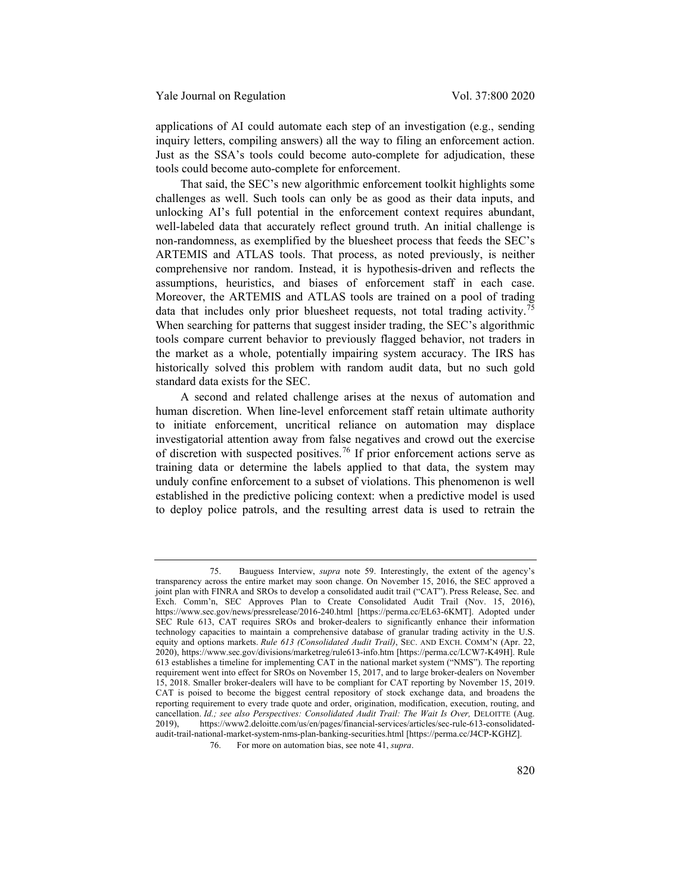applications of AI could automate each step of an investigation (e.g., sending inquiry letters, compiling answers) all the way to filing an enforcement action. Just as the SSA's tools could become auto-complete for adjudication, these tools could become auto-complete for enforcement.

That said, the SEC's new algorithmic enforcement toolkit highlights some challenges as well. Such tools can only be as good as their data inputs, and unlocking AI's full potential in the enforcement context requires abundant, well-labeled data that accurately reflect ground truth. An initial challenge is non-randomness, as exemplified by the bluesheet process that feeds the SEC's ARTEMIS and ATLAS tools. That process, as noted previously, is neither comprehensive nor random. Instead, it is hypothesis-driven and reflects the assumptions, heuristics, and biases of enforcement staff in each case. Moreover, the ARTEMIS and ATLAS tools are trained on a pool of trading data that includes only prior bluesheet requests, not total trading activity.[75] When searching for patterns that suggest insider trading, the SEC's algorithmic tools compare current behavior to previously flagged behavior, not traders in the market as a whole, potentially impairing system accuracy. The IRS has historically solved this problem with random audit data, but no such gold standard data exists for the SEC.

A second and related challenge arises at the nexus of automation and human discretion. When line-level enforcement staff retain ultimate authority to initiate enforcement, uncritical reliance on automation may displace investigatorial attention away from false negatives and crowd out the exercise of discretion with suspected positives.[76] If prior enforcement actions serve as training data or determine the labels applied to that data, the system may unduly confine enforcement to a subset of violations. This phenomenon is well established in the predictive policing context: when a predictive model is used to deploy police patrols, and the resulting arrest data is used to retrain the

---

75. Bauguess Interview, *supra* note 59. Interestingly, the extent of the agency's transparency across the entire market may soon change. On November 15, 2016, the SEC approved a joint plan with FINRA and SROs to develop a consolidated audit trail ("CAT"). Press Release, Sec. and Exch. Comm'n, SEC Approves Plan to Create Consolidated Audit Trail (Nov. 15, 2016), https://www.sec.gov/news/pressrelease/2016-240.html [https://perma.cc/EL63-6KMT]. Adopted under SEC Rule 613, CAT requires SROs and broker-dealers to significantly enhance their information technology capacities to maintain a comprehensive database of granular trading activity in the U.S. equity and options markets. *Rule 613 (Consolidated Audit Trail)*, SEC. AND EXCH. COMM'N (Apr. 22, 2020), https://www.sec.gov/divisions/marketreg/rule613-info.htm [https://perma.cc/LCW7-K49H]. Rule 613 establishes a timeline for implementing CAT in the national market system ("NMS"). The reporting requirement went into effect for SROs on November 15, 2017, and to large broker-dealers on November 15, 2018. Smaller broker-dealers will have to be compliant for CAT reporting by November 15, 2019. CAT is poised to become the biggest central repository of stock exchange data, and broadens the reporting requirement to every trade quote and order, origination, modification, execution, routing, and cancellation. *Id.; see also Perspectives: Consolidated Audit Trail: The Wait Is Over,* DELOITTE (Aug. 2019), https://www2.deloitte.com/us/en/pages/financial-services/articles/sec-rule-613-consolidated-audit-trail-national-market-system-nms-plan-banking-securities.html [https://perma.cc/J4CP-KGHZ].

76. For more on automation bias, see note 41, *supra*.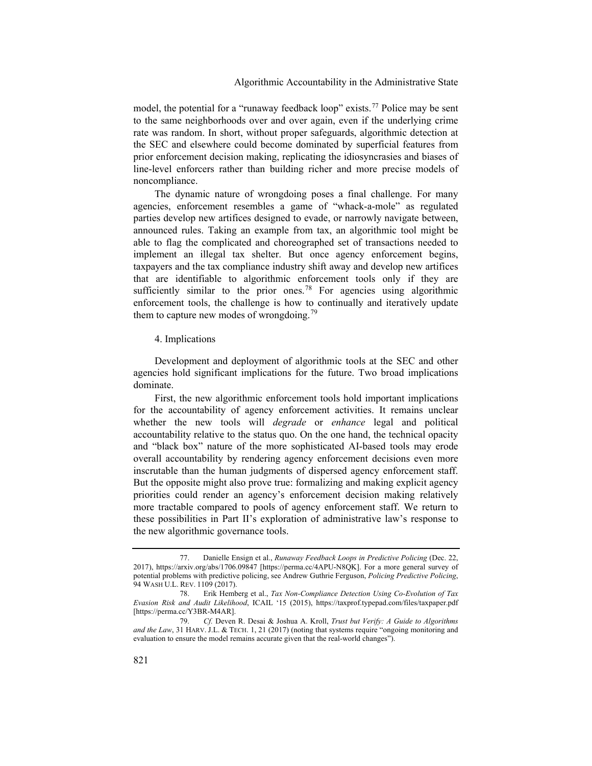model, the potential for a "runaway feedback loop" exists.[77] Police may be sent to the same neighborhoods over and over again, even if the underlying crime rate was random. In short, without proper safeguards, algorithmic detection at the SEC and elsewhere could become dominated by superficial features from prior enforcement decision making, replicating the idiosyncrasies and biases of line-level enforcers rather than building richer and more precise models of noncompliance.

The dynamic nature of wrongdoing poses a final challenge. For many agencies, enforcement resembles a game of "whack-a-mole" as regulated parties develop new artifices designed to evade, or narrowly navigate between, announced rules. Taking an example from tax, an algorithmic tool might be able to flag the complicated and choreographed set of transactions needed to implement an illegal tax shelter. But once agency enforcement begins, taxpayers and the tax compliance industry shift away and develop new artifices that are identifiable to algorithmic enforcement tools only if they are sufficiently similar to the prior ones.[78] For agencies using algorithmic enforcement tools, the challenge is how to continually and iteratively update them to capture new modes of wrongdoing.[79]

4. Implications

Development and deployment of algorithmic tools at the SEC and other agencies hold significant implications for the future. Two broad implications dominate.

First, the new algorithmic enforcement tools hold important implications for the accountability of agency enforcement activities. It remains unclear whether the new tools will *degrade* or *enhance* legal and political accountability relative to the status quo. On the one hand, the technical opacity and "black box" nature of the more sophisticated AI-based tools may erode overall accountability by rendering agency enforcement decisions even more inscrutable than the human judgments of dispersed agency enforcement staff. But the opposite might also prove true: formalizing and making explicit agency priorities could render an agency's enforcement decision making relatively more tractable compared to pools of agency enforcement staff. We return to these possibilities in Part II's exploration of administrative law's response to the new algorithmic governance tools.

---

77. Danielle Ensign et al., *Runaway Feedback Loops in Predictive Policing* (Dec. 22, 2017), https://arxiv.org/abs/1706.09847 [https://perma.cc/4APU-N8QK]. For a more general survey of potential problems with predictive policing, see Andrew Guthrie Ferguson, *Policing Predictive Policing*, 94 WASH U.L. REV. 1109 (2017).

78. Erik Hemberg et al., *Tax Non-Compliance Detection Using Co-Evolution of Tax Evasion Risk and Audit Likelihood*, ICAIL '15 (2015), https://taxprof.typepad.com/files/taxpaper.pdf [https://perma.cc/Y3BR-M4AR].

79. *Cf.* Deven R. Desai & Joshua A. Kroll, *Trust but Verify: A Guide to Algorithms and the Law*, 31 HARV. J.L. & TECH. 1, 21 (2017) (noting that systems require "ongoing monitoring and evaluation to ensure the model remains accurate given that the real-world changes").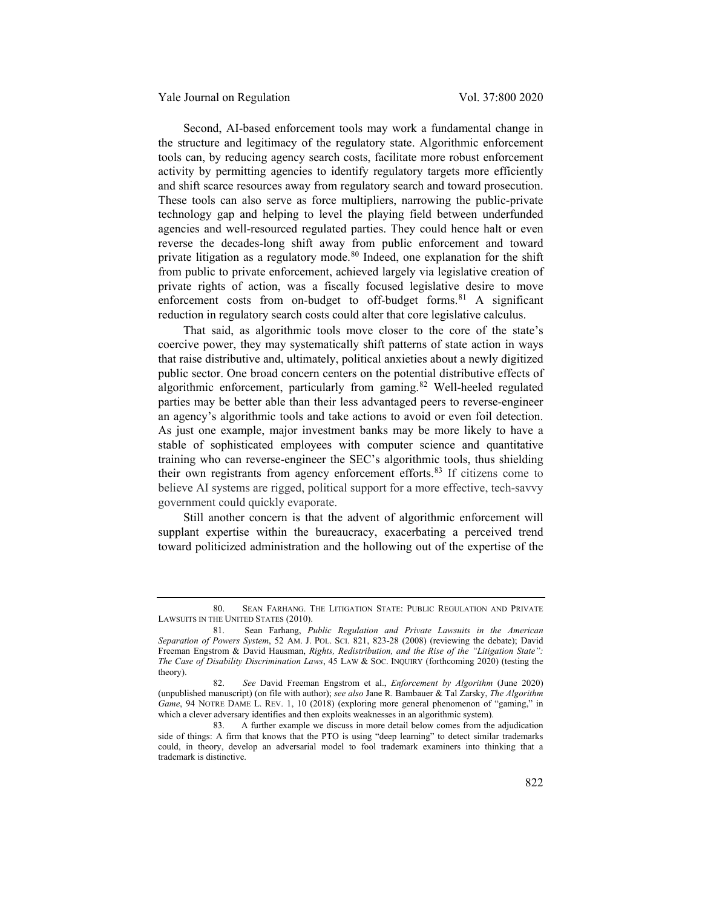Second, AI-based enforcement tools may work a fundamental change in the structure and legitimacy of the regulatory state. Algorithmic enforcement tools can, by reducing agency search costs, facilitate more robust enforcement activity by permitting agencies to identify regulatory targets more efficiently and shift scarce resources away from regulatory search and toward prosecution. These tools can also serve as force multipliers, narrowing the public-private technology gap and helping to level the playing field between underfunded agencies and well-resourced regulated parties. They could hence halt or even reverse the decades-long shift away from public enforcement and toward private litigation as a regulatory mode.[80] Indeed, one explanation for the shift from public to private enforcement, achieved largely via legislative creation of private rights of action, was a fiscally focused legislative desire to move enforcement costs from on-budget to off-budget forms.[81] A significant reduction in regulatory search costs could alter that core legislative calculus.

That said, as algorithmic tools move closer to the core of the state's coercive power, they may systematically shift patterns of state action in ways that raise distributive and, ultimately, political anxieties about a newly digitized public sector. One broad concern centers on the potential distributive effects of algorithmic enforcement, particularly from gaming.[82] Well-heeled regulated parties may be better able than their less advantaged peers to reverse-engineer an agency's algorithmic tools and take actions to avoid or even foil detection. As just one example, major investment banks may be more likely to have a stable of sophisticated employees with computer science and quantitative training who can reverse-engineer the SEC's algorithmic tools, thus shielding their own registrants from agency enforcement efforts.[83] If citizens come to believe AI systems are rigged, political support for a more effective, tech-savvy government could quickly evaporate.

Still another concern is that the advent of algorithmic enforcement will supplant expertise within the bureaucracy, exacerbating a perceived trend toward politicized administration and the hollowing out of the expertise of the

---

80. SEAN FARHANG. THE LITIGATION STATE: PUBLIC REGULATION AND PRIVATE LAWSUITS IN THE UNITED STATES (2010).

81. Sean Farhang, *Public Regulation and Private Lawsuits in the American Separation of Powers System*, 52 AM. J. POL. SCI. 821, 823-28 (2008) (reviewing the debate); David Freeman Engstrom & David Hausman, *Rights, Redistribution, and the Rise of the "Litigation State": The Case of Disability Discrimination Laws*, 45 LAW & SOC. INQUIRY (forthcoming 2020) (testing the theory).

82. *See* David Freeman Engstrom et al., *Enforcement by Algorithm* (June 2020) (unpublished manuscript) (on file with author); *see also* Jane R. Bambauer & Tal Zarsky, *The Algorithm Game*, 94 NOTRE DAME L. REV. 1, 10 (2018) (exploring more general phenomenon of "gaming," in which a clever adversary identifies and then exploits weaknesses in an algorithmic system).

83. A further example we discuss in more detail below comes from the adjudication side of things: A firm that knows that the PTO is using "deep learning" to detect similar trademarks could, in theory, develop an adversarial model to fool trademark examiners into thinking that a trademark is distinctive.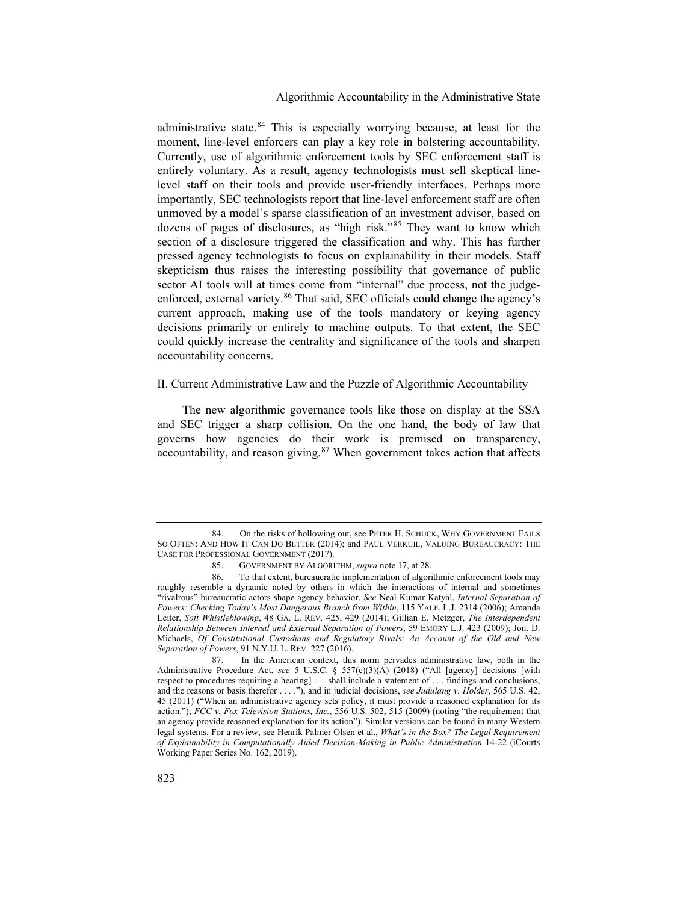administrative state.[84] This is especially worrying because, at least for the moment, line-level enforcers can play a key role in bolstering accountability. Currently, use of algorithmic enforcement tools by SEC enforcement staff is entirely voluntary. As a result, agency technologists must sell skeptical line-level staff on their tools and provide user-friendly interfaces. Perhaps more importantly, SEC technologists report that line-level enforcement staff are often unmoved by a model's sparse classification of an investment advisor, based on dozens of pages of disclosures, as "high risk."[85] They want to know which section of a disclosure triggered the classification and why. This has further pressed agency technologists to focus on explainability in their models. Staff skepticism thus raises the interesting possibility that governance of public sector AI tools will at times come from "internal" due process, not the judge-enforced, external variety.[86] That said, SEC officials could change the agency's current approach, making use of the tools mandatory or keying agency decisions primarily or entirely to machine outputs. To that extent, the SEC could quickly increase the centrality and significance of the tools and sharpen accountability concerns.

## II. Current Administrative Law and the Puzzle of Algorithmic Accountability

The new algorithmic governance tools like those on display at the SSA and SEC trigger a sharp collision. On the one hand, the body of law that governs how agencies do their work is premised on transparency, accountability, and reason giving.[87] When government takes action that affects

---

84. On the risks of hollowing out, see PETER H. SCHUCK, WHY GOVERNMENT FAILS SO OFTEN: AND HOW IT CAN DO BETTER (2014); and PAUL VERKUIL, VALUING BUREAUCRACY: THE CASE FOR PROFESSIONAL GOVERNMENT (2017).

85. GOVERNMENT BY ALGORITHM, *supra* note 17, at 28.

86. To that extent, bureaucratic implementation of algorithmic enforcement tools may roughly resemble a dynamic noted by others in which the interactions of internal and sometimes "rivalrous" bureaucratic actors shape agency behavior. *See* Neal Kumar Katyal, *Internal Separation of Powers: Checking Today's Most Dangerous Branch from Within*, 115 YALE. L.J. 2314 (2006); Amanda Leiter, *Soft Whistleblowing*, 48 GA. L. REV. 425, 429 (2014); Gillian E. Metzger, *The Interdependent Relationship Between Internal and External Separation of Powers*, 59 EMORY L.J. 423 (2009); Jon. D. Michaels, *Of Constitutional Custodians and Regulatory Rivals: An Account of the Old and New Separation of Powers*, 91 N.Y.U. L. REV. 227 (2016).

87. In the American context, this norm pervades administrative law, both in the Administrative Procedure Act, *see* 5 U.S.C. § 557(c)(3)(A) (2018) ("All [agency] decisions [with respect to procedures requiring a hearing] . . . shall include a statement of . . . findings and conclusions, and the reasons or basis therefor . . . ."), and in judicial decisions, *see Judulang v. Holder*, 565 U.S. 42, 45 (2011) ("When an administrative agency sets policy, it must provide a reasoned explanation for its action."); *FCC v. Fox Television Stations, Inc.*, 556 U.S. 502, 515 (2009) (noting "the requirement that an agency provide reasoned explanation for its action"). Similar versions can be found in many Western legal systems. For a review, see Henrik Palmer Olsen et al., *What's in the Box? The Legal Requirement of Explainability in Computationally Aided Decision-Making in Public Administration* 14-22 (iCourts Working Paper Series No. 162, 2019).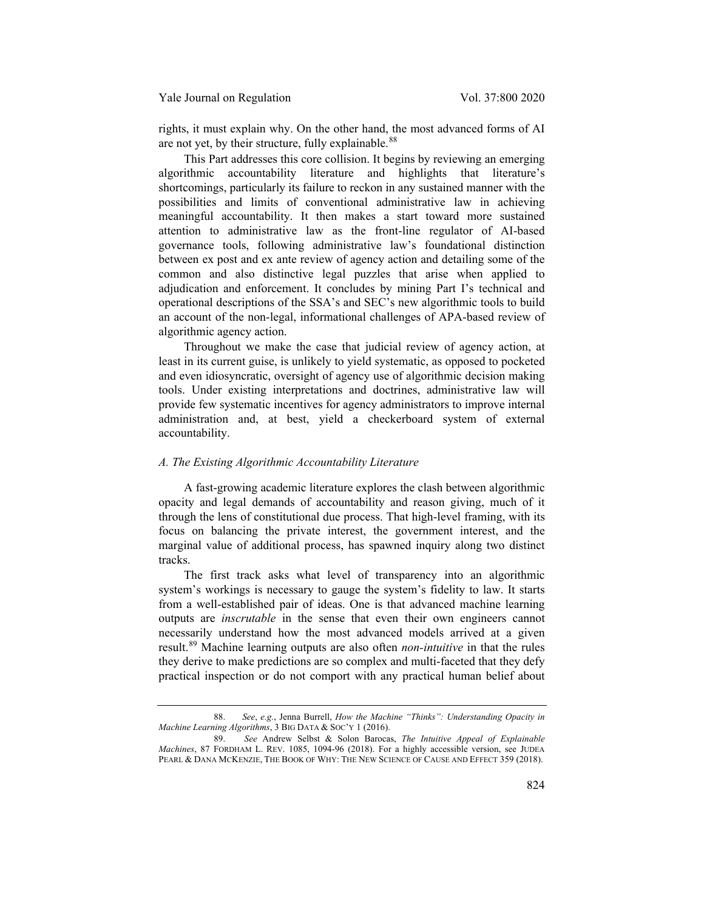rights, it must explain why. On the other hand, the most advanced forms of AI are not yet, by their structure, fully explainable.[88]

This Part addresses this core collision. It begins by reviewing an emerging algorithmic accountability literature and highlights that literature's shortcomings, particularly its failure to reckon in any sustained manner with the possibilities and limits of conventional administrative law in achieving meaningful accountability. It then makes a start toward more sustained attention to administrative law as the front-line regulator of AI-based governance tools, following administrative law's foundational distinction between ex post and ex ante review of agency action and detailing some of the common and also distinctive legal puzzles that arise when applied to adjudication and enforcement. It concludes by mining Part I's technical and operational descriptions of the SSA's and SEC's new algorithmic tools to build an account of the non-legal, informational challenges of APA-based review of algorithmic agency action.

Throughout we make the case that judicial review of agency action, at least in its current guise, is unlikely to yield systematic, as opposed to pocketed and even idiosyncratic, oversight of agency use of algorithmic decision making tools. Under existing interpretations and doctrines, administrative law will provide few systematic incentives for agency administrators to improve internal administration and, at best, yield a checkerboard system of external accountability.

### *A. The Existing Algorithmic Accountability Literature*

A fast-growing academic literature explores the clash between algorithmic opacity and legal demands of accountability and reason giving, much of it through the lens of constitutional due process. That high-level framing, with its focus on balancing the private interest, the government interest, and the marginal value of additional process, has spawned inquiry along two distinct tracks.

The first track asks what level of transparency into an algorithmic system's workings is necessary to gauge the system's fidelity to law. It starts from a well-established pair of ideas. One is that advanced machine learning outputs are *inscrutable* in the sense that even their own engineers cannot necessarily understand how the most advanced models arrived at a given result.[89] Machine learning outputs are also often *non-intuitive* in that the rules they derive to make predictions are so complex and multi-faceted that they defy practical inspection or do not comport with any practical human belief about

---

88. *See*, *e.g.*, Jenna Burrell, *How the Machine "Thinks": Understanding Opacity in Machine Learning Algorithms*, 3 BIG DATA & SOC'Y 1 (2016).

89. *See* Andrew Selbst & Solon Barocas, *The Intuitive Appeal of Explainable Machines*, 87 FORDHAM L. REV. 1085, 1094-96 (2018). For a highly accessible version, see JUDEA PEARL & DANA MCKENZIE, THE BOOK OF WHY: THE NEW SCIENCE OF CAUSE AND EFFECT 359 (2018).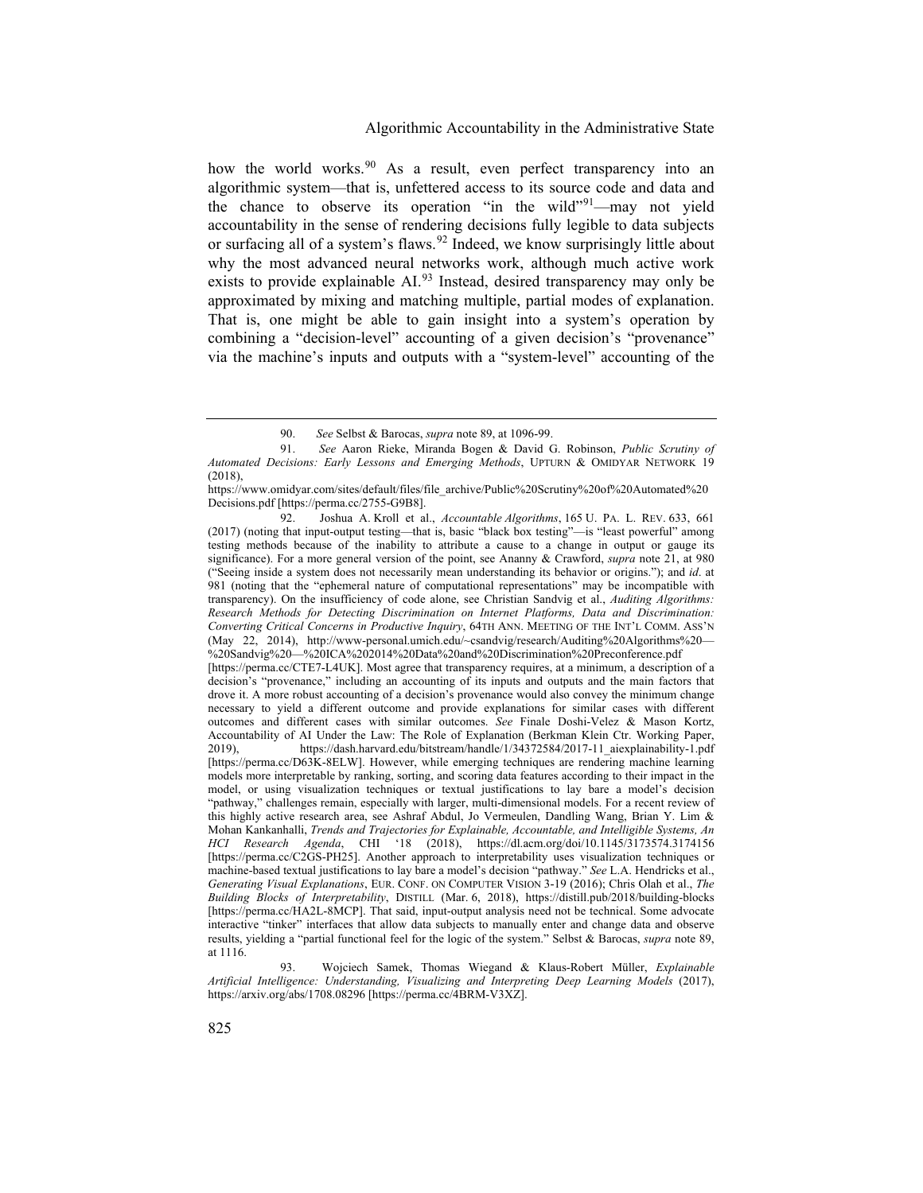how the world works.[90] As a result, even perfect transparency into an algorithmic system—that is, unfettered access to its source code and data and the chance to observe its operation "in the wild"[91]—may not yield accountability in the sense of rendering decisions fully legible to data subjects or surfacing all of a system's flaws.[92] Indeed, we know surprisingly little about why the most advanced neural networks work, although much active work exists to provide explainable AI.[93] Instead, desired transparency may only be approximated by mixing and matching multiple, partial modes of explanation. That is, one might be able to gain insight into a system's operation by combining a "decision-level" accounting of a given decision's "provenance" via the machine's inputs and outputs with a "system-level" accounting of the

---

90. *See* Selbst & Barocas, *supra* note 89, at 1096-99.

91. *See* Aaron Rieke, Miranda Bogen & David G. Robinson, *Public Scrutiny of Automated Decisions: Early Lessons and Emerging Methods*, UPTURN & OMIDYAR NETWORK 19 (2018), https://www.omidyar.com/sites/default/files/file_archive/Public%20Scrutiny%20of%20Automated%20Decisions.pdf [https://perma.cc/2755-G9B8].

92. Joshua A. Kroll et al., *Accountable Algorithms*, 165 U. PA. L. REV. 633, 661 (2017) (noting that input-output testing—that is, basic "black box testing"—is "least powerful" among testing methods because of the inability to attribute a cause to a change in output or gauge its significance). For a more general version of the point, see Ananny & Crawford, *supra* note 21, at 980 ("Seeing inside a system does not necessarily mean understanding its behavior or origins."); and *id*. at 981 (noting that the "ephemeral nature of computational representations" may be incompatible with transparency). On the insufficiency of code alone, see Christian Sandvig et al., *Auditing Algorithms: Research Methods for Detecting Discrimination on Internet Platforms, Data and Discrimination: Converting Critical Concerns in Productive Inquiry*, 64TH ANN. MEETING OF THE INT'L COMM. ASS'N (May 22, 2014), http://www-personal.umich.edu/~csandvig/research/Auditing%20Algorithms%20—%20Sandvig%20—%20ICA%202014%20Data%20and%20Discrimination%20Preconference.pdf [https://perma.cc/CTE7-L4UK]. Most agree that transparency requires, at a minimum, a description of a decision's "provenance," including an accounting of its inputs and outputs and the main factors that drove it. A more robust accounting of a decision's provenance would also convey the minimum change necessary to yield a different outcome and provide explanations for similar cases with different outcomes and different cases with similar outcomes. *See* Finale Doshi-Velez & Mason Kortz, Accountability of AI Under the Law: The Role of Explanation (Berkman Klein Ctr. Working Paper, 2019), https://dash.harvard.edu/bitstream/handle/1/34372584/2017-11_aiexplainability-1.pdf [https://perma.cc/D63K-8ELW]. However, while emerging techniques are rendering machine learning models more interpretable by ranking, sorting, and scoring data features according to their impact in the model, or using visualization techniques or textual justifications to lay bare a model's decision "pathway," challenges remain, especially with larger, multi-dimensional models. For a recent review of this highly active research area, see Ashraf Abdul, Jo Vermeulen, Dandling Wang, Brian Y. Lim & Mohan Kankanhalli, *Trends and Trajectories for Explainable, Accountable, and Intelligible Systems, An HCI Research Agenda*, CHI '18 (2018), https://dl.acm.org/doi/10.1145/3173574.3174156 [https://perma.cc/C2GS-PH25]. Another approach to interpretability uses visualization techniques or machine-based textual justifications to lay bare a model's decision "pathway." *See* L.A. Hendricks et al., *Generating Visual Explanations*, EUR. CONF. ON COMPUTER VISION 3-19 (2016); Chris Olah et al., *The Building Blocks of Interpretability*, DISTILL (Mar. 6, 2018), https://distill.pub/2018/building-blocks [https://perma.cc/HA2L-8MCP]. That said, input-output analysis need not be technical. Some advocate interactive "tinker" interfaces that allow data subjects to manually enter and change data and observe results, yielding a "partial functional feel for the logic of the system." Selbst & Barocas, *supra* note 89, at 1116.

93. Wojciech Samek, Thomas Wiegand & Klaus-Robert Müller, *Explainable Artificial Intelligence: Understanding, Visualizing and Interpreting Deep Learning Models* (2017), https://arxiv.org/abs/1708.08296 [https://perma.cc/4BRM-V3XZ].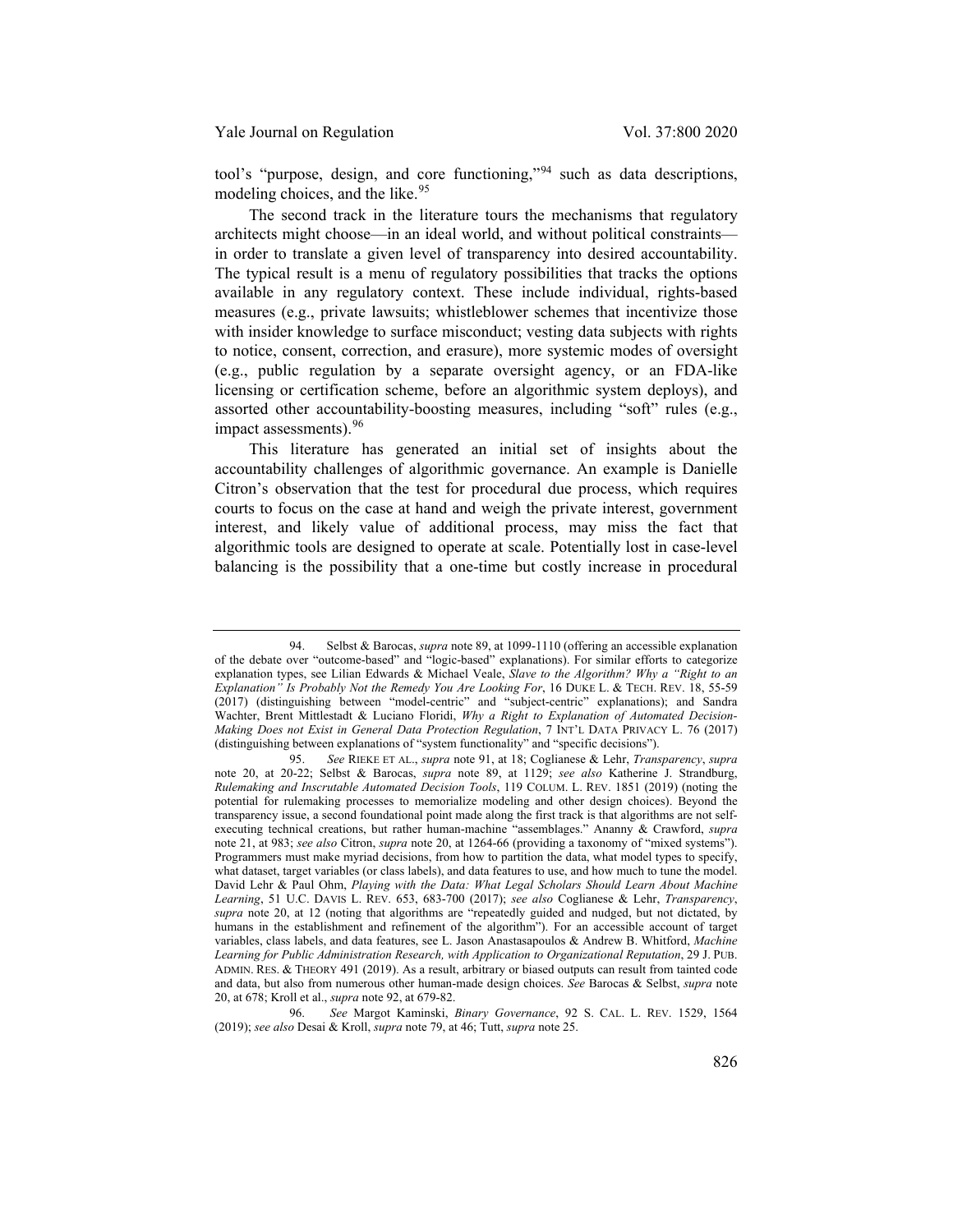tool's "purpose, design, and core functioning,"[94] such as data descriptions, modeling choices, and the like.[95]

The second track in the literature tours the mechanisms that regulatory architects might choose—in an ideal world, and without political constraints—in order to translate a given level of transparency into desired accountability. The typical result is a menu of regulatory possibilities that tracks the options available in any regulatory context. These include individual, rights-based measures (e.g., private lawsuits; whistleblower schemes that incentivize those with insider knowledge to surface misconduct; vesting data subjects with rights to notice, consent, correction, and erasure), more systemic modes of oversight (e.g., public regulation by a separate oversight agency, or an FDA-like licensing or certification scheme, before an algorithmic system deploys), and assorted other accountability-boosting measures, including "soft" rules (e.g., impact assessments).[96]

This literature has generated an initial set of insights about the accountability challenges of algorithmic governance. An example is Danielle Citron's observation that the test for procedural due process, which requires courts to focus on the case at hand and weigh the private interest, government interest, and likely value of additional process, may miss the fact that algorithmic tools are designed to operate at scale. Potentially lost in case-level balancing is the possibility that a one-time but costly increase in procedural

---

94. Selbst & Barocas, *supra* note 89, at 1099-1110 (offering an accessible explanation of the debate over "outcome-based" and "logic-based" explanations). For similar efforts to categorize explanation types, see Lilian Edwards & Michael Veale, *Slave to the Algorithm? Why a "Right to an Explanation" Is Probably Not the Remedy You Are Looking For*, 16 DUKE L. & TECH. REV. 18, 55-59 (2017) (distinguishing between "model-centric" and "subject-centric" explanations); and Sandra Wachter, Brent Mittlestadt & Luciano Floridi, *Why a Right to Explanation of Automated Decision-Making Does not Exist in General Data Protection Regulation*, 7 INT'L DATA PRIVACY L. 76 (2017) (distinguishing between explanations of "system functionality" and "specific decisions").

95. *See* RIEKE ET AL., *supra* note 91, at 18; Coglianese & Lehr, *Transparency*, *supra* note 20, at 20-22; Selbst & Barocas, *supra* note 89, at 1129; *see also* Katherine J. Strandburg, *Rulemaking and Inscrutable Automated Decision Tools*, 119 COLUM. L. REV. 1851 (2019) (noting the potential for rulemaking processes to memorialize modeling and other design choices). Beyond the transparency issue, a second foundational point made along the first track is that algorithms are not self-executing technical creations, but rather human-machine "assemblages." Ananny & Crawford, *supra* note 21, at 983; *see also* Citron, *supra* note 20, at 1264-66 (providing a taxonomy of "mixed systems"). Programmers must make myriad decisions, from how to partition the data, what model types to specify, what dataset, target variables (or class labels), and data features to use, and how much to tune the model. David Lehr & Paul Ohm, *Playing with the Data: What Legal Scholars Should Learn About Machine Learning*, 51 U.C. DAVIS L. REV. 653, 683-700 (2017); *see also* Coglianese & Lehr, *Transparency*, *supra* note 20, at 12 (noting that algorithms are "repeatedly guided and nudged, but not dictated, by humans in the establishment and refinement of the algorithm"). For an accessible account of target variables, class labels, and data features, see L. Jason Anastasapoulos & Andrew B. Whitford, *Machine Learning for Public Administration Research, with Application to Organizational Reputation*, 29 J. PUB. ADMIN. RES. & THEORY 491 (2019). As a result, arbitrary or biased outputs can result from tainted code and data, but also from numerous other human-made design choices. *See* Barocas & Selbst, *supra* note 20, at 678; Kroll et al., *supra* note 92, at 679-82.

96. *See* Margot Kaminski, *Binary Governance*, 92 S. CAL. L. REV. 1529, 1564 (2019); *see also* Desai & Kroll, *supra* note 79, at 46; Tutt, *supra* note 25.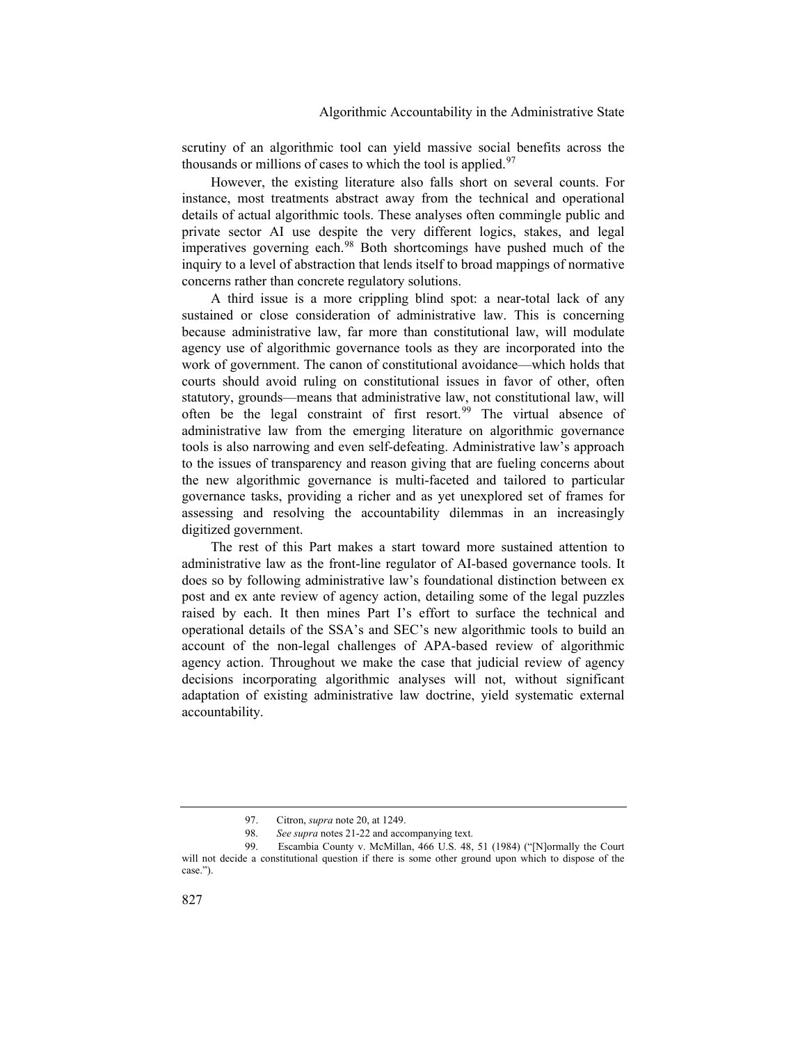scrutiny of an algorithmic tool can yield massive social benefits across the thousands or millions of cases to which the tool is applied.[97]

However, the existing literature also falls short on several counts. For instance, most treatments abstract away from the technical and operational details of actual algorithmic tools. These analyses often commingle public and private sector AI use despite the very different logics, stakes, and legal imperatives governing each.[98] Both shortcomings have pushed much of the inquiry to a level of abstraction that lends itself to broad mappings of normative concerns rather than concrete regulatory solutions.

A third issue is a more crippling blind spot: a near-total lack of any sustained or close consideration of administrative law. This is concerning because administrative law, far more than constitutional law, will modulate agency use of algorithmic governance tools as they are incorporated into the work of government. The canon of constitutional avoidance—which holds that courts should avoid ruling on constitutional issues in favor of other, often statutory, grounds—means that administrative law, not constitutional law, will often be the legal constraint of first resort.[99] The virtual absence of administrative law from the emerging literature on algorithmic governance tools is also narrowing and even self-defeating. Administrative law's approach to the issues of transparency and reason giving that are fueling concerns about the new algorithmic governance is multi-faceted and tailored to particular governance tasks, providing a richer and as yet unexplored set of frames for assessing and resolving the accountability dilemmas in an increasingly digitized government.

The rest of this Part makes a start toward more sustained attention to administrative law as the front-line regulator of AI-based governance tools. It does so by following administrative law's foundational distinction between ex post and ex ante review of agency action, detailing some of the legal puzzles raised by each. It then mines Part I's effort to surface the technical and operational details of the SSA's and SEC's new algorithmic tools to build an account of the non-legal challenges of APA-based review of algorithmic agency action. Throughout we make the case that judicial review of agency decisions incorporating algorithmic analyses will not, without significant adaptation of existing administrative law doctrine, yield systematic external accountability.

---

97. Citron, *supra* note 20, at 1249.

98. *See supra* notes 21-22 and accompanying text.

99. Escambia County v. McMillan, 466 U.S. 48, 51 (1984) ("[N]ormally the Court will not decide a constitutional question if there is some other ground upon which to dispose of the case.").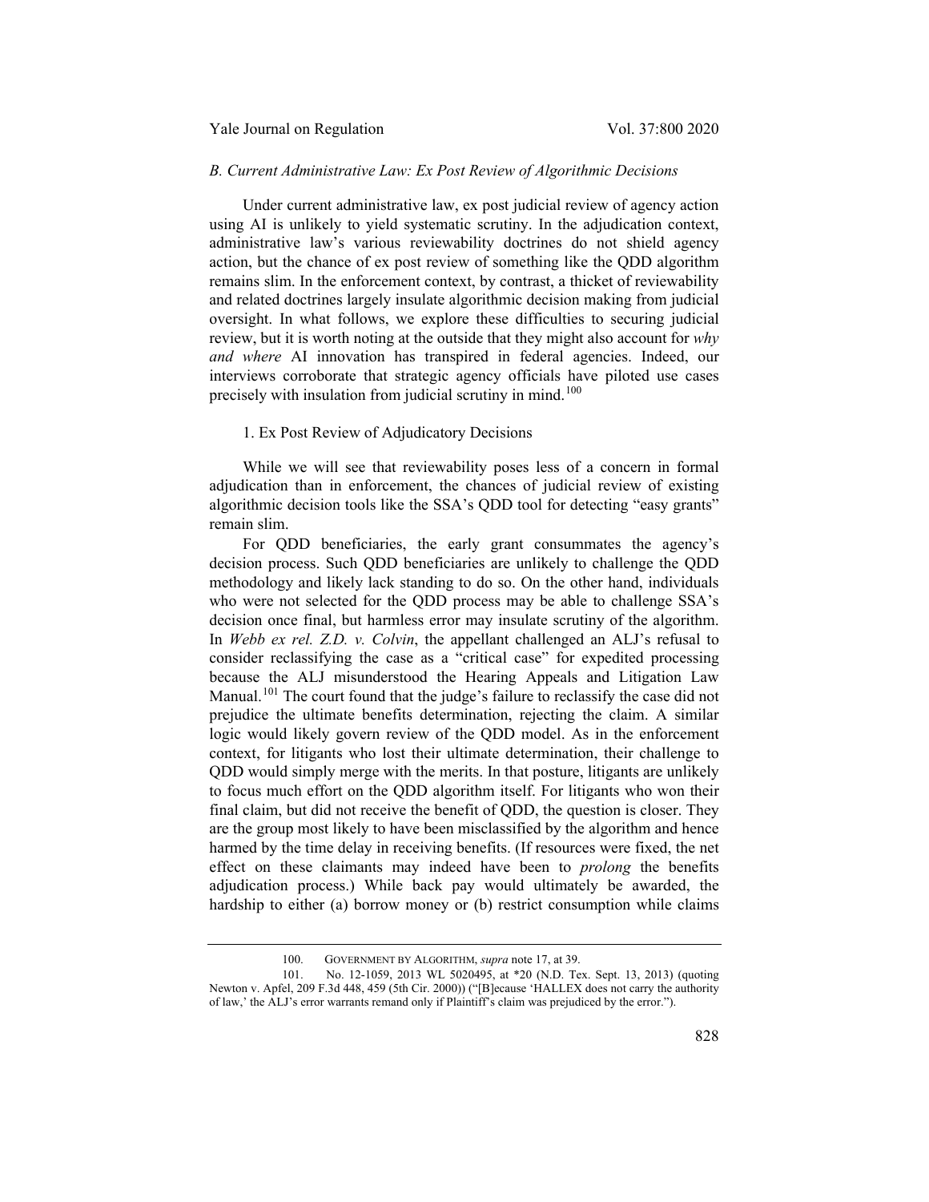### *B. Current Administrative Law: Ex Post Review of Algorithmic Decisions*

Under current administrative law, ex post judicial review of agency action using AI is unlikely to yield systematic scrutiny. In the adjudication context, administrative law's various reviewability doctrines do not shield agency action, but the chance of ex post review of something like the QDD algorithm remains slim. In the enforcement context, by contrast, a thicket of reviewability and related doctrines largely insulate algorithmic decision making from judicial oversight. In what follows, we explore these difficulties to securing judicial review, but it is worth noting at the outside that they might also account for *why and where* AI innovation has transpired in federal agencies. Indeed, our interviews corroborate that strategic agency officials have piloted use cases precisely with insulation from judicial scrutiny in mind.[100]

#### 1. Ex Post Review of Adjudicatory Decisions

While we will see that reviewability poses less of a concern in formal adjudication than in enforcement, the chances of judicial review of existing algorithmic decision tools like the SSA's QDD tool for detecting "easy grants" remain slim.

For QDD beneficiaries, the early grant consummates the agency's decision process. Such QDD beneficiaries are unlikely to challenge the QDD methodology and likely lack standing to do so. On the other hand, individuals who were not selected for the QDD process may be able to challenge SSA's decision once final, but harmless error may insulate scrutiny of the algorithm. In *Webb ex rel. Z.D. v. Colvin*, the appellant challenged an ALJ's refusal to consider reclassifying the case as a "critical case" for expedited processing because the ALJ misunderstood the Hearing Appeals and Litigation Law Manual.[101] The court found that the judge's failure to reclassify the case did not prejudice the ultimate benefits determination, rejecting the claim. A similar logic would likely govern review of the QDD model. As in the enforcement context, for litigants who lost their ultimate determination, their challenge to QDD would simply merge with the merits. In that posture, litigants are unlikely to focus much effort on the QDD algorithm itself. For litigants who won their final claim, but did not receive the benefit of QDD, the question is closer. They are the group most likely to have been misclassified by the algorithm and hence harmed by the time delay in receiving benefits. (If resources were fixed, the net effect on these claimants may indeed have been to *prolong* the benefits adjudication process.) While back pay would ultimately be awarded, the hardship to either (a) borrow money or (b) restrict consumption while claims

---

100. GOVERNMENT BY ALGORITHM, *supra* note 17, at 39.

101. No. 12-1059, 2013 WL 5020495, at *20 (N.D. Tex. Sept. 13, 2013) (quoting Newton v. Apfel, 209 F.3d 448, 459 (5th Cir. 2000)) ("[B]ecause 'HALLEX does not carry the authority of law,' the ALJ's error warrants remand only if Plaintiff's claim was prejudiced by the error.").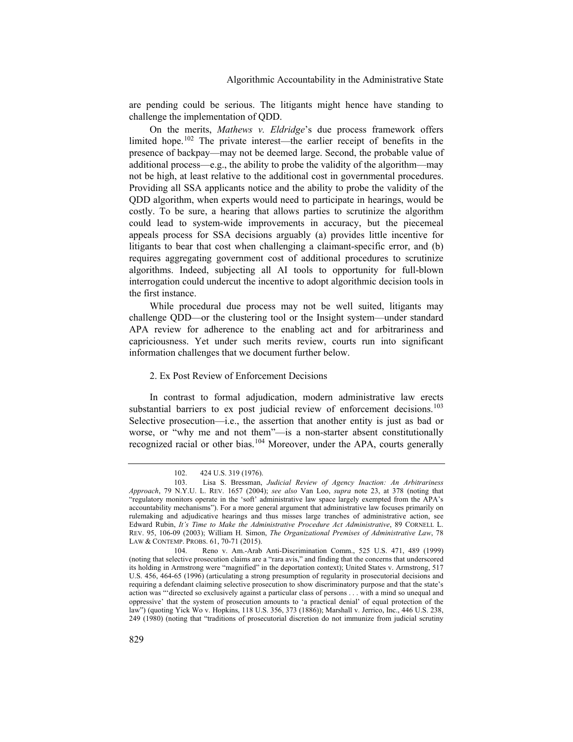are pending could be serious. The litigants might hence have standing to challenge the implementation of QDD.

On the merits, *Mathews v. Eldridge*'s due process framework offers limited hope.[102] The private interest—the earlier receipt of benefits in the presence of backpay—may not be deemed large. Second, the probable value of additional process—e.g., the ability to probe the validity of the algorithm—may not be high, at least relative to the additional cost in governmental procedures. Providing all SSA applicants notice and the ability to probe the validity of the QDD algorithm, when experts would need to participate in hearings, would be costly. To be sure, a hearing that allows parties to scrutinize the algorithm could lead to system-wide improvements in accuracy, but the piecemeal appeals process for SSA decisions arguably (a) provides little incentive for litigants to bear that cost when challenging a claimant-specific error, and (b) requires aggregating government cost of additional procedures to scrutinize algorithms. Indeed, subjecting all AI tools to opportunity for full-blown interrogation could undercut the incentive to adopt algorithmic decision tools in the first instance.

While procedural due process may not be well suited, litigants may challenge QDD—or the clustering tool or the Insight system—under standard APA review for adherence to the enabling act and for arbitrariness and capriciousness. Yet under such merits review, courts run into significant information challenges that we document further below.

### 2. Ex Post Review of Enforcement Decisions

In contrast to formal adjudication, modern administrative law erects substantial barriers to ex post judicial review of enforcement decisions.[103] Selective prosecution—i.e., the assertion that another entity is just as bad or worse, or "why me and not them"—is a non-starter absent constitutionally recognized racial or other bias.[104] Moreover, under the APA, courts generally

---

102. 424 U.S. 319 (1976).

103. Lisa S. Bressman, *Judicial Review of Agency Inaction: An Arbitrariness Approach*, 79 N.Y.U. L. REV. 1657 (2004); *see also* Van Loo, *supra* note 23, at 378 (noting that "regulatory monitors operate in the 'soft' administrative law space largely exempted from the APA's accountability mechanisms"). For a more general argument that administrative law focuses primarily on rulemaking and adjudicative hearings and thus misses large tranches of administrative action, see Edward Rubin, *It's Time to Make the Administrative Procedure Act Administrative*, 89 CORNELL L. REV. 95, 106-09 (2003); William H. Simon, *The Organizational Premises of Administrative Law*, 78 LAW & CONTEMP. PROBS. 61, 70-71 (2015).

104. Reno v. Am.-Arab Anti-Discrimination Comm., 525 U.S. 471, 489 (1999) (noting that selective prosecution claims are a "rara avis," and finding that the concerns that underscored its holding in Armstrong were "magnified" in the deportation context); United States v. Armstrong, 517 U.S. 456, 464-65 (1996) (articulating a strong presumption of regularity in prosecutorial decisions and requiring a defendant claiming selective prosecution to show discriminatory purpose and that the state's action was "'directed so exclusively against a particular class of persons . . . with a mind so unequal and oppressive' that the system of prosecution amounts to 'a practical denial' of equal protection of the law") (quoting Yick Wo v. Hopkins, 118 U.S. 356, 373 (1886)); Marshall v. Jerrico, Inc., 446 U.S. 238, 249 (1980) (noting that "traditions of prosecutorial discretion do not immunize from judicial scrutiny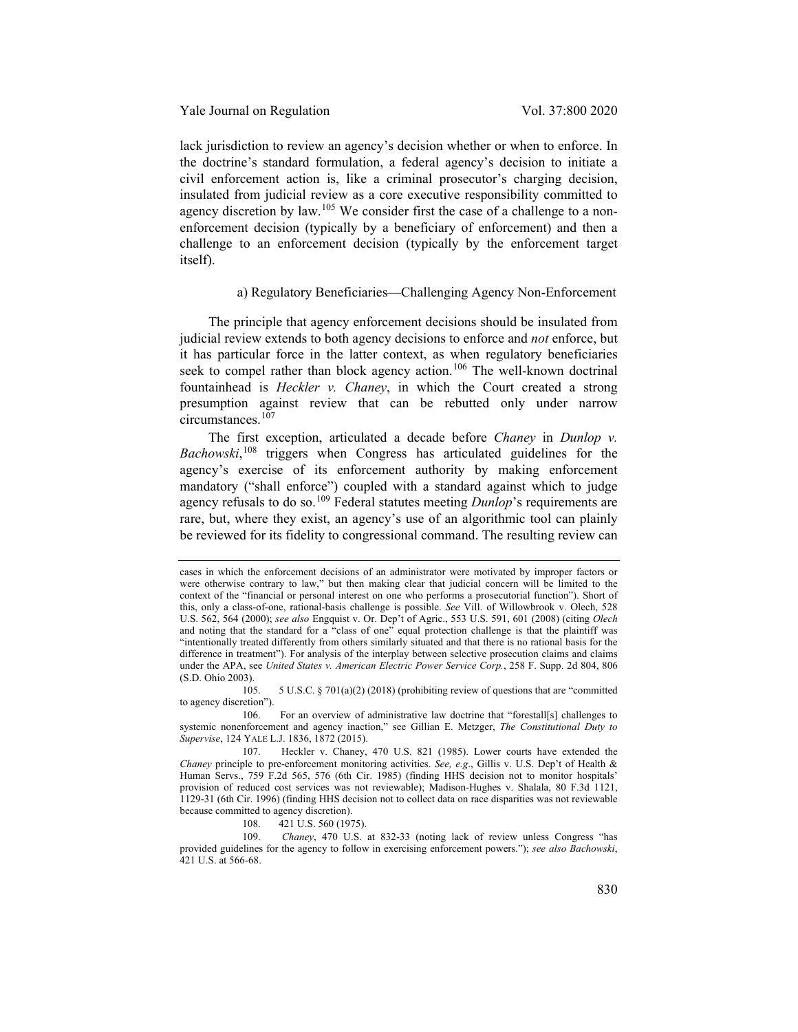lack jurisdiction to review an agency's decision whether or when to enforce. In the doctrine's standard formulation, a federal agency's decision to initiate a civil enforcement action is, like a criminal prosecutor's charging decision, insulated from judicial review as a core executive responsibility committed to agency discretion by law.[105] We consider first the case of a challenge to a non-enforcement decision (typically by a beneficiary of enforcement) and then a challenge to an enforcement decision (typically by the enforcement target itself).

#### a) Regulatory Beneficiaries—Challenging Agency Non-Enforcement

The principle that agency enforcement decisions should be insulated from judicial review extends to both agency decisions to enforce and *not* enforce, but it has particular force in the latter context, as when regulatory beneficiaries seek to compel rather than block agency action.[106] The well-known doctrinal fountainhead is *Heckler v. Chaney*, in which the Court created a strong presumption against review that can be rebutted only under narrow circumstances.[107]

The first exception, articulated a decade before *Chaney* in *Dunlop v. Bachowski*,[108] triggers when Congress has articulated guidelines for the agency's exercise of its enforcement authority by making enforcement mandatory ("shall enforce") coupled with a standard against which to judge agency refusals to do so.[109] Federal statutes meeting *Dunlop*'s requirements are rare, but, where they exist, an agency's use of an algorithmic tool can plainly be reviewed for its fidelity to congressional command. The resulting review can

---

cases in which the enforcement decisions of an administrator were motivated by improper factors or were otherwise contrary to law," but then making clear that judicial concern will be limited to the context of the "financial or personal interest on one who performs a prosecutorial function"). Short of this, only a class-of-one, rational-basis challenge is possible. *See* Vill. of Willowbrook v. Olech, 528 U.S. 562, 564 (2000); *see also* Engquist v. Or. Dep't of Agric., 553 U.S. 591, 601 (2008) (citing *Olech* and noting that the standard for a "class of one" equal protection challenge is that the plaintiff was "intentionally treated differently from others similarly situated and that there is no rational basis for the difference in treatment"). For analysis of the interplay between selective prosecution claims and claims under the APA, see *United States v. American Electric Power Service Corp.*, 258 F. Supp. 2d 804, 806 (S.D. Ohio 2003).

105. 5 U.S.C. § 701(a)(2) (2018) (prohibiting review of questions that are "committed to agency discretion").

106. For an overview of administrative law doctrine that "forestall[s] challenges to systemic nonenforcement and agency inaction," see Gillian E. Metzger, *The Constitutional Duty to Supervise*, 124 YALE L.J. 1836, 1872 (2015).

107. Heckler v. Chaney, 470 U.S. 821 (1985). Lower courts have extended the *Chaney* principle to pre-enforcement monitoring activities. *See, e.g*., Gillis v. U.S. Dep't of Health & Human Servs., 759 F.2d 565, 576 (6th Cir. 1985) (finding HHS decision not to monitor hospitals' provision of reduced cost services was not reviewable); Madison-Hughes v. Shalala, 80 F.3d 1121, 1129-31 (6th Cir. 1996) (finding HHS decision not to collect data on race disparities was not reviewable because committed to agency discretion).

108. 421 U.S. 560 (1975).

109. *Chaney*, 470 U.S. at 832-33 (noting lack of review unless Congress "has provided guidelines for the agency to follow in exercising enforcement powers."); *see also Bachowski*, 421 U.S. at 566-68.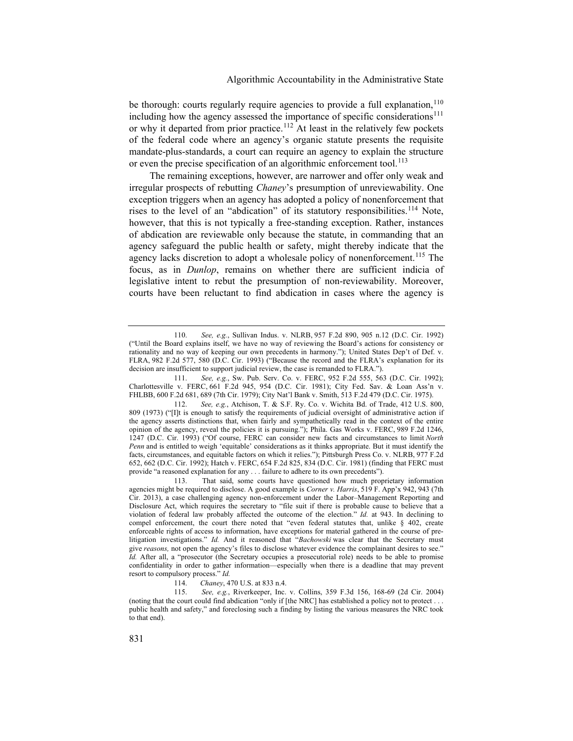be thorough: courts regularly require agencies to provide a full explanation,[110] including how the agency assessed the importance of specific considerations[111] or why it departed from prior practice.[112] At least in the relatively few pockets of the federal code where an agency's organic statute presents the requisite mandate-plus-standards, a court can require an agency to explain the structure or even the precise specification of an algorithmic enforcement tool.[113]

The remaining exceptions, however, are narrower and offer only weak and irregular prospects of rebutting *Chaney*'s presumption of unreviewability. One exception triggers when an agency has adopted a policy of nonenforcement that rises to the level of an "abdication" of its statutory responsibilities.[114] Note, however, that this is not typically a free-standing exception. Rather, instances of abdication are reviewable only because the statute, in commanding that an agency safeguard the public health or safety, might thereby indicate that the agency lacks discretion to adopt a wholesale policy of nonenforcement.[115] The focus, as in *Dunlop*, remains on whether there are sufficient indicia of legislative intent to rebut the presumption of non-reviewability. Moreover, courts have been reluctant to find abdication in cases where the agency is

---

110. *See, e.g.*, Sullivan Indus. v. NLRB, 957 F.2d 890, 905 n.12 (D.C. Cir. 1992) ("Until the Board explains itself, we have no way of reviewing the Board's actions for consistency or rationality and no way of keeping our own precedents in harmony."); United States Dep't of Def. v. FLRA, 982 F.2d 577, 580 (D.C. Cir. 1993) ("Because the record and the FLRA's explanation for its decision are insufficient to support judicial review, the case is remanded to FLRA.").

111. *See, e.g.*, Sw. Pub. Serv. Co. v. FERC, 952 F.2d 555, 563 (D.C. Cir. 1992); Charlottesville v. FERC, 661 F.2d 945, 954 (D.C. Cir. 1981); City Fed. Sav. & Loan Ass'n v. FHLBB, 600 F.2d 681, 689 (7th Cir. 1979); City Nat'l Bank v. Smith, 513 F.2d 479 (D.C. Cir. 1975).

112. *See, e.g.*, Atchison, T. & S.F. Ry. Co. v. Wichita Bd. of Trade, 412 U.S. 800, 809 (1973) ("[I]t is enough to satisfy the requirements of judicial oversight of administrative action if the agency asserts distinctions that, when fairly and sympathetically read in the context of the entire opinion of the agency, reveal the policies it is pursuing."); Phila. Gas Works v. FERC, 989 F.2d 1246, 1247 (D.C. Cir. 1993) ("Of course, FERC can consider new facts and circumstances to limit *North Penn* and is entitled to weigh 'equitable' considerations as it thinks appropriate. But it must identify the facts, circumstances, and equitable factors on which it relies."); Pittsburgh Press Co. v. NLRB, 977 F.2d 652, 662 (D.C. Cir. 1992); Hatch v. FERC, 654 F.2d 825, 834 (D.C. Cir. 1981) (finding that FERC must provide "a reasoned explanation for any . . . failure to adhere to its own precedents").

113. That said, some courts have questioned how much proprietary information agencies might be required to disclose. A good example is *Corner v. Harris*, 519 F. App'x 942, 943 (7th Cir. 2013), a case challenging agency non-enforcement under the Labor–Management Reporting and Disclosure Act, which requires the secretary to "file suit if there is probable cause to believe that a violation of federal law probably affected the outcome of the election." *Id.* at 943. In declining to compel enforcement, the court there noted that "even federal statutes that, unlike § 402, create enforceable rights of access to information, have exceptions for material gathered in the course of pre-litigation investigations." *Id.* And it reasoned that "*Bachowski* was clear that the Secretary must give *reasons,* not open the agency's files to disclose whatever evidence the complainant desires to see." *Id.* After all, a "prosecutor (the Secretary occupies a prosecutorial role) needs to be able to promise confidentiality in order to gather information—especially when there is a deadline that may prevent resort to compulsory process." *Id.*

114. *Chaney*, 470 U.S. at 833 n.4.

115. *See, e.g.*, Riverkeeper, Inc. v. Collins, 359 F.3d 156, 168-69 (2d Cir. 2004) (noting that the court could find abdication "only if [the NRC] has established a policy not to protect . . . public health and safety," and foreclosing such a finding by listing the various measures the NRC took to that end).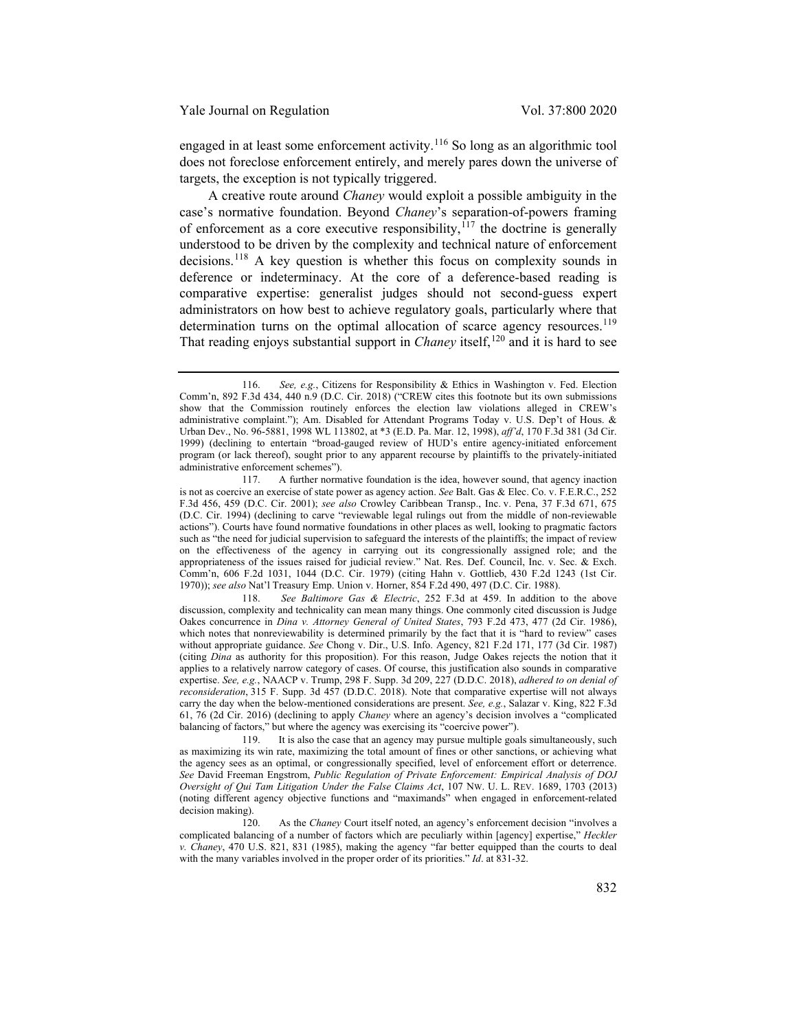engaged in at least some enforcement activity.[116] So long as an algorithmic tool does not foreclose enforcement entirely, and merely pares down the universe of targets, the exception is not typically triggered.

A creative route around *Chaney* would exploit a possible ambiguity in the case's normative foundation. Beyond *Chaney*'s separation-of-powers framing of enforcement as a core executive responsibility,[117] the doctrine is generally understood to be driven by the complexity and technical nature of enforcement decisions.[118] A key question is whether this focus on complexity sounds in deference or indeterminacy. At the core of a deference-based reading is comparative expertise: generalist judges should not second-guess expert administrators on how best to achieve regulatory goals, particularly where that determination turns on the optimal allocation of scarce agency resources.[119] That reading enjoys substantial support in *Chaney* itself,[120] and it is hard to see

---

116. *See, e.g.*, Citizens for Responsibility & Ethics in Washington v. Fed. Election Comm'n, 892 F.3d 434, 440 n.9 (D.C. Cir. 2018) ("CREW cites this footnote but its own submissions show that the Commission routinely enforces the election law violations alleged in CREW's administrative complaint."); Am. Disabled for Attendant Programs Today v. U.S. Dep't of Hous. & Urban Dev., No. 96-5881, 1998 WL 113802, at *3 (E.D. Pa. Mar. 12, 1998), *aff'd*, 170 F.3d 381 (3d Cir. 1999) (declining to entertain "broad-gauged review of HUD's entire agency-initiated enforcement program (or lack thereof), sought prior to any apparent recourse by plaintiffs to the privately-initiated administrative enforcement schemes").

117. A further normative foundation is the idea, however sound, that agency inaction is not as coercive an exercise of state power as agency action. *See* Balt. Gas & Elec. Co. v. F.E.R.C., 252 F.3d 456, 459 (D.C. Cir. 2001); *see also* Crowley Caribbean Transp., Inc. v. Pena, 37 F.3d 671, 675 (D.C. Cir. 1994) (declining to carve "reviewable legal rulings out from the middle of non-reviewable actions"). Courts have found normative foundations in other places as well, looking to pragmatic factors such as "the need for judicial supervision to safeguard the interests of the plaintiffs; the impact of review on the effectiveness of the agency in carrying out its congressionally assigned role; and the appropriateness of the issues raised for judicial review." Nat. Res. Def. Council, Inc. v. Sec. & Exch. Comm'n, 606 F.2d 1031, 1044 (D.C. Cir. 1979) (citing Hahn v. Gottlieb, 430 F.2d 1243 (1st Cir. 1970)); *see also* Nat'l Treasury Emp. Union v. Horner, 854 F.2d 490, 497 (D.C. Cir. 1988).

118. *See Baltimore Gas & Electric*, 252 F.3d at 459. In addition to the above discussion, complexity and technicality can mean many things. One commonly cited discussion is Judge Oakes concurrence in *Dina v. Attorney General of United States*, 793 F.2d 473, 477 (2d Cir. 1986), which notes that nonreviewability is determined primarily by the fact that it is "hard to review" cases without appropriate guidance. *See* Chong v. Dir., U.S. Info. Agency, 821 F.2d 171, 177 (3d Cir. 1987) (citing *Dina* as authority for this proposition). For this reason, Judge Oakes rejects the notion that it applies to a relatively narrow category of cases. Of course, this justification also sounds in comparative expertise. *See, e.g.*, NAACP v. Trump, 298 F. Supp. 3d 209, 227 (D.D.C. 2018), *adhered to on denial of reconsideration*, 315 F. Supp. 3d 457 (D.D.C. 2018). Note that comparative expertise will not always carry the day when the below-mentioned considerations are present. *See, e.g.*, Salazar v. King, 822 F.3d 61, 76 (2d Cir. 2016) (declining to apply *Chaney* where an agency's decision involves a "complicated balancing of factors," but where the agency was exercising its "coercive power").

119. It is also the case that an agency may pursue multiple goals simultaneously, such as maximizing its win rate, maximizing the total amount of fines or other sanctions, or achieving what the agency sees as an optimal, or congressionally specified, level of enforcement effort or deterrence. *See* David Freeman Engstrom, *Public Regulation of Private Enforcement: Empirical Analysis of DOJ Oversight of Qui Tam Litigation Under the False Claims Act*, 107 NW. U. L. REV. 1689, 1703 (2013) (noting different agency objective functions and "maximands" when engaged in enforcement-related decision making).

120. As the *Chaney* Court itself noted, an agency's enforcement decision "involves a complicated balancing of a number of factors which are peculiarly within [agency] expertise," *Heckler v. Chaney*, 470 U.S. 821, 831 (1985), making the agency "far better equipped than the courts to deal with the many variables involved in the proper order of its priorities." *Id*. at 831-32.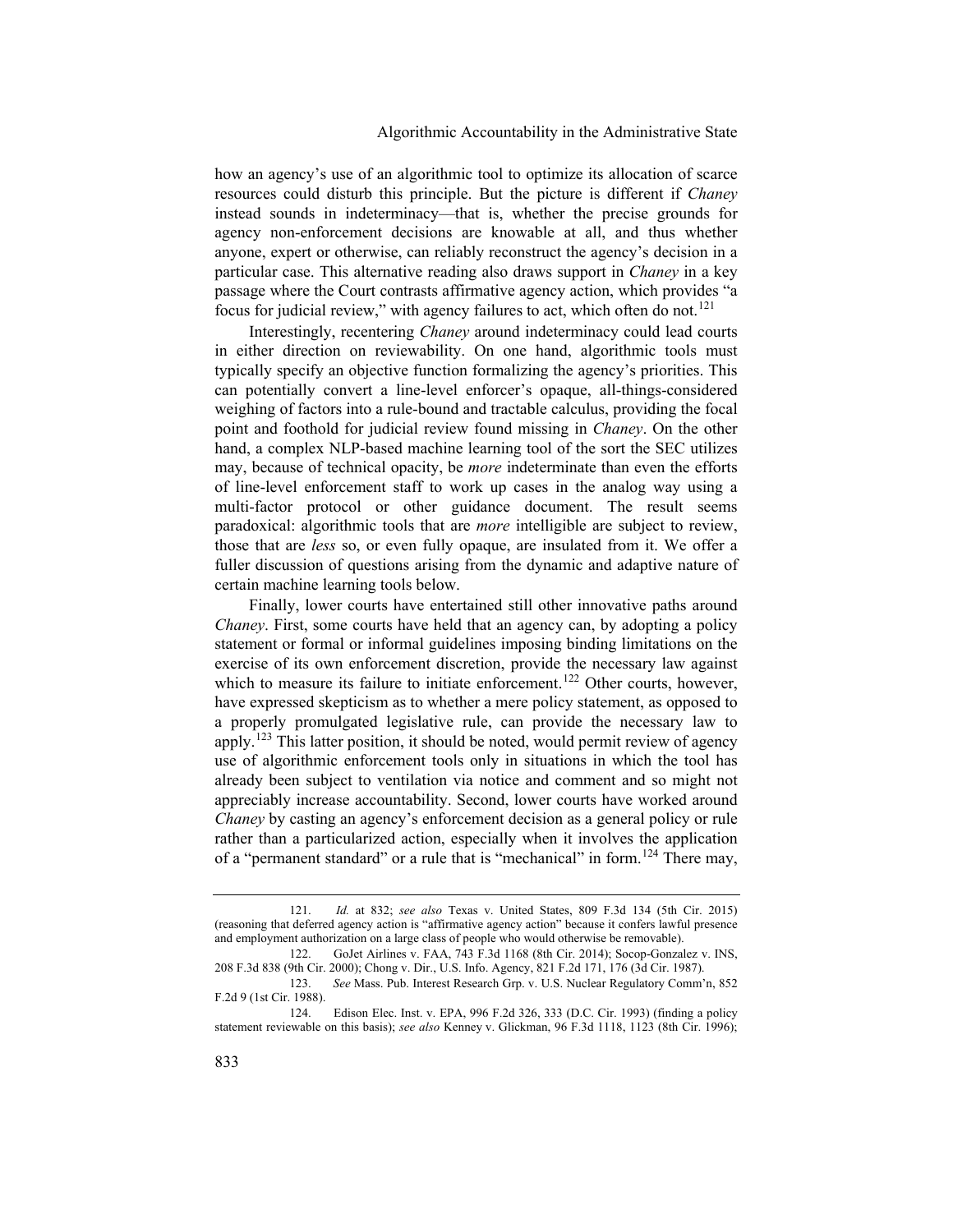how an agency's use of an algorithmic tool to optimize its allocation of scarce resources could disturb this principle. But the picture is different if *Chaney* instead sounds in indeterminacy—that is, whether the precise grounds for agency non-enforcement decisions are knowable at all, and thus whether anyone, expert or otherwise, can reliably reconstruct the agency's decision in a particular case. This alternative reading also draws support in *Chaney* in a key passage where the Court contrasts affirmative agency action, which provides "a focus for judicial review," with agency failures to act, which often do not.[121]

Interestingly, recentering *Chaney* around indeterminacy could lead courts in either direction on reviewability. On one hand, algorithmic tools must typically specify an objective function formalizing the agency's priorities. This can potentially convert a line-level enforcer's opaque, all-things-considered weighing of factors into a rule-bound and tractable calculus, providing the focal point and foothold for judicial review found missing in *Chaney*. On the other hand, a complex NLP-based machine learning tool of the sort the SEC utilizes may, because of technical opacity, be *more* indeterminate than even the efforts of line-level enforcement staff to work up cases in the analog way using a multi-factor protocol or other guidance document. The result seems paradoxical: algorithmic tools that are *more* intelligible are subject to review, those that are *less* so, or even fully opaque, are insulated from it. We offer a fuller discussion of questions arising from the dynamic and adaptive nature of certain machine learning tools below.

Finally, lower courts have entertained still other innovative paths around *Chaney*. First, some courts have held that an agency can, by adopting a policy statement or formal or informal guidelines imposing binding limitations on the exercise of its own enforcement discretion, provide the necessary law against which to measure its failure to initiate enforcement.[122] Other courts, however, have expressed skepticism as to whether a mere policy statement, as opposed to a properly promulgated legislative rule, can provide the necessary law to apply.[123] This latter position, it should be noted, would permit review of agency use of algorithmic enforcement tools only in situations in which the tool has already been subject to ventilation via notice and comment and so might not appreciably increase accountability. Second, lower courts have worked around *Chaney* by casting an agency's enforcement decision as a general policy or rule rather than a particularized action, especially when it involves the application of a "permanent standard" or a rule that is "mechanical" in form.[124] There may,

---

121. *Id.* at 832; *see also* Texas v. United States, 809 F.3d 134 (5th Cir. 2015) (reasoning that deferred agency action is "affirmative agency action" because it confers lawful presence and employment authorization on a large class of people who would otherwise be removable).

122. GoJet Airlines v. FAA, 743 F.3d 1168 (8th Cir. 2014); Socop-Gonzalez v. INS, 208 F.3d 838 (9th Cir. 2000); Chong v. Dir., U.S. Info. Agency, 821 F.2d 171, 176 (3d Cir. 1987).

123. *See* Mass. Pub. Interest Research Grp. v. U.S. Nuclear Regulatory Comm'n, 852 F.2d 9 (1st Cir. 1988).

124. Edison Elec. Inst. v. EPA, 996 F.2d 326, 333 (D.C. Cir. 1993) (finding a policy statement reviewable on this basis); *see also* Kenney v. Glickman, 96 F.3d 1118, 1123 (8th Cir. 1996);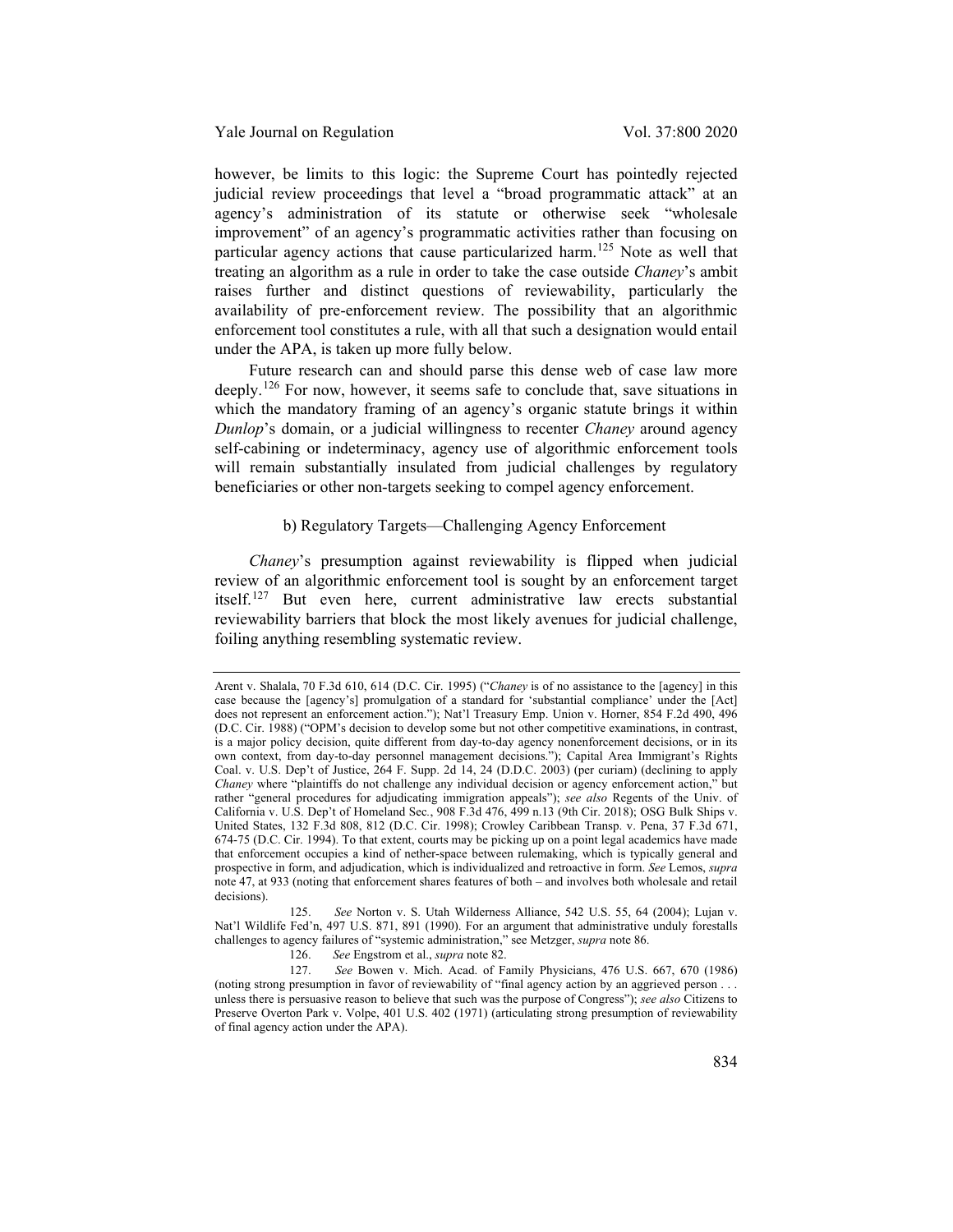however, be limits to this logic: the Supreme Court has pointedly rejected judicial review proceedings that level a "broad programmatic attack" at an agency's administration of its statute or otherwise seek "wholesale improvement" of an agency's programmatic activities rather than focusing on particular agency actions that cause particularized harm.[125] Note as well that treating an algorithm as a rule in order to take the case outside *Chaney*'s ambit raises further and distinct questions of reviewability, particularly the availability of pre-enforcement review. The possibility that an algorithmic enforcement tool constitutes a rule, with all that such a designation would entail under the APA, is taken up more fully below.

Future research can and should parse this dense web of case law more deeply.[126] For now, however, it seems safe to conclude that, save situations in which the mandatory framing of an agency's organic statute brings it within *Dunlop*'s domain, or a judicial willingness to recenter *Chaney* around agency self-cabining or indeterminacy, agency use of algorithmic enforcement tools will remain substantially insulated from judicial challenges by regulatory beneficiaries or other non-targets seeking to compel agency enforcement.

#### b) Regulatory Targets—Challenging Agency Enforcement

*Chaney*'s presumption against reviewability is flipped when judicial review of an algorithmic enforcement tool is sought by an enforcement target itself.[127] But even here, current administrative law erects substantial reviewability barriers that block the most likely avenues for judicial challenge, foiling anything resembling systematic review.

---

Arent v. Shalala, 70 F.3d 610, 614 (D.C. Cir. 1995) ("*Chaney* is of no assistance to the [agency] in this case because the [agency's] promulgation of a standard for 'substantial compliance' under the [Act] does not represent an enforcement action."); Nat'l Treasury Emp. Union v. Horner, 854 F.2d 490, 496 (D.C. Cir. 1988) ("OPM's decision to develop some but not other competitive examinations, in contrast, is a major policy decision, quite different from day-to-day agency nonenforcement decisions, or in its own context, from day-to-day personnel management decisions."); Capital Area Immigrant's Rights Coal. v. U.S. Dep't of Justice, 264 F. Supp. 2d 14, 24 (D.D.C. 2003) (per curiam) (declining to apply *Chaney* where "plaintiffs do not challenge any individual decision or agency enforcement action," but rather "general procedures for adjudicating immigration appeals"); *see also* Regents of the Univ. of California v. U.S. Dep't of Homeland Sec., 908 F.3d 476, 499 n.13 (9th Cir. 2018); OSG Bulk Ships v. United States, 132 F.3d 808, 812 (D.C. Cir. 1998); Crowley Caribbean Transp. v. Pena, 37 F.3d 671, 674-75 (D.C. Cir. 1994). To that extent, courts may be picking up on a point legal academics have made that enforcement occupies a kind of nether-space between rulemaking, which is typically general and prospective in form, and adjudication, which is individualized and retroactive in form. *See* Lemos, *supra* note 47, at 933 (noting that enforcement shares features of both – and involves both wholesale and retail decisions).

125. *See* Norton v. S. Utah Wilderness Alliance, 542 U.S. 55, 64 (2004); Lujan v. Nat'l Wildlife Fed'n, 497 U.S. 871, 891 (1990). For an argument that administrative unduly forestalls challenges to agency failures of "systemic administration," see Metzger, *supra* note 86.

126. *See* Engstrom et al., *supra* note 82.

127. *See* Bowen v. Mich. Acad. of Family Physicians, 476 U.S. 667, 670 (1986) (noting strong presumption in favor of reviewability of "final agency action by an aggrieved person . . . unless there is persuasive reason to believe that such was the purpose of Congress"); *see also* Citizens to Preserve Overton Park v. Volpe, 401 U.S. 402 (1971) (articulating strong presumption of reviewability of final agency action under the APA).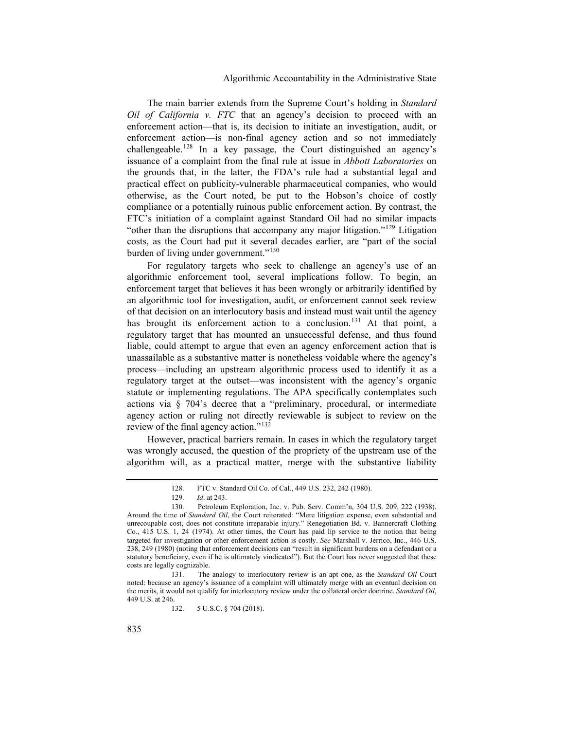The main barrier extends from the Supreme Court's holding in *Standard Oil of California v. FTC* that an agency's decision to proceed with an enforcement action—that is, its decision to initiate an investigation, audit, or enforcement action—is non-final agency action and so not immediately challengeable.[128] In a key passage, the Court distinguished an agency's issuance of a complaint from the final rule at issue in *Abbott Laboratories* on the grounds that, in the latter, the FDA's rule had a substantial legal and practical effect on publicity-vulnerable pharmaceutical companies, who would otherwise, as the Court noted, be put to the Hobson's choice of costly compliance or a potentially ruinous public enforcement action. By contrast, the FTC's initiation of a complaint against Standard Oil had no similar impacts "other than the disruptions that accompany any major litigation."[129] Litigation costs, as the Court had put it several decades earlier, are "part of the social burden of living under government."[130]

For regulatory targets who seek to challenge an agency's use of an algorithmic enforcement tool, several implications follow. To begin, an enforcement target that believes it has been wrongly or arbitrarily identified by an algorithmic tool for investigation, audit, or enforcement cannot seek review of that decision on an interlocutory basis and instead must wait until the agency has brought its enforcement action to a conclusion.[131] At that point, a regulatory target that has mounted an unsuccessful defense, and thus found liable, could attempt to argue that even an agency enforcement action that is unassailable as a substantive matter is nonetheless voidable where the agency's process—including an upstream algorithmic process used to identify it as a regulatory target at the outset—was inconsistent with the agency's organic statute or implementing regulations. The APA specifically contemplates such actions via § 704's decree that a "preliminary, procedural, or intermediate agency action or ruling not directly reviewable is subject to review on the review of the final agency action."[132]

However, practical barriers remain. In cases in which the regulatory target was wrongly accused, the question of the propriety of the upstream use of the algorithm will, as a practical matter, merge with the substantive liability

---

128. FTC v. Standard Oil Co. of Cal., 449 U.S. 232, 242 (1980).

129. *Id*. at 243.

130. Petroleum Exploration, Inc. v. Pub. Serv. Comm'n, 304 U.S. 209, 222 (1938). Around the time of *Standard Oil*, the Court reiterated: "Mere litigation expense, even substantial and unrecoupable cost, does not constitute irreparable injury." Renegotiation Bd. v. Bannercraft Clothing Co., 415 U.S. 1, 24 (1974). At other times, the Court has paid lip service to the notion that being targeted for investigation or other enforcement action is costly. *See* Marshall v. Jerrico, Inc., 446 U.S. 238, 249 (1980) (noting that enforcement decisions can "result in significant burdens on a defendant or a statutory beneficiary, even if he is ultimately vindicated"). But the Court has never suggested that these costs are legally cognizable.

131. The analogy to interlocutory review is an apt one, as the *Standard Oil* Court noted: because an agency's issuance of a complaint will ultimately merge with an eventual decision on the merits, it would not qualify for interlocutory review under the collateral order doctrine. *Standard Oil*, 449 U.S. at 246.

132. 5 U.S.C. § 704 (2018).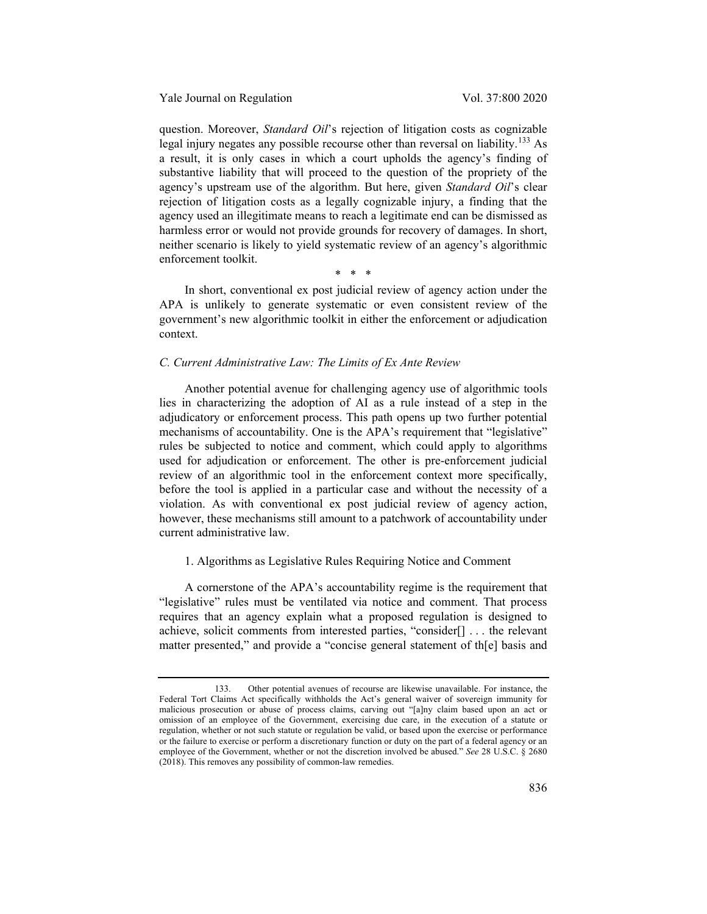question. Moreover, *Standard Oil*'s rejection of litigation costs as cognizable legal injury negates any possible recourse other than reversal on liability.[133] As a result, it is only cases in which a court upholds the agency's finding of substantive liability that will proceed to the question of the propriety of the agency's upstream use of the algorithm. But here, given *Standard Oil*'s clear rejection of litigation costs as a legally cognizable injury, a finding that the agency used an illegitimate means to reach a legitimate end can be dismissed as harmless error or would not provide grounds for recovery of damages. In short, neither scenario is likely to yield systematic review of an agency's algorithmic enforcement toolkit.

\* \* \*

In short, conventional ex post judicial review of agency action under the APA is unlikely to generate systematic or even consistent review of the government's new algorithmic toolkit in either the enforcement or adjudication context.

### *C. Current Administrative Law: The Limits of Ex Ante Review*

Another potential avenue for challenging agency use of algorithmic tools lies in characterizing the adoption of AI as a rule instead of a step in the adjudicatory or enforcement process. This path opens up two further potential mechanisms of accountability. One is the APA's requirement that "legislative" rules be subjected to notice and comment, which could apply to algorithms used for adjudication or enforcement. The other is pre-enforcement judicial review of an algorithmic tool in the enforcement context more specifically, before the tool is applied in a particular case and without the necessity of a violation. As with conventional ex post judicial review of agency action, however, these mechanisms still amount to a patchwork of accountability under current administrative law.

#### 1. Algorithms as Legislative Rules Requiring Notice and Comment

A cornerstone of the APA's accountability regime is the requirement that "legislative" rules must be ventilated via notice and comment. That process requires that an agency explain what a proposed regulation is designed to achieve, solicit comments from interested parties, "consider[] . . . the relevant matter presented," and provide a "concise general statement of th[e] basis and

---

133. Other potential avenues of recourse are likewise unavailable. For instance, the Federal Tort Claims Act specifically withholds the Act's general waiver of sovereign immunity for malicious prosecution or abuse of process claims, carving out "[a]ny claim based upon an act or omission of an employee of the Government, exercising due care, in the execution of a statute or regulation, whether or not such statute or regulation be valid, or based upon the exercise or performance or the failure to exercise or perform a discretionary function or duty on the part of a federal agency or an employee of the Government, whether or not the discretion involved be abused." *See* 28 U.S.C. § 2680 (2018). This removes any possibility of common-law remedies.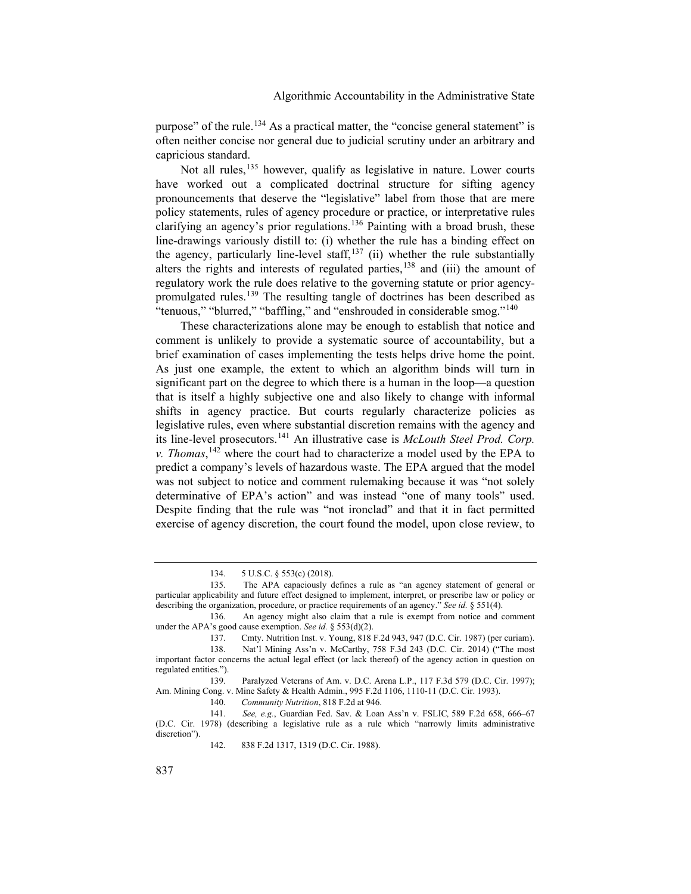purpose" of the rule.[134] As a practical matter, the "concise general statement" is often neither concise nor general due to judicial scrutiny under an arbitrary and capricious standard.

Not all rules,[135] however, qualify as legislative in nature. Lower courts have worked out a complicated doctrinal structure for sifting agency pronouncements that deserve the "legislative" label from those that are mere policy statements, rules of agency procedure or practice, or interpretative rules clarifying an agency's prior regulations.[136] Painting with a broad brush, these line-drawings variously distill to: (i) whether the rule has a binding effect on the agency, particularly line-level staff,[137] (ii) whether the rule substantially alters the rights and interests of regulated parties,[138] and (iii) the amount of regulatory work the rule does relative to the governing statute or prior agency-promulgated rules.[139] The resulting tangle of doctrines has been described as "tenuous," "blurred," "baffling," and "enshrouded in considerable smog."[140]

These characterizations alone may be enough to establish that notice and comment is unlikely to provide a systematic source of accountability, but a brief examination of cases implementing the tests helps drive home the point. As just one example, the extent to which an algorithm binds will turn in significant part on the degree to which there is a human in the loop—a question that is itself a highly subjective one and also likely to change with informal shifts in agency practice. But courts regularly characterize policies as legislative rules, even where substantial discretion remains with the agency and its line-level prosecutors.[141] An illustrative case is *McLouth Steel Prod. Corp. v. Thomas*,[142] where the court had to characterize a model used by the EPA to predict a company's levels of hazardous waste. The EPA argued that the model was not subject to notice and comment rulemaking because it was "not solely determinative of EPA's action" and was instead "one of many tools" used. Despite finding that the rule was "not ironclad" and that it in fact permitted exercise of agency discretion, the court found the model, upon close review, to

---

134. 5 U.S.C. § 553(c) (2018).

135. The APA capaciously defines a rule as "an agency statement of general or particular applicability and future effect designed to implement, interpret, or prescribe law or policy or describing the organization, procedure, or practice requirements of an agency." *See id.* § 551(4).

136. An agency might also claim that a rule is exempt from notice and comment under the APA's good cause exemption. *See id.* § 553(d)(2).

137. Cmty. Nutrition Inst. v. Young, 818 F.2d 943, 947 (D.C. Cir. 1987) (per curiam).

138. Nat'l Mining Ass'n v. McCarthy, 758 F.3d 243 (D.C. Cir. 2014) ("The most important factor concerns the actual legal effect (or lack thereof) of the agency action in question on regulated entities.").

139. Paralyzed Veterans of Am. v. D.C. Arena L.P., 117 F.3d 579 (D.C. Cir. 1997); Am. Mining Cong. v. Mine Safety & Health Admin., 995 F.2d 1106, 1110-11 (D.C. Cir. 1993).

140. *Community Nutrition*, 818 F.2d at 946.

141. *See, e.g.*, Guardian Fed. Sav. & Loan Ass'n v. FSLIC, 589 F.2d 658, 666–67 (D.C. Cir. 1978) (describing a legislative rule as a rule which "narrowly limits administrative discretion").

142. 838 F.2d 1317, 1319 (D.C. Cir. 1988).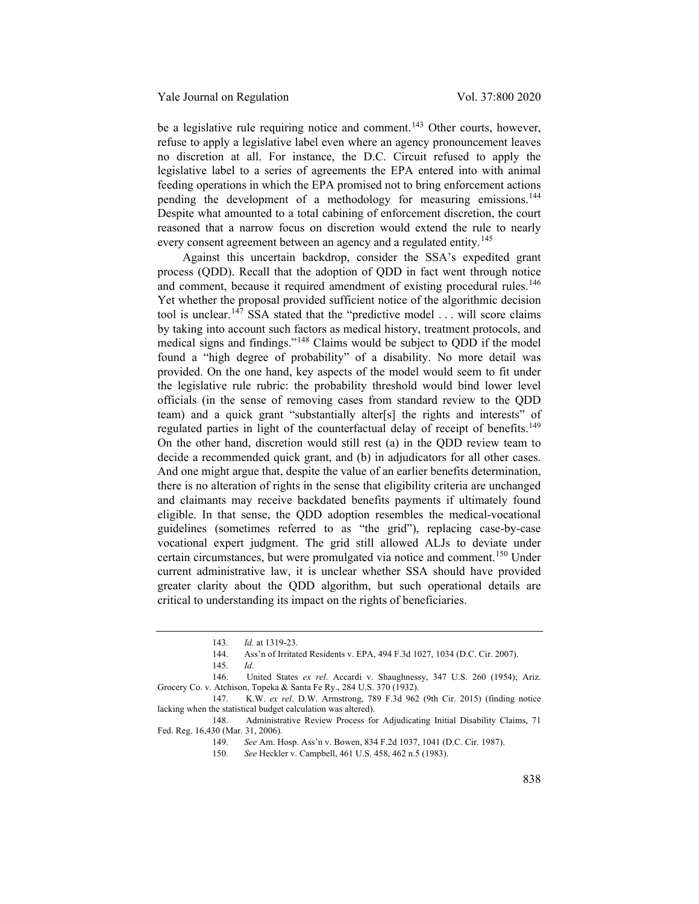be a legislative rule requiring notice and comment.[143] Other courts, however, refuse to apply a legislative label even where an agency pronouncement leaves no discretion at all. For instance, the D.C. Circuit refused to apply the legislative label to a series of agreements the EPA entered into with animal feeding operations in which the EPA promised not to bring enforcement actions pending the development of a methodology for measuring emissions.[144] Despite what amounted to a total cabining of enforcement discretion, the court reasoned that a narrow focus on discretion would extend the rule to nearly every consent agreement between an agency and a regulated entity.[145]

Against this uncertain backdrop, consider the SSA's expedited grant process (QDD). Recall that the adoption of QDD in fact went through notice and comment, because it required amendment of existing procedural rules.[146] Yet whether the proposal provided sufficient notice of the algorithmic decision tool is unclear.[147] SSA stated that the "predictive model . . . will score claims by taking into account such factors as medical history, treatment protocols, and medical signs and findings."[148] Claims would be subject to QDD if the model found a "high degree of probability" of a disability. No more detail was provided. On the one hand, key aspects of the model would seem to fit under the legislative rule rubric: the probability threshold would bind lower level officials (in the sense of removing cases from standard review to the QDD team) and a quick grant "substantially alter[s] the rights and interests" of regulated parties in light of the counterfactual delay of receipt of benefits.[149] On the other hand, discretion would still rest (a) in the QDD review team to decide a recommended quick grant, and (b) in adjudicators for all other cases. And one might argue that, despite the value of an earlier benefits determination, there is no alteration of rights in the sense that eligibility criteria are unchanged and claimants may receive backdated benefits payments if ultimately found eligible. In that sense, the QDD adoption resembles the medical-vocational guidelines (sometimes referred to as "the grid"), replacing case-by-case vocational expert judgment. The grid still allowed ALJs to deviate under certain circumstances, but were promulgated via notice and comment.[150] Under current administrative law, it is unclear whether SSA should have provided greater clarity about the QDD algorithm, but such operational details are critical to understanding its impact on the rights of beneficiaries.

---

143. *Id.* at 1319-23.

144. Ass'n of Irritated Residents v. EPA, 494 F.3d 1027, 1034 (D.C. Cir. 2007).

145. *Id*.

146. United States *ex rel*. Accardi v. Shaughnessy, 347 U.S. 260 (1954); Ariz. Grocery Co. v. Atchison, Topeka & Santa Fe Ry., 284 U.S. 370 (1932).

147. K.W. *ex rel*. D.W. Armstrong, 789 F.3d 962 (9th Cir. 2015) (finding notice lacking when the statistical budget calculation was altered).

148. Administrative Review Process for Adjudicating Initial Disability Claims, 71 Fed. Reg. 16,430 (Mar. 31, 2006).

149. *See* Am. Hosp. Ass'n v. Bowen, 834 F.2d 1037, 1041 (D.C. Cir. 1987).

150. *See* Heckler v. Campbell, 461 U.S. 458, 462 n.5 (1983).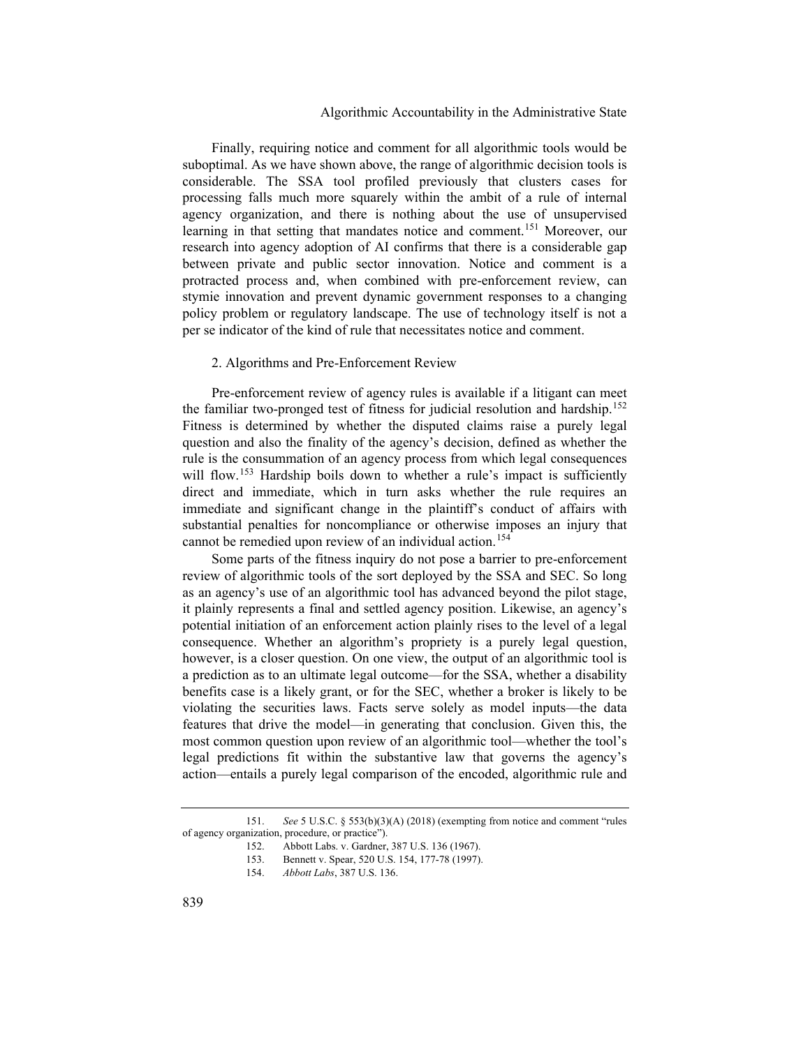Finally, requiring notice and comment for all algorithmic tools would be suboptimal. As we have shown above, the range of algorithmic decision tools is considerable. The SSA tool profiled previously that clusters cases for processing falls much more squarely within the ambit of a rule of internal agency organization, and there is nothing about the use of unsupervised learning in that setting that mandates notice and comment.[151] Moreover, our research into agency adoption of AI confirms that there is a considerable gap between private and public sector innovation. Notice and comment is a protracted process and, when combined with pre-enforcement review, can stymie innovation and prevent dynamic government responses to a changing policy problem or regulatory landscape. The use of technology itself is not a per se indicator of the kind of rule that necessitates notice and comment.

### 2. Algorithms and Pre-Enforcement Review

Pre-enforcement review of agency rules is available if a litigant can meet the familiar two-pronged test of fitness for judicial resolution and hardship.[152] Fitness is determined by whether the disputed claims raise a purely legal question and also the finality of the agency's decision, defined as whether the rule is the consummation of an agency process from which legal consequences will flow.[153] Hardship boils down to whether a rule's impact is sufficiently direct and immediate, which in turn asks whether the rule requires an immediate and significant change in the plaintiff's conduct of affairs with substantial penalties for noncompliance or otherwise imposes an injury that cannot be remedied upon review of an individual action.[154]

Some parts of the fitness inquiry do not pose a barrier to pre-enforcement review of algorithmic tools of the sort deployed by the SSA and SEC. So long as an agency's use of an algorithmic tool has advanced beyond the pilot stage, it plainly represents a final and settled agency position. Likewise, an agency's potential initiation of an enforcement action plainly rises to the level of a legal consequence. Whether an algorithm's propriety is a purely legal question, however, is a closer question. On one view, the output of an algorithmic tool is a prediction as to an ultimate legal outcome—for the SSA, whether a disability benefits case is a likely grant, or for the SEC, whether a broker is likely to be violating the securities laws. Facts serve solely as model inputs—the data features that drive the model—in generating that conclusion. Given this, the most common question upon review of an algorithmic tool—whether the tool's legal predictions fit within the substantive law that governs the agency's action—entails a purely legal comparison of the encoded, algorithmic rule and

---

151. *See* 5 U.S.C. § 553(b)(3)(A) (2018) (exempting from notice and comment "rules of agency organization, procedure, or practice").

152. Abbott Labs. v. Gardner, 387 U.S. 136 (1967).

153. Bennett v. Spear, 520 U.S. 154, 177-78 (1997).

154. *Abbott Labs*, 387 U.S. 136.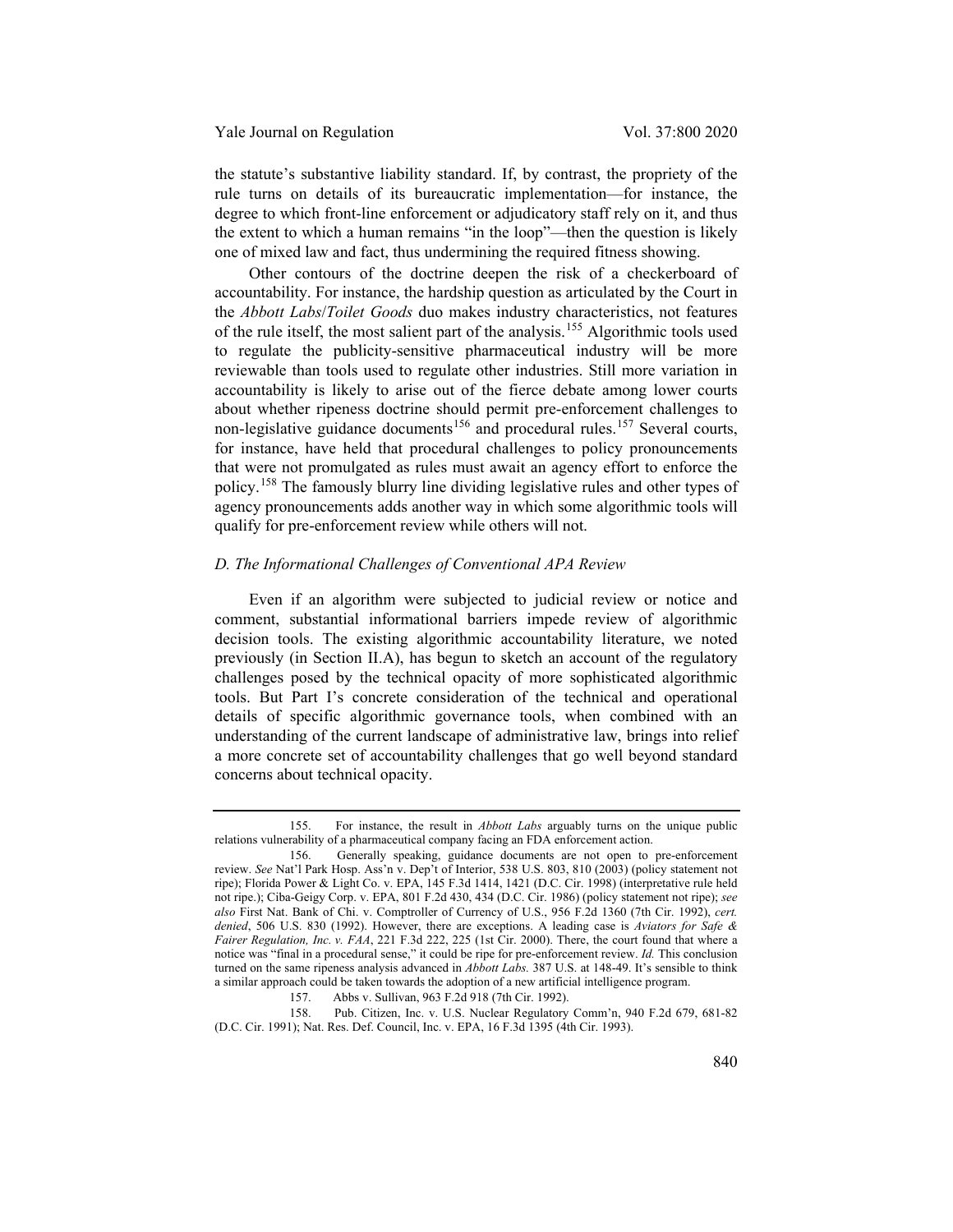the statute's substantive liability standard. If, by contrast, the propriety of the rule turns on details of its bureaucratic implementation—for instance, the degree to which front-line enforcement or adjudicatory staff rely on it, and thus the extent to which a human remains "in the loop"—then the question is likely one of mixed law and fact, thus undermining the required fitness showing.

Other contours of the doctrine deepen the risk of a checkerboard of accountability. For instance, the hardship question as articulated by the Court in the *Abbott Labs*/*Toilet Goods* duo makes industry characteristics, not features of the rule itself, the most salient part of the analysis.[155] Algorithmic tools used to regulate the publicity-sensitive pharmaceutical industry will be more reviewable than tools used to regulate other industries. Still more variation in accountability is likely to arise out of the fierce debate among lower courts about whether ripeness doctrine should permit pre-enforcement challenges to non-legislative guidance documents[156] and procedural rules.[157] Several courts, for instance, have held that procedural challenges to policy pronouncements that were not promulgated as rules must await an agency effort to enforce the policy.[158] The famously blurry line dividing legislative rules and other types of agency pronouncements adds another way in which some algorithmic tools will qualify for pre-enforcement review while others will not.

### *D. The Informational Challenges of Conventional APA Review*

Even if an algorithm were subjected to judicial review or notice and comment, substantial informational barriers impede review of algorithmic decision tools. The existing algorithmic accountability literature, we noted previously (in Section II.A), has begun to sketch an account of the regulatory challenges posed by the technical opacity of more sophisticated algorithmic tools. But Part I's concrete consideration of the technical and operational details of specific algorithmic governance tools, when combined with an understanding of the current landscape of administrative law, brings into relief a more concrete set of accountability challenges that go well beyond standard concerns about technical opacity.

---

155. For instance, the result in *Abbott Labs* arguably turns on the unique public relations vulnerability of a pharmaceutical company facing an FDA enforcement action.

156. Generally speaking, guidance documents are not open to pre-enforcement review. *See* Nat'l Park Hosp. Ass'n v. Dep't of Interior, 538 U.S. 803, 810 (2003) (policy statement not ripe); Florida Power & Light Co. v. EPA, 145 F.3d 1414, 1421 (D.C. Cir. 1998) (interpretative rule held not ripe.); Ciba-Geigy Corp. v. EPA, 801 F.2d 430, 434 (D.C. Cir. 1986) (policy statement not ripe); *see also* First Nat. Bank of Chi. v. Comptroller of Currency of U.S., 956 F.2d 1360 (7th Cir. 1992), *cert. denied*, 506 U.S. 830 (1992). However, there are exceptions. A leading case is *Aviators for Safe & Fairer Regulation, Inc. v. FAA*, 221 F.3d 222, 225 (1st Cir. 2000). There, the court found that where a notice was "final in a procedural sense," it could be ripe for pre-enforcement review. *Id.* This conclusion turned on the same ripeness analysis advanced in *Abbott Labs.* 387 U.S. at 148-49. It's sensible to think a similar approach could be taken towards the adoption of a new artificial intelligence program.

157. Abbs v. Sullivan, 963 F.2d 918 (7th Cir. 1992).

158. Pub. Citizen, Inc. v. U.S. Nuclear Regulatory Comm'n, 940 F.2d 679, 681-82 (D.C. Cir. 1991); Nat. Res. Def. Council, Inc. v. EPA, 16 F.3d 1395 (4th Cir. 1993).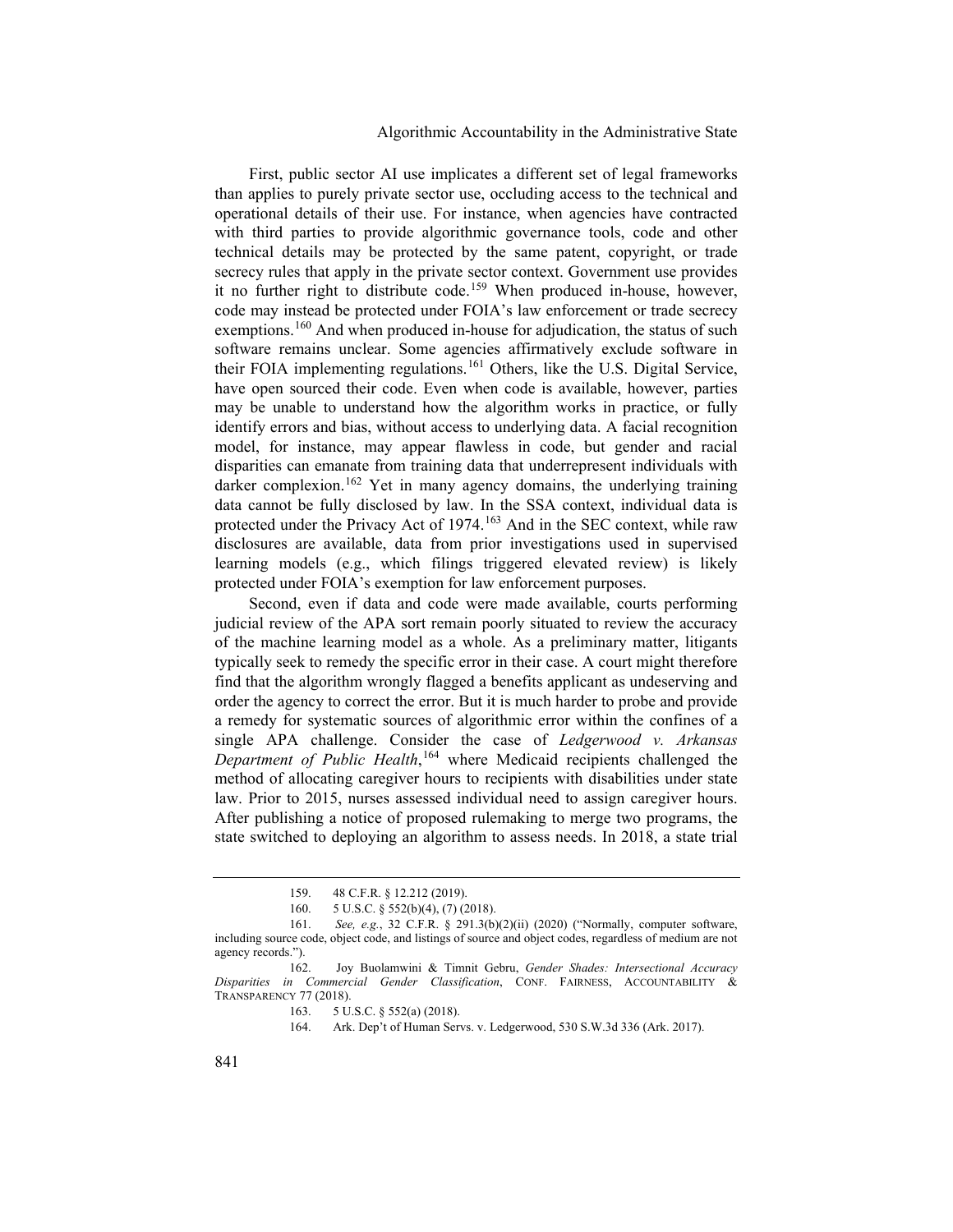First, public sector AI use implicates a different set of legal frameworks than applies to purely private sector use, occluding access to the technical and operational details of their use. For instance, when agencies have contracted with third parties to provide algorithmic governance tools, code and other technical details may be protected by the same patent, copyright, or trade secrecy rules that apply in the private sector context. Government use provides it no further right to distribute code.[159] When produced in-house, however, code may instead be protected under FOIA's law enforcement or trade secrecy exemptions.[160] And when produced in-house for adjudication, the status of such software remains unclear. Some agencies affirmatively exclude software in their FOIA implementing regulations.[161] Others, like the U.S. Digital Service, have open sourced their code. Even when code is available, however, parties may be unable to understand how the algorithm works in practice, or fully identify errors and bias, without access to underlying data. A facial recognition model, for instance, may appear flawless in code, but gender and racial disparities can emanate from training data that underrepresent individuals with darker complexion.[162] Yet in many agency domains, the underlying training data cannot be fully disclosed by law. In the SSA context, individual data is protected under the Privacy Act of 1974.[163] And in the SEC context, while raw disclosures are available, data from prior investigations used in supervised learning models (e.g., which filings triggered elevated review) is likely protected under FOIA's exemption for law enforcement purposes.

Second, even if data and code were made available, courts performing judicial review of the APA sort remain poorly situated to review the accuracy of the machine learning model as a whole. As a preliminary matter, litigants typically seek to remedy the specific error in their case. A court might therefore find that the algorithm wrongly flagged a benefits applicant as undeserving and order the agency to correct the error. But it is much harder to probe and provide a remedy for systematic sources of algorithmic error within the confines of a single APA challenge. Consider the case of *Ledgerwood v. Arkansas Department of Public Health*,[164] where Medicaid recipients challenged the method of allocating caregiver hours to recipients with disabilities under state law. Prior to 2015, nurses assessed individual need to assign caregiver hours. After publishing a notice of proposed rulemaking to merge two programs, the state switched to deploying an algorithm to assess needs. In 2018, a state trial

---

159. 48 C.F.R. § 12.212 (2019).

160. 5 U.S.C. § 552(b)(4), (7) (2018).

161. *See, e.g.*, 32 C.F.R. § 291.3(b)(2)(ii) (2020) ("Normally, computer software, including source code, object code, and listings of source and object codes, regardless of medium are not agency records.").

162. Joy Buolamwini & Timnit Gebru, *Gender Shades: Intersectional Accuracy Disparities in Commercial Gender Classification*, CONF. FAIRNESS, ACCOUNTABILITY & TRANSPARENCY 77 (2018).

163. 5 U.S.C. § 552(a) (2018).

164. Ark. Dep't of Human Servs. v. Ledgerwood, 530 S.W.3d 336 (Ark. 2017).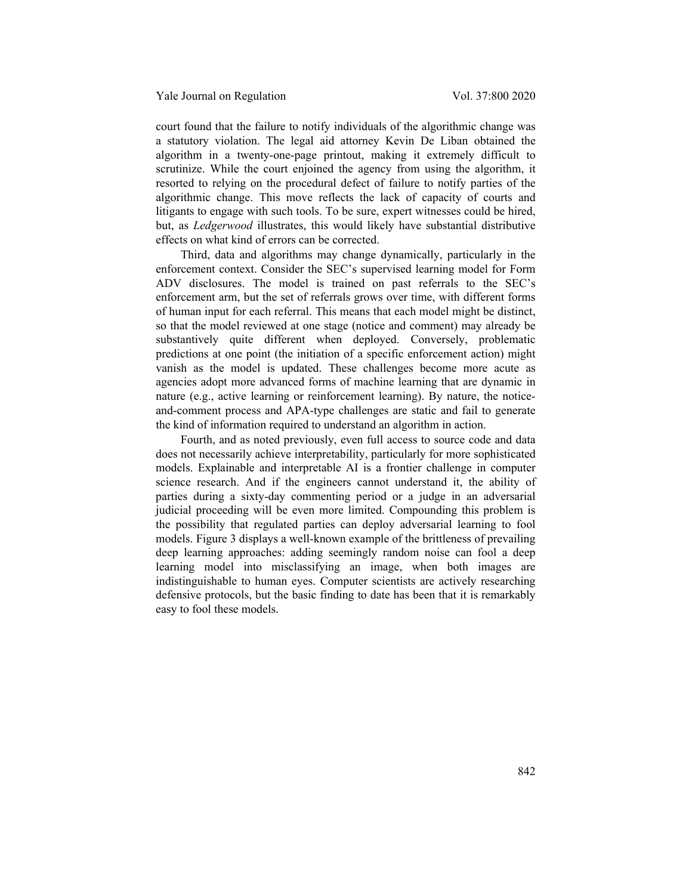court found that the failure to notify individuals of the algorithmic change was a statutory violation. The legal aid attorney Kevin De Liban obtained the algorithm in a twenty-one-page printout, making it extremely difficult to scrutinize. While the court enjoined the agency from using the algorithm, it resorted to relying on the procedural defect of failure to notify parties of the algorithmic change. This move reflects the lack of capacity of courts and litigants to engage with such tools. To be sure, expert witnesses could be hired, but, as *Ledgerwood* illustrates, this would likely have substantial distributive effects on what kind of errors can be corrected.

Third, data and algorithms may change dynamically, particularly in the enforcement context. Consider the SEC's supervised learning model for Form ADV disclosures. The model is trained on past referrals to the SEC's enforcement arm, but the set of referrals grows over time, with different forms of human input for each referral. This means that each model might be distinct, so that the model reviewed at one stage (notice and comment) may already be substantively quite different when deployed. Conversely, problematic predictions at one point (the initiation of a specific enforcement action) might vanish as the model is updated. These challenges become more acute as agencies adopt more advanced forms of machine learning that are dynamic in nature (e.g., active learning or reinforcement learning). By nature, the notice-and-comment process and APA-type challenges are static and fail to generate the kind of information required to understand an algorithm in action.

Fourth, and as noted previously, even full access to source code and data does not necessarily achieve interpretability, particularly for more sophisticated models. Explainable and interpretable AI is a frontier challenge in computer science research. And if the engineers cannot understand it, the ability of parties during a sixty-day commenting period or a judge in an adversarial judicial proceeding will be even more limited. Compounding this problem is the possibility that regulated parties can deploy adversarial learning to fool models. Figure 3 displays a well-known example of the brittleness of prevailing deep learning approaches: adding seemingly random noise can fool a deep learning model into misclassifying an image, when both images are indistinguishable to human eyes. Computer scientists are actively researching defensive protocols, but the basic finding to date has been that it is remarkably easy to fool these models.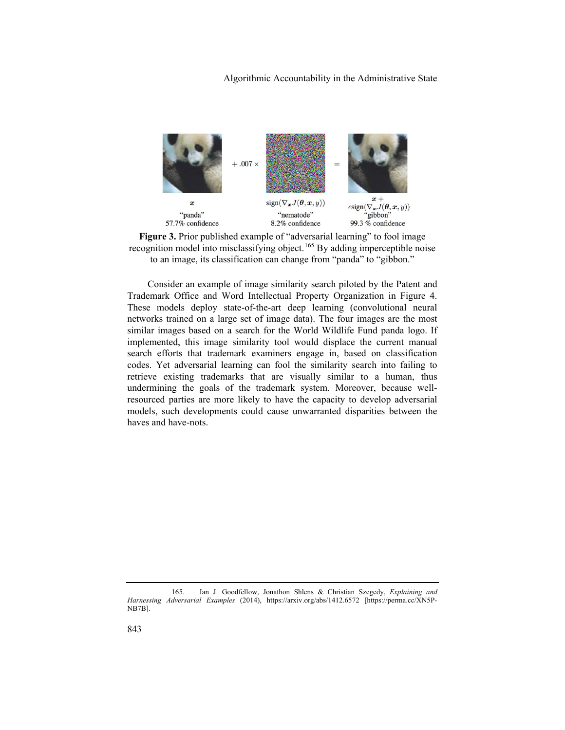$+ .007 \times$ $=$

$\boldsymbol{x}$
"panda"
57.7% confidence

$\text{sign}(\nabla_{\boldsymbol{x}} J(\boldsymbol{\theta}, \boldsymbol{x}, y))$
"nematode"
8.2% confidence

$\boldsymbol{x} + \epsilon\text{sign}(\nabla_{\boldsymbol{x}} J(\boldsymbol{\theta}, \boldsymbol{x}, y))$
"gibbon"
99.3 % confidence

**Figure 3.** Prior published example of "adversarial learning" to fool image recognition model into misclassifying object.[165] By adding imperceptible noise to an image, its classification can change from "panda" to "gibbon."

Consider an example of image similarity search piloted by the Patent and Trademark Office and Word Intellectual Property Organization in Figure 4. These models deploy state-of-the-art deep learning (convolutional neural networks trained on a large set of image data). The four images are the most similar images based on a search for the World Wildlife Fund panda logo. If implemented, this image similarity tool would displace the current manual search efforts that trademark examiners engage in, based on classification codes. Yet adversarial learning can fool the similarity search into failing to retrieve existing trademarks that are visually similar to a human, thus undermining the goals of the trademark system. Moreover, because well-resourced parties are more likely to have the capacity to develop adversarial models, such developments could cause unwarranted disparities between the haves and have-nots.

165. Ian J. Goodfellow, Jonathon Shlens & Christian Szegedy, *Explaining and Harnessing Adversarial Examples* (2014), https://arxiv.org/abs/1412.6572 [https://perma.cc/XN5P-NB7B].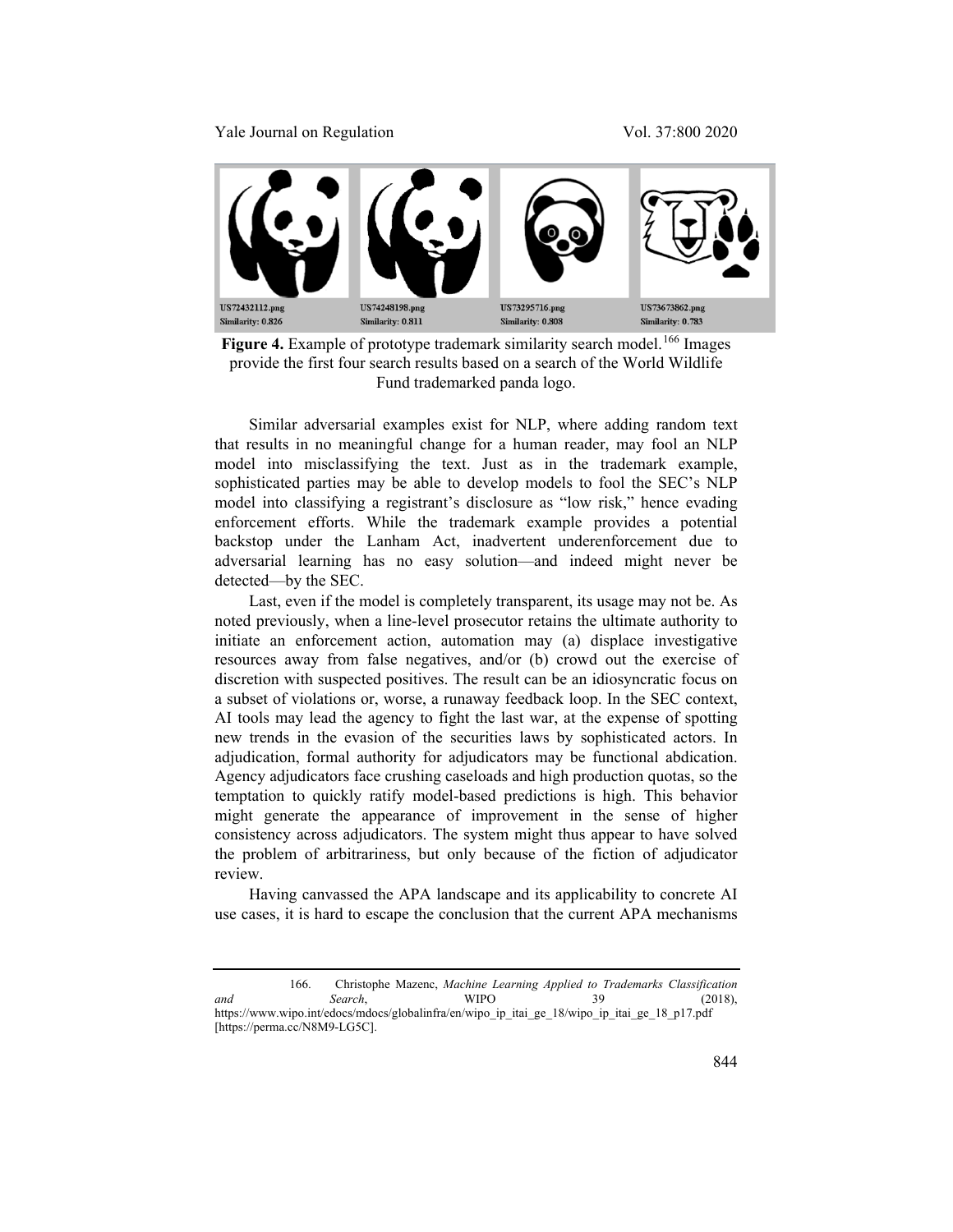US72432112.png
Similarity: 0.826

US74248198.png
Similarity: 0.811

US73295716.png
Similarity: 0.808

US73673862.png
Similarity: 0.783

**Figure 4.** Example of prototype trademark similarity search model.[166] Images provide the first four search results based on a search of the World Wildlife Fund trademarked panda logo.

Similar adversarial examples exist for NLP, where adding random text that results in no meaningful change for a human reader, may fool an NLP model into misclassifying the text. Just as in the trademark example, sophisticated parties may be able to develop models to fool the SEC's NLP model into classifying a registrant's disclosure as "low risk," hence evading enforcement efforts. While the trademark example provides a potential backstop under the Lanham Act, inadvertent underenforcement due to adversarial learning has no easy solution—and indeed might never be detected—by the SEC.

Last, even if the model is completely transparent, its usage may not be. As noted previously, when a line-level prosecutor retains the ultimate authority to initiate an enforcement action, automation may (a) displace investigative resources away from false negatives, and/or (b) crowd out the exercise of discretion with suspected positives. The result can be an idiosyncratic focus on a subset of violations or, worse, a runaway feedback loop. In the SEC context, AI tools may lead the agency to fight the last war, at the expense of spotting new trends in the evasion of the securities laws by sophisticated actors. In adjudication, formal authority for adjudicators may be functional abdication. Agency adjudicators face crushing caseloads and high production quotas, so the temptation to quickly ratify model-based predictions is high. This behavior might generate the appearance of improvement in the sense of higher consistency across adjudicators. The system might thus appear to have solved the problem of arbitrariness, but only because of the fiction of adjudicator review.

Having canvassed the APA landscape and its applicability to concrete AI use cases, it is hard to escape the conclusion that the current APA mechanisms

---

166. Christophe Mazenc, *Machine Learning Applied to Trademarks Classification and Search*, WIPO 39 (2018), https://www.wipo.int/edocs/mdocs/globalinfra/en/wipo_ip_itai_ge_18/wipo_ip_itai_ge_18_p17.pdf [https://perma.cc/N8M9-LG5C].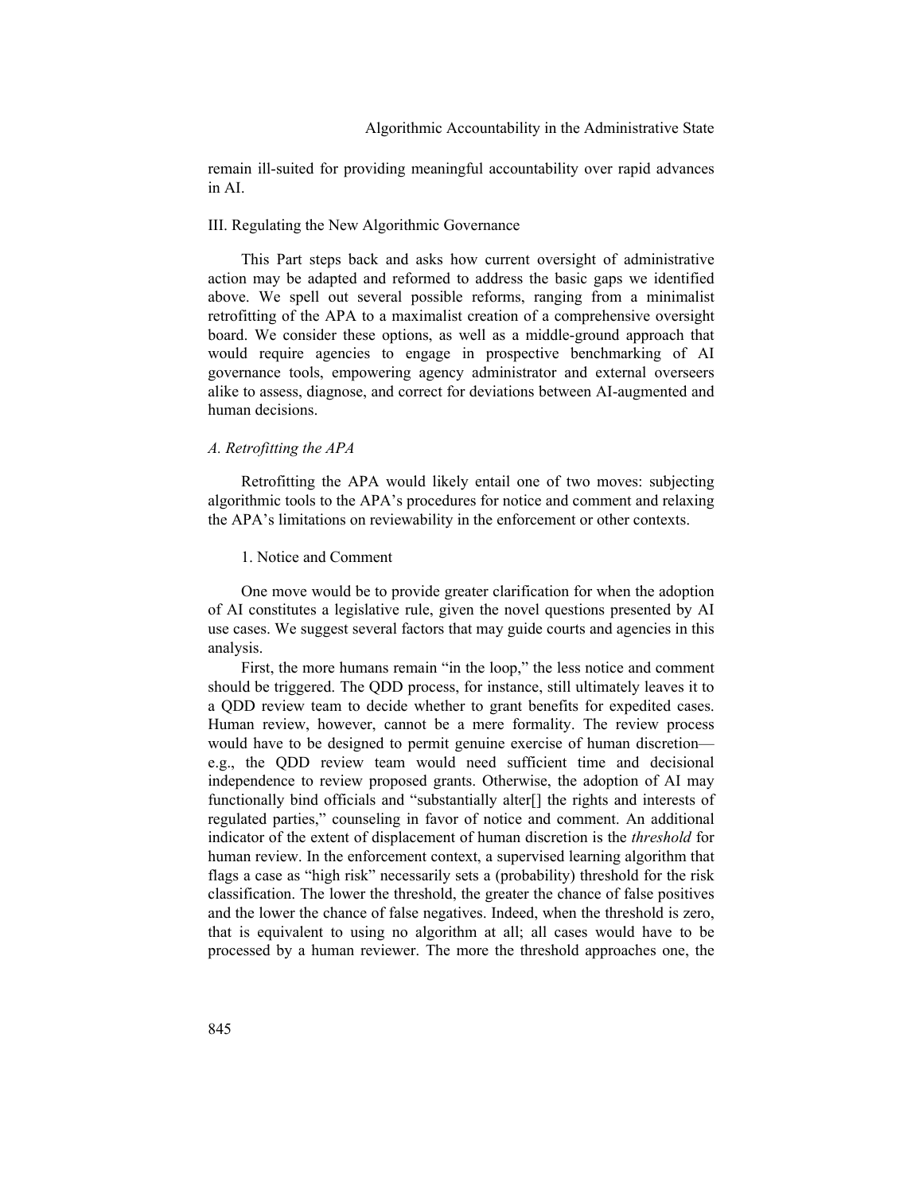remain ill-suited for providing meaningful accountability over rapid advances in AI.

## III. Regulating the New Algorithmic Governance

This Part steps back and asks how current oversight of administrative action may be adapted and reformed to address the basic gaps we identified above. We spell out several possible reforms, ranging from a minimalist retrofitting of the APA to a maximalist creation of a comprehensive oversight board. We consider these options, as well as a middle-ground approach that would require agencies to engage in prospective benchmarking of AI governance tools, empowering agency administrator and external overseers alike to assess, diagnose, and correct for deviations between AI-augmented and human decisions.

### *A. Retrofitting the APA*

Retrofitting the APA would likely entail one of two moves: subjecting algorithmic tools to the APA's procedures for notice and comment and relaxing the APA's limitations on reviewability in the enforcement or other contexts.

#### 1. Notice and Comment

One move would be to provide greater clarification for when the adoption of AI constitutes a legislative rule, given the novel questions presented by AI use cases. We suggest several factors that may guide courts and agencies in this analysis.

First, the more humans remain "in the loop," the less notice and comment should be triggered. The QDD process, for instance, still ultimately leaves it to a QDD review team to decide whether to grant benefits for expedited cases. Human review, however, cannot be a mere formality. The review process would have to be designed to permit genuine exercise of human discretion—e.g., the QDD review team would need sufficient time and decisional independence to review proposed grants. Otherwise, the adoption of AI may functionally bind officials and "substantially alter[] the rights and interests of regulated parties," counseling in favor of notice and comment. An additional indicator of the extent of displacement of human discretion is the *threshold* for human review. In the enforcement context, a supervised learning algorithm that flags a case as "high risk" necessarily sets a (probability) threshold for the risk classification. The lower the threshold, the greater the chance of false positives and the lower the chance of false negatives. Indeed, when the threshold is zero, that is equivalent to using no algorithm at all; all cases would have to be processed by a human reviewer. The more the threshold approaches one, the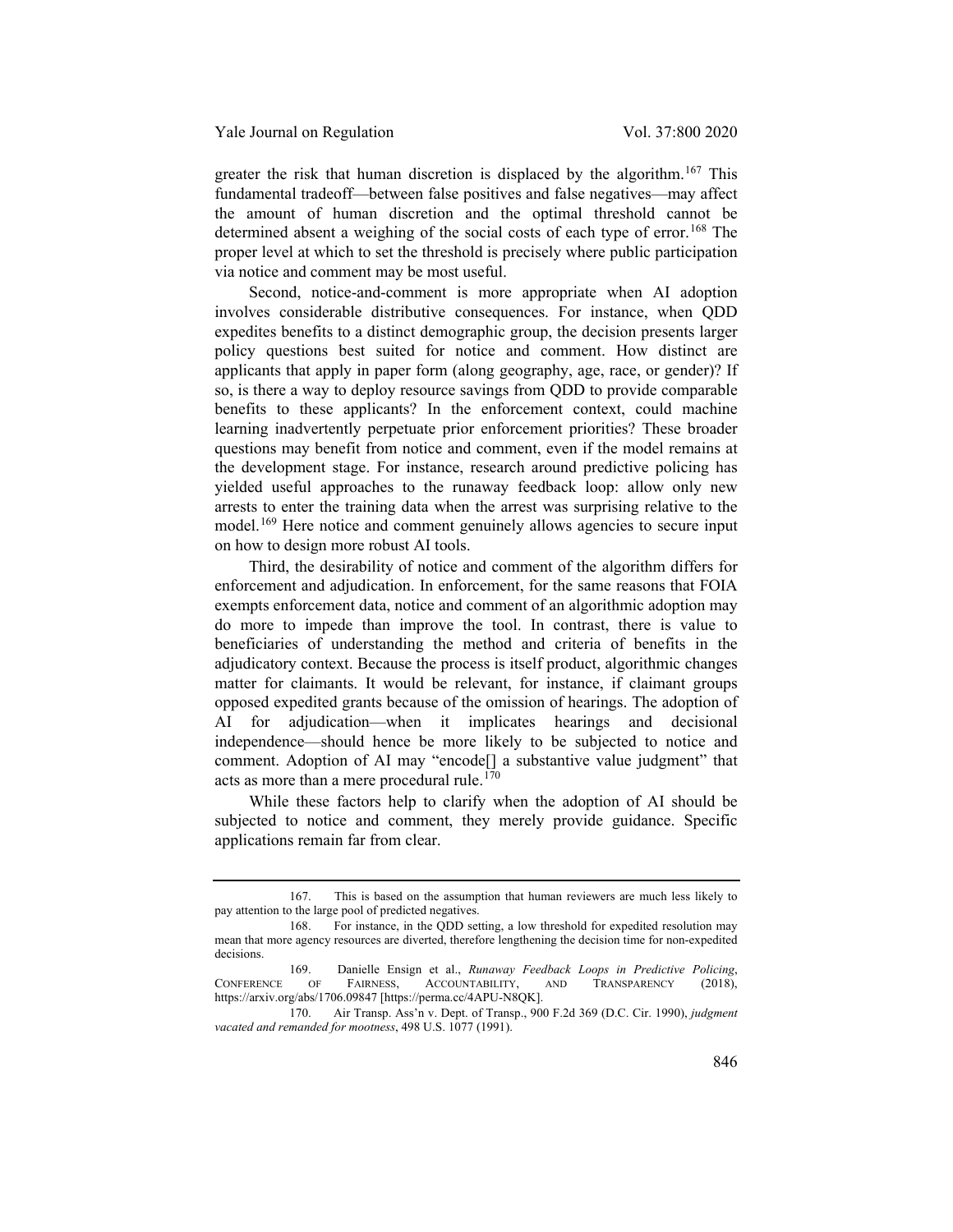greater the risk that human discretion is displaced by the algorithm.[167] This fundamental tradeoff—between false positives and false negatives—may affect the amount of human discretion and the optimal threshold cannot be determined absent a weighing of the social costs of each type of error.[168] The proper level at which to set the threshold is precisely where public participation via notice and comment may be most useful.

Second, notice-and-comment is more appropriate when AI adoption involves considerable distributive consequences. For instance, when QDD expedites benefits to a distinct demographic group, the decision presents larger policy questions best suited for notice and comment. How distinct are applicants that apply in paper form (along geography, age, race, or gender)? If so, is there a way to deploy resource savings from QDD to provide comparable benefits to these applicants? In the enforcement context, could machine learning inadvertently perpetuate prior enforcement priorities? These broader questions may benefit from notice and comment, even if the model remains at the development stage. For instance, research around predictive policing has yielded useful approaches to the runaway feedback loop: allow only new arrests to enter the training data when the arrest was surprising relative to the model.[169] Here notice and comment genuinely allows agencies to secure input on how to design more robust AI tools.

Third, the desirability of notice and comment of the algorithm differs for enforcement and adjudication. In enforcement, for the same reasons that FOIA exempts enforcement data, notice and comment of an algorithmic adoption may do more to impede than improve the tool. In contrast, there is value to beneficiaries of understanding the method and criteria of benefits in the adjudicatory context. Because the process is itself product, algorithmic changes matter for claimants. It would be relevant, for instance, if claimant groups opposed expedited grants because of the omission of hearings. The adoption of AI for adjudication—when it implicates hearings and decisional independence—should hence be more likely to be subjected to notice and comment. Adoption of AI may "encode[] a substantive value judgment" that acts as more than a mere procedural rule.[170]

While these factors help to clarify when the adoption of AI should be subjected to notice and comment, they merely provide guidance. Specific applications remain far from clear.

---

167. This is based on the assumption that human reviewers are much less likely to pay attention to the large pool of predicted negatives.

168. For instance, in the QDD setting, a low threshold for expedited resolution may mean that more agency resources are diverted, therefore lengthening the decision time for non-expedited decisions.

169. Danielle Ensign et al., *Runaway Feedback Loops in Predictive Policing*, CONFERENCE OF FAIRNESS, ACCOUNTABILITY, AND TRANSPARENCY (2018), https://arxiv.org/abs/1706.09847 [https://perma.cc/4APU-N8QK].

170. Air Transp. Ass'n v. Dept. of Transp., 900 F.2d 369 (D.C. Cir. 1990), *judgment vacated and remanded for mootness*, 498 U.S. 1077 (1991).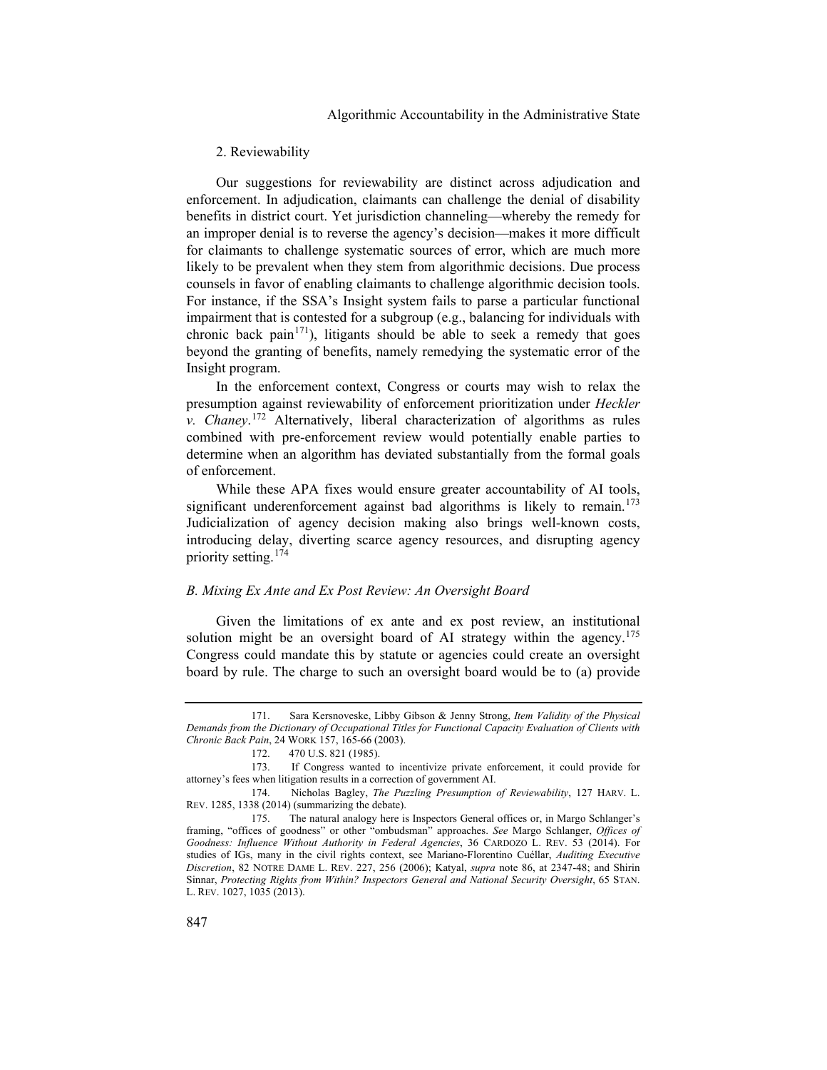2. Reviewability

Our suggestions for reviewability are distinct across adjudication and enforcement. In adjudication, claimants can challenge the denial of disability benefits in district court. Yet jurisdiction channeling—whereby the remedy for an improper denial is to reverse the agency's decision—makes it more difficult for claimants to challenge systematic sources of error, which are much more likely to be prevalent when they stem from algorithmic decisions. Due process counsels in favor of enabling claimants to challenge algorithmic decision tools. For instance, if the SSA's Insight system fails to parse a particular functional impairment that is contested for a subgroup (e.g., balancing for individuals with chronic back pain[171]), litigants should be able to seek a remedy that goes beyond the granting of benefits, namely remedying the systematic error of the Insight program.

In the enforcement context, Congress or courts may wish to relax the presumption against reviewability of enforcement prioritization under *Heckler v. Chaney*.[172] Alternatively, liberal characterization of algorithms as rules combined with pre-enforcement review would potentially enable parties to determine when an algorithm has deviated substantially from the formal goals of enforcement.

While these APA fixes would ensure greater accountability of AI tools, significant underenforcement against bad algorithms is likely to remain.[173] Judicialization of agency decision making also brings well-known costs, introducing delay, diverting scarce agency resources, and disrupting agency priority setting.[174]

### *B. Mixing Ex Ante and Ex Post Review: An Oversight Board*

Given the limitations of ex ante and ex post review, an institutional solution might be an oversight board of AI strategy within the agency.[175] Congress could mandate this by statute or agencies could create an oversight board by rule. The charge to such an oversight board would be to (a) provide

---

171. Sara Kersnoveske, Libby Gibson & Jenny Strong, *Item Validity of the Physical Demands from the Dictionary of Occupational Titles for Functional Capacity Evaluation of Clients with Chronic Back Pain*, 24 WORK 157, 165-66 (2003).

172. 470 U.S. 821 (1985).

173. If Congress wanted to incentivize private enforcement, it could provide for attorney's fees when litigation results in a correction of government AI.

174. Nicholas Bagley, *The Puzzling Presumption of Reviewability*, 127 HARV. L. REV. 1285, 1338 (2014) (summarizing the debate).

175. The natural analogy here is Inspectors General offices or, in Margo Schlanger's framing, "offices of goodness" or other "ombudsman" approaches. *See* Margo Schlanger, *Offices of Goodness: Influence Without Authority in Federal Agencies*, 36 CARDOZO L. REV. 53 (2014). For studies of IGs, many in the civil rights context, see Mariano-Florentino Cuéllar, *Auditing Executive Discretion*, 82 NOTRE DAME L. REV. 227, 256 (2006); Katyal, *supra* note 86, at 2347-48; and Shirin Sinnar, *Protecting Rights from Within? Inspectors General and National Security Oversight*, 65 STAN. L. REV. 1027, 1035 (2013).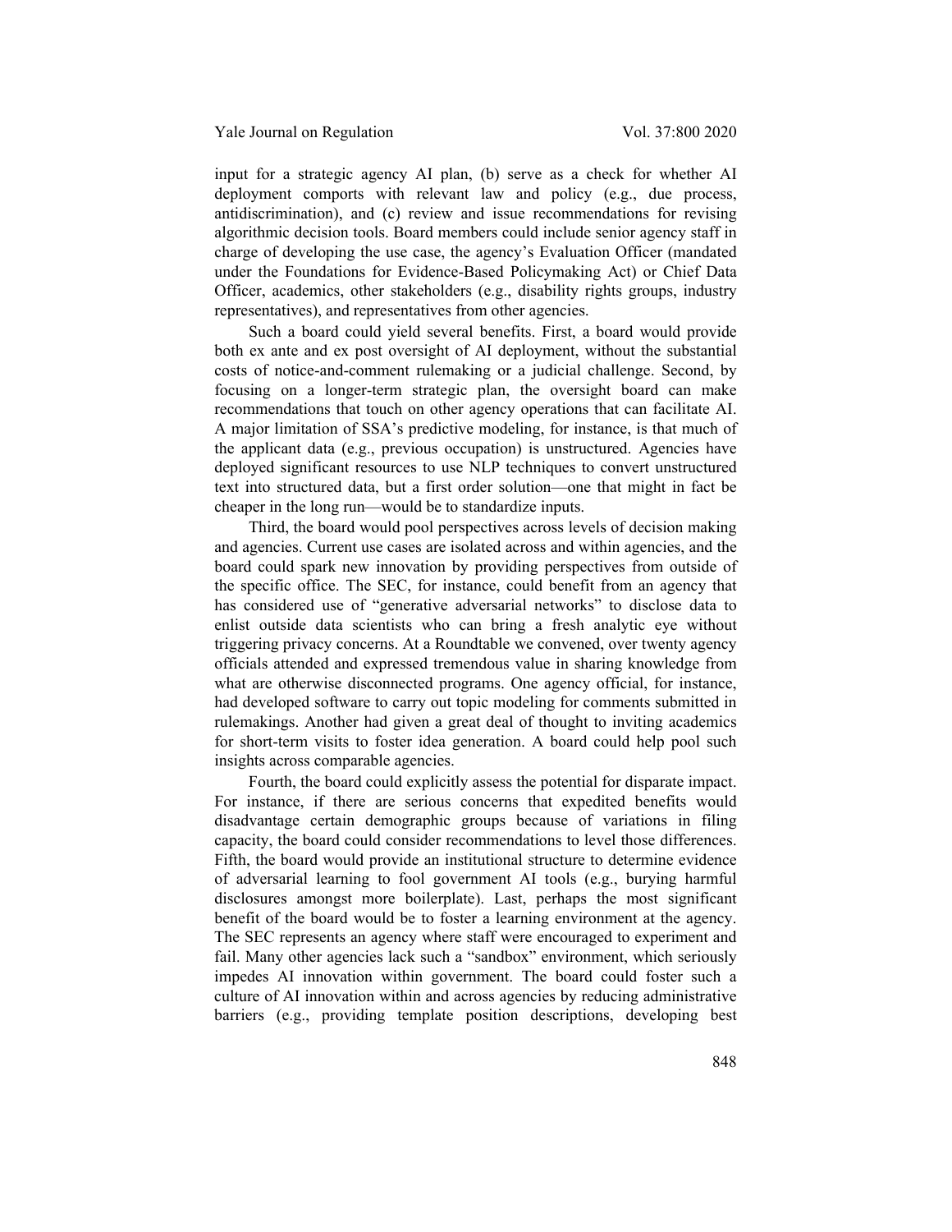input for a strategic agency AI plan, (b) serve as a check for whether AI deployment comports with relevant law and policy (e.g., due process, antidiscrimination), and (c) review and issue recommendations for revising algorithmic decision tools. Board members could include senior agency staff in charge of developing the use case, the agency's Evaluation Officer (mandated under the Foundations for Evidence-Based Policymaking Act) or Chief Data Officer, academics, other stakeholders (e.g., disability rights groups, industry representatives), and representatives from other agencies.

Such a board could yield several benefits. First, a board would provide both ex ante and ex post oversight of AI deployment, without the substantial costs of notice-and-comment rulemaking or a judicial challenge. Second, by focusing on a longer-term strategic plan, the oversight board can make recommendations that touch on other agency operations that can facilitate AI. A major limitation of SSA's predictive modeling, for instance, is that much of the applicant data (e.g., previous occupation) is unstructured. Agencies have deployed significant resources to use NLP techniques to convert unstructured text into structured data, but a first order solution—one that might in fact be cheaper in the long run—would be to standardize inputs.

Third, the board would pool perspectives across levels of decision making and agencies. Current use cases are isolated across and within agencies, and the board could spark new innovation by providing perspectives from outside of the specific office. The SEC, for instance, could benefit from an agency that has considered use of "generative adversarial networks" to disclose data to enlist outside data scientists who can bring a fresh analytic eye without triggering privacy concerns. At a Roundtable we convened, over twenty agency officials attended and expressed tremendous value in sharing knowledge from what are otherwise disconnected programs. One agency official, for instance, had developed software to carry out topic modeling for comments submitted in rulemakings. Another had given a great deal of thought to inviting academics for short-term visits to foster idea generation. A board could help pool such insights across comparable agencies.

Fourth, the board could explicitly assess the potential for disparate impact. For instance, if there are serious concerns that expedited benefits would disadvantage certain demographic groups because of variations in filing capacity, the board could consider recommendations to level those differences. Fifth, the board would provide an institutional structure to determine evidence of adversarial learning to fool government AI tools (e.g., burying harmful disclosures amongst more boilerplate). Last, perhaps the most significant benefit of the board would be to foster a learning environment at the agency. The SEC represents an agency where staff were encouraged to experiment and fail. Many other agencies lack such a "sandbox" environment, which seriously impedes AI innovation within government. The board could foster such a culture of AI innovation within and across agencies by reducing administrative barriers (e.g., providing template position descriptions, developing best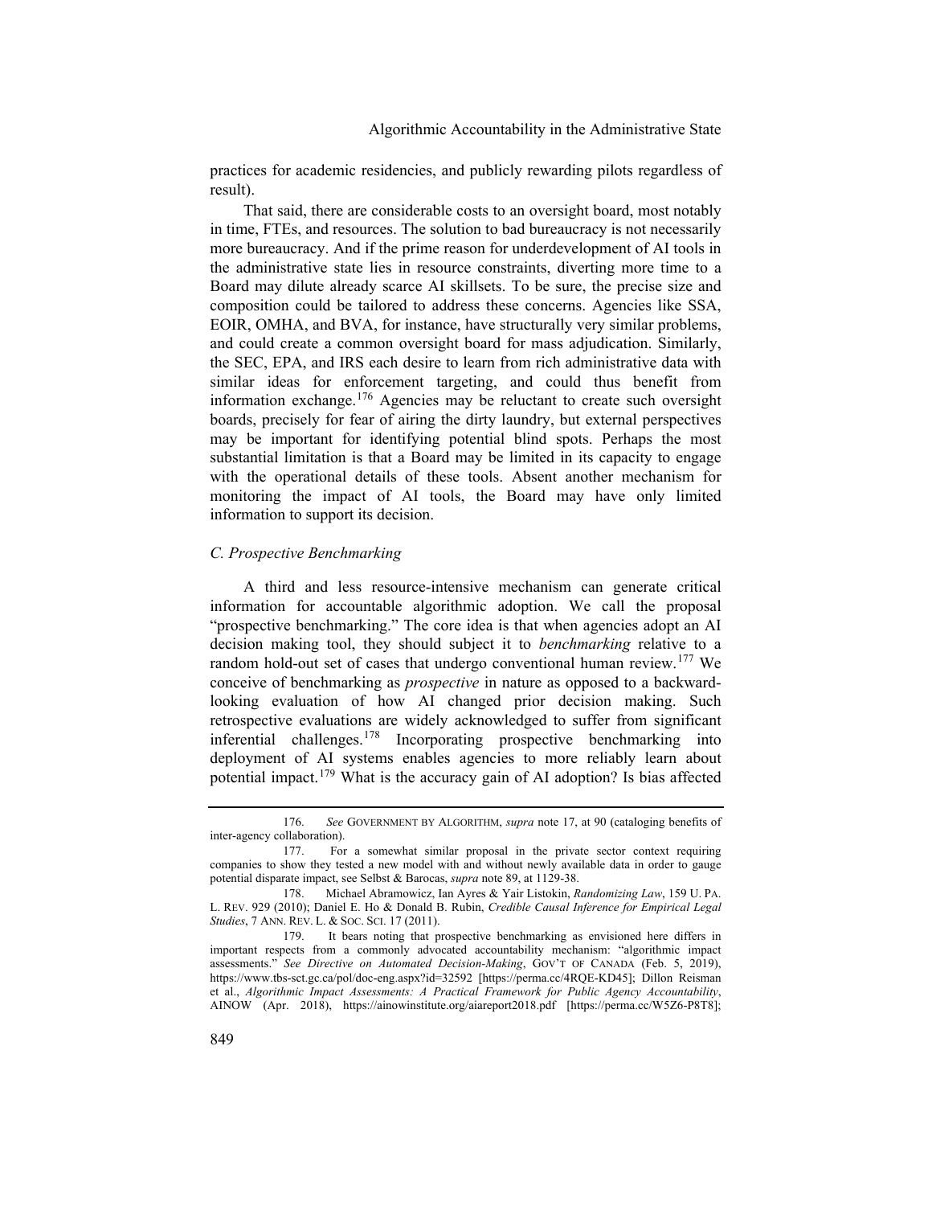practices for academic residencies, and publicly rewarding pilots regardless of result).

That said, there are considerable costs to an oversight board, most notably in time, FTEs, and resources. The solution to bad bureaucracy is not necessarily more bureaucracy. And if the prime reason for underdevelopment of AI tools in the administrative state lies in resource constraints, diverting more time to a Board may dilute already scarce AI skillsets. To be sure, the precise size and composition could be tailored to address these concerns. Agencies like SSA, EOIR, OMHA, and BVA, for instance, have structurally very similar problems, and could create a common oversight board for mass adjudication. Similarly, the SEC, EPA, and IRS each desire to learn from rich administrative data with similar ideas for enforcement targeting, and could thus benefit from information exchange.[176] Agencies may be reluctant to create such oversight boards, precisely for fear of airing the dirty laundry, but external perspectives may be important for identifying potential blind spots. Perhaps the most substantial limitation is that a Board may be limited in its capacity to engage with the operational details of these tools. Absent another mechanism for monitoring the impact of AI tools, the Board may have only limited information to support its decision.

### C. Prospective Benchmarking

A third and less resource-intensive mechanism can generate critical information for accountable algorithmic adoption. We call the proposal "prospective benchmarking." The core idea is that when agencies adopt an AI decision making tool, they should subject it to *benchmarking* relative to a random hold-out set of cases that undergo conventional human review.[177] We conceive of benchmarking as *prospective* in nature as opposed to a backward-looking evaluation of how AI changed prior decision making. Such retrospective evaluations are widely acknowledged to suffer from significant inferential challenges.[178] Incorporating prospective benchmarking into deployment of AI systems enables agencies to more reliably learn about potential impact.[179] What is the accuracy gain of AI adoption? Is bias affected

---

176. *See* GOVERNMENT BY ALGORITHM, *supra* note 17, at 90 (cataloging benefits of inter-agency collaboration).

177. For a somewhat similar proposal in the private sector context requiring companies to show they tested a new model with and without newly available data in order to gauge potential disparate impact, see Selbst & Barocas, *supra* note 89, at 1129-38.

178. Michael Abramowicz, Ian Ayres & Yair Listokin, *Randomizing Law*, 159 U. PA. L. REV. 929 (2010); Daniel E. Ho & Donald B. Rubin, *Credible Causal Inference for Empirical Legal Studies*, 7 ANN. REV. L. & SOC. SCI. 17 (2011).

179. It bears noting that prospective benchmarking as envisioned here differs in important respects from a commonly advocated accountability mechanism: "algorithmic impact assessments." *See Directive on Automated Decision-Making*, GOV'T OF CANADA (Feb. 5, 2019), https://www.tbs-sct.gc.ca/pol/doc-eng.aspx?id=32592 [https://perma.cc/4RQE-KD45]; Dillon Reisman et al., *Algorithmic Impact Assessments: A Practical Framework for Public Agency Accountability*, AINOW (Apr. 2018), https://ainowinstitute.org/aiareport2018.pdf [https://perma.cc/W5Z6-P8T8];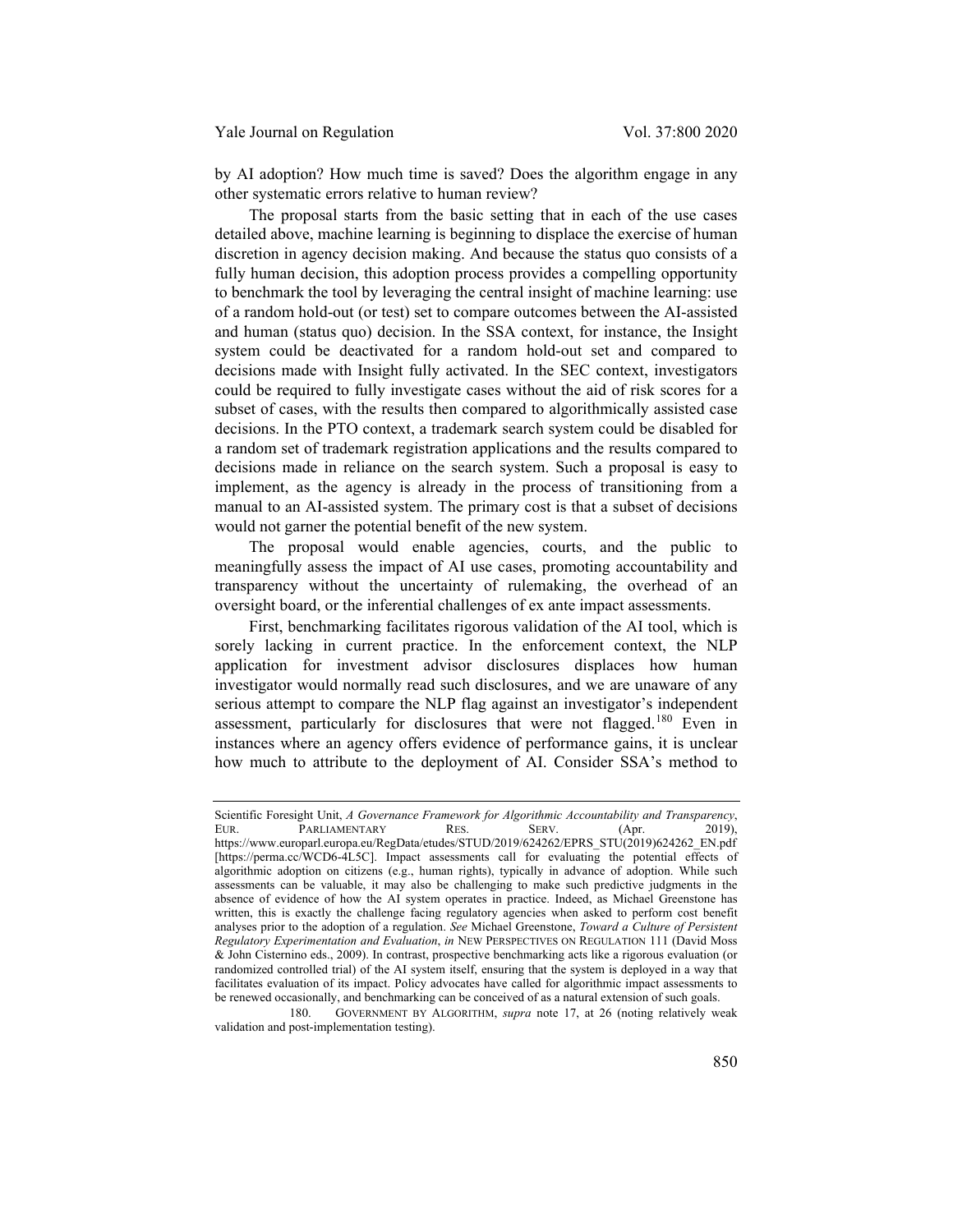by AI adoption? How much time is saved? Does the algorithm engage in any other systematic errors relative to human review?

The proposal starts from the basic setting that in each of the use cases detailed above, machine learning is beginning to displace the exercise of human discretion in agency decision making. And because the status quo consists of a fully human decision, this adoption process provides a compelling opportunity to benchmark the tool by leveraging the central insight of machine learning: use of a random hold-out (or test) set to compare outcomes between the AI-assisted and human (status quo) decision. In the SSA context, for instance, the Insight system could be deactivated for a random hold-out set and compared to decisions made with Insight fully activated. In the SEC context, investigators could be required to fully investigate cases without the aid of risk scores for a subset of cases, with the results then compared to algorithmically assisted case decisions. In the PTO context, a trademark search system could be disabled for a random set of trademark registration applications and the results compared to decisions made in reliance on the search system. Such a proposal is easy to implement, as the agency is already in the process of transitioning from a manual to an AI-assisted system. The primary cost is that a subset of decisions would not garner the potential benefit of the new system.

The proposal would enable agencies, courts, and the public to meaningfully assess the impact of AI use cases, promoting accountability and transparency without the uncertainty of rulemaking, the overhead of an oversight board, or the inferential challenges of ex ante impact assessments.

First, benchmarking facilitates rigorous validation of the AI tool, which is sorely lacking in current practice. In the enforcement context, the NLP application for investment advisor disclosures displaces how human investigator would normally read such disclosures, and we are unaware of any serious attempt to compare the NLP flag against an investigator's independent assessment, particularly for disclosures that were not flagged.[180] Even in instances where an agency offers evidence of performance gains, it is unclear how much to attribute to the deployment of AI. Consider SSA's method to

---

Scientific Foresight Unit, *A Governance Framework for Algorithmic Accountability and Transparency*, EUR. PARLIAMENTARY RES. SERV. (Apr. 2019), https://www.europarl.europa.eu/RegData/etudes/STUD/2019/624262/EPRS_STU(2019)624262_EN.pdf [https://perma.cc/WCD6-4L5C]. Impact assessments call for evaluating the potential effects of algorithmic adoption on citizens (e.g., human rights), typically in advance of adoption. While such assessments can be valuable, it may also be challenging to make such predictive judgments in the absence of evidence of how the AI system operates in practice. Indeed, as Michael Greenstone has written, this is exactly the challenge facing regulatory agencies when asked to perform cost benefit analyses prior to the adoption of a regulation. *See* Michael Greenstone, *Toward a Culture of Persistent Regulatory Experimentation and Evaluation*, *in* NEW PERSPECTIVES ON REGULATION 111 (David Moss & John Cisternino eds., 2009). In contrast, prospective benchmarking acts like a rigorous evaluation (or randomized controlled trial) of the AI system itself, ensuring that the system is deployed in a way that facilitates evaluation of its impact. Policy advocates have called for algorithmic impact assessments to be renewed occasionally, and benchmarking can be conceived of as a natural extension of such goals.

180. GOVERNMENT BY ALGORITHM, *supra* note 17, at 26 (noting relatively weak validation and post-implementation testing).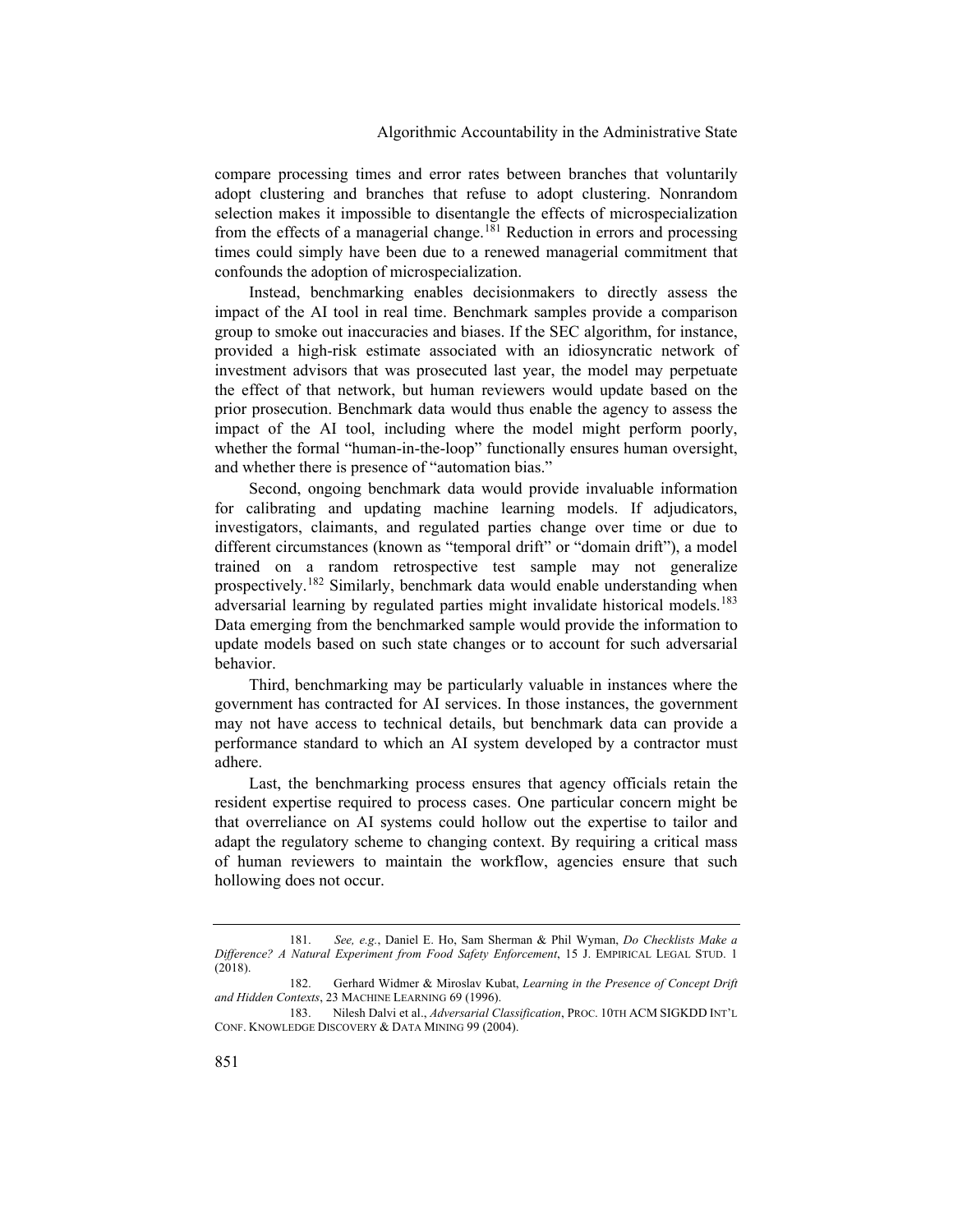compare processing times and error rates between branches that voluntarily adopt clustering and branches that refuse to adopt clustering. Nonrandom selection makes it impossible to disentangle the effects of microspecialization from the effects of a managerial change.[181] Reduction in errors and processing times could simply have been due to a renewed managerial commitment that confounds the adoption of microspecialization.

Instead, benchmarking enables decisionmakers to directly assess the impact of the AI tool in real time. Benchmark samples provide a comparison group to smoke out inaccuracies and biases. If the SEC algorithm, for instance, provided a high-risk estimate associated with an idiosyncratic network of investment advisors that was prosecuted last year, the model may perpetuate the effect of that network, but human reviewers would update based on the prior prosecution. Benchmark data would thus enable the agency to assess the impact of the AI tool, including where the model might perform poorly, whether the formal "human-in-the-loop" functionally ensures human oversight, and whether there is presence of "automation bias."

Second, ongoing benchmark data would provide invaluable information for calibrating and updating machine learning models. If adjudicators, investigators, claimants, and regulated parties change over time or due to different circumstances (known as "temporal drift" or "domain drift"), a model trained on a random retrospective test sample may not generalize prospectively.[182] Similarly, benchmark data would enable understanding when adversarial learning by regulated parties might invalidate historical models.[183] Data emerging from the benchmarked sample would provide the information to update models based on such state changes or to account for such adversarial behavior.

Third, benchmarking may be particularly valuable in instances where the government has contracted for AI services. In those instances, the government may not have access to technical details, but benchmark data can provide a performance standard to which an AI system developed by a contractor must adhere.

Last, the benchmarking process ensures that agency officials retain the resident expertise required to process cases. One particular concern might be that overreliance on AI systems could hollow out the expertise to tailor and adapt the regulatory scheme to changing context. By requiring a critical mass of human reviewers to maintain the workflow, agencies ensure that such hollowing does not occur.

---

181. *See, e.g.*, Daniel E. Ho, Sam Sherman & Phil Wyman, *Do Checklists Make a Difference? A Natural Experiment from Food Safety Enforcement*, 15 J. EMPIRICAL LEGAL STUD. 1 (2018).

182. Gerhard Widmer & Miroslav Kubat, *Learning in the Presence of Concept Drift and Hidden Contexts*, 23 MACHINE LEARNING 69 (1996).

183. Nilesh Dalvi et al., *Adversarial Classification*, PROC. 10TH ACM SIGKDD INT'L CONF. KNOWLEDGE DISCOVERY & DATA MINING 99 (2004).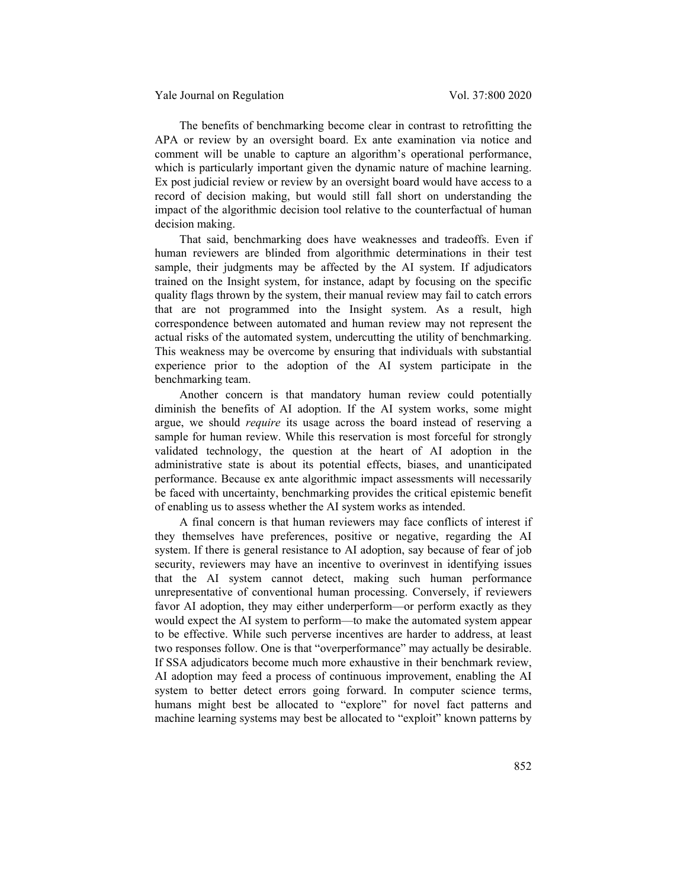The benefits of benchmarking become clear in contrast to retrofitting the APA or review by an oversight board. Ex ante examination via notice and comment will be unable to capture an algorithm's operational performance, which is particularly important given the dynamic nature of machine learning. Ex post judicial review or review by an oversight board would have access to a record of decision making, but would still fall short on understanding the impact of the algorithmic decision tool relative to the counterfactual of human decision making.

That said, benchmarking does have weaknesses and tradeoffs. Even if human reviewers are blinded from algorithmic determinations in their test sample, their judgments may be affected by the AI system. If adjudicators trained on the Insight system, for instance, adapt by focusing on the specific quality flags thrown by the system, their manual review may fail to catch errors that are not programmed into the Insight system. As a result, high correspondence between automated and human review may not represent the actual risks of the automated system, undercutting the utility of benchmarking. This weakness may be overcome by ensuring that individuals with substantial experience prior to the adoption of the AI system participate in the benchmarking team.

Another concern is that mandatory human review could potentially diminish the benefits of AI adoption. If the AI system works, some might argue, we should *require* its usage across the board instead of reserving a sample for human review. While this reservation is most forceful for strongly validated technology, the question at the heart of AI adoption in the administrative state is about its potential effects, biases, and unanticipated performance. Because ex ante algorithmic impact assessments will necessarily be faced with uncertainty, benchmarking provides the critical epistemic benefit of enabling us to assess whether the AI system works as intended.

A final concern is that human reviewers may face conflicts of interest if they themselves have preferences, positive or negative, regarding the AI system. If there is general resistance to AI adoption, say because of fear of job security, reviewers may have an incentive to overinvest in identifying issues that the AI system cannot detect, making such human performance unrepresentative of conventional human processing. Conversely, if reviewers favor AI adoption, they may either underperform—or perform exactly as they would expect the AI system to perform—to make the automated system appear to be effective. While such perverse incentives are harder to address, at least two responses follow. One is that "overperformance" may actually be desirable. If SSA adjudicators become much more exhaustive in their benchmark review, AI adoption may feed a process of continuous improvement, enabling the AI system to better detect errors going forward. In computer science terms, humans might best be allocated to "explore" for novel fact patterns and machine learning systems may best be allocated to "exploit" known patterns by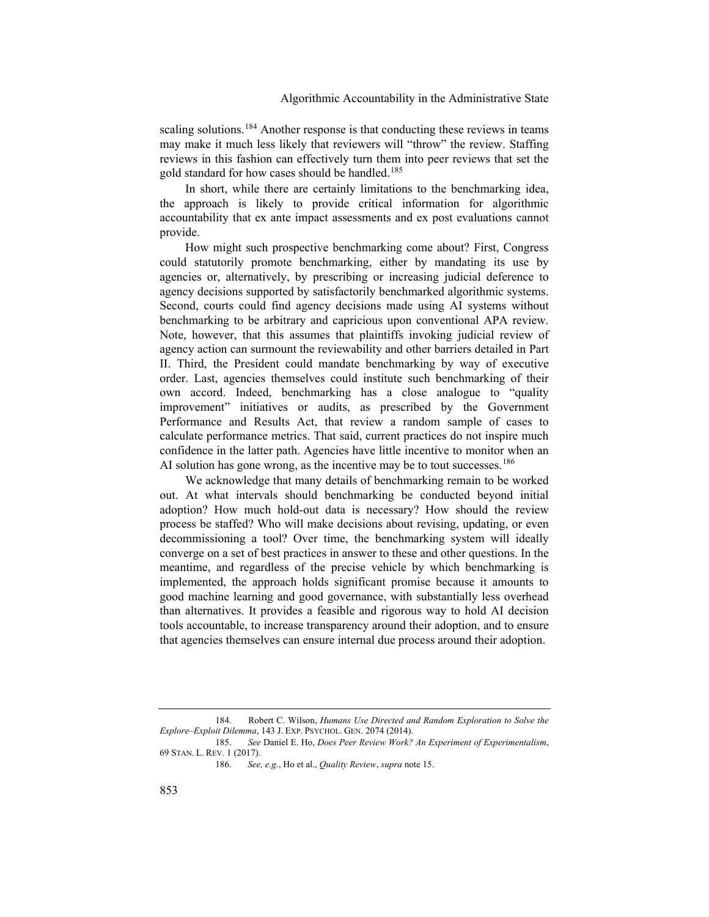scaling solutions.[184] Another response is that conducting these reviews in teams may make it much less likely that reviewers will "throw" the review. Staffing reviews in this fashion can effectively turn them into peer reviews that set the gold standard for how cases should be handled.[185]

In short, while there are certainly limitations to the benchmarking idea, the approach is likely to provide critical information for algorithmic accountability that ex ante impact assessments and ex post evaluations cannot provide.

How might such prospective benchmarking come about? First, Congress could statutorily promote benchmarking, either by mandating its use by agencies or, alternatively, by prescribing or increasing judicial deference to agency decisions supported by satisfactorily benchmarked algorithmic systems. Second, courts could find agency decisions made using AI systems without benchmarking to be arbitrary and capricious upon conventional APA review. Note, however, that this assumes that plaintiffs invoking judicial review of agency action can surmount the reviewability and other barriers detailed in Part II. Third, the President could mandate benchmarking by way of executive order. Last, agencies themselves could institute such benchmarking of their own accord. Indeed, benchmarking has a close analogue to "quality improvement" initiatives or audits, as prescribed by the Government Performance and Results Act, that review a random sample of cases to calculate performance metrics. That said, current practices do not inspire much confidence in the latter path. Agencies have little incentive to monitor when an AI solution has gone wrong, as the incentive may be to tout successes.[186]

We acknowledge that many details of benchmarking remain to be worked out. At what intervals should benchmarking be conducted beyond initial adoption? How much hold-out data is necessary? How should the review process be staffed? Who will make decisions about revising, updating, or even decommissioning a tool? Over time, the benchmarking system will ideally converge on a set of best practices in answer to these and other questions. In the meantime, and regardless of the precise vehicle by which benchmarking is implemented, the approach holds significant promise because it amounts to good machine learning and good governance, with substantially less overhead than alternatives. It provides a feasible and rigorous way to hold AI decision tools accountable, to increase transparency around their adoption, and to ensure that agencies themselves can ensure internal due process around their adoption.

---

184. Robert C. Wilson, *Humans Use Directed and Random Exploration to Solve the Explore–Exploit Dilemma*, 143 J. EXP. PSYCHOL. GEN. 2074 (2014).

185. *See* Daniel E. Ho, *Does Peer Review Work? An Experiment of Experimentalism*, 69 STAN. L. REV. 1 (2017).

186. *See, e.g.*, Ho et al., *Quality Review*, *supra* note 15.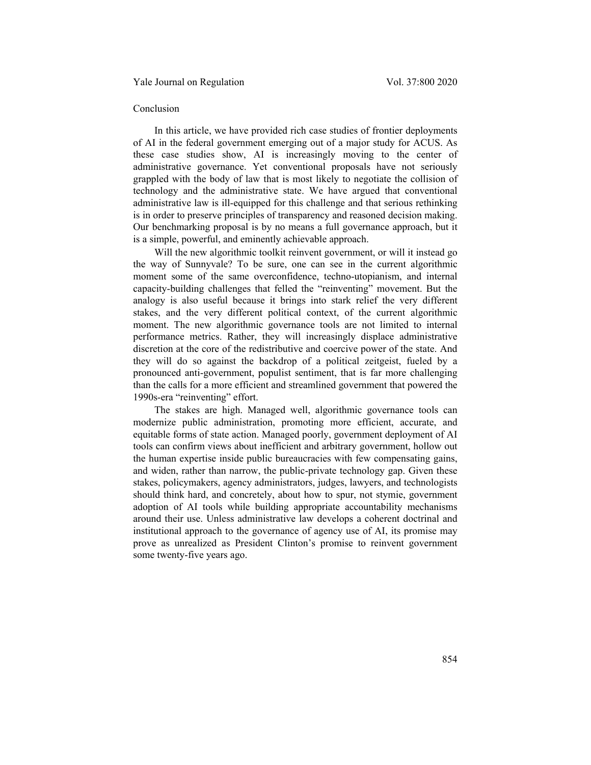## Conclusion

In this article, we have provided rich case studies of frontier deployments of AI in the federal government emerging out of a major study for ACUS. As these case studies show, AI is increasingly moving to the center of administrative governance. Yet conventional proposals have not seriously grappled with the body of law that is most likely to negotiate the collision of technology and the administrative state. We have argued that conventional administrative law is ill-equipped for this challenge and that serious rethinking is in order to preserve principles of transparency and reasoned decision making. Our benchmarking proposal is by no means a full governance approach, but it is a simple, powerful, and eminently achievable approach.

Will the new algorithmic toolkit reinvent government, or will it instead go the way of Sunnyvale? To be sure, one can see in the current algorithmic moment some of the same overconfidence, techno-utopianism, and internal capacity-building challenges that felled the "reinventing" movement. But the analogy is also useful because it brings into stark relief the very different stakes, and the very different political context, of the current algorithmic moment. The new algorithmic governance tools are not limited to internal performance metrics. Rather, they will increasingly displace administrative discretion at the core of the redistributive and coercive power of the state. And they will do so against the backdrop of a political zeitgeist, fueled by a pronounced anti-government, populist sentiment, that is far more challenging than the calls for a more efficient and streamlined government that powered the 1990s-era "reinventing" effort.

The stakes are high. Managed well, algorithmic governance tools can modernize public administration, promoting more efficient, accurate, and equitable forms of state action. Managed poorly, government deployment of AI tools can confirm views about inefficient and arbitrary government, hollow out the human expertise inside public bureaucracies with few compensating gains, and widen, rather than narrow, the public-private technology gap. Given these stakes, policymakers, agency administrators, judges, lawyers, and technologists should think hard, and concretely, about how to spur, not stymie, government adoption of AI tools while building appropriate accountability mechanisms around their use. Unless administrative law develops a coherent doctrinal and institutional approach to the governance of agency use of AI, its promise may prove as unrealized as President Clinton's promise to reinvent government some twenty-five years ago.